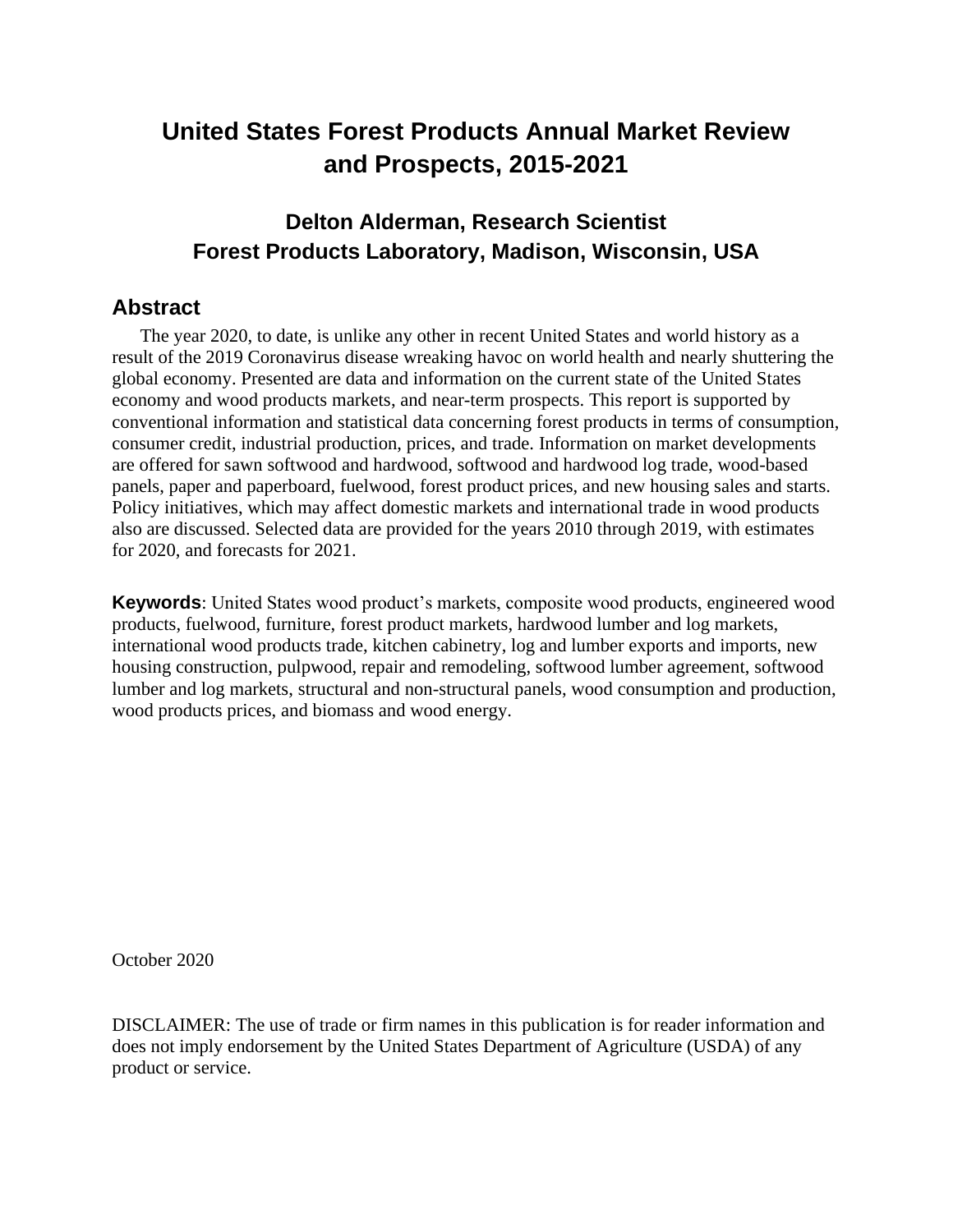# United States Forest Products Annual Market Review and Prospects, 2015-2021

## Delton Alderman, Research Scientist
## Forest Products Laboratory, Madison, Wisconsin, USA

## Abstract

The year 2020, to date, is unlike any other in recent United States and world history as a result of the 2019 Coronavirus disease wreaking havoc on world health and nearly shuttering the global economy. Presented are data and information on the current state of the United States economy and wood products markets, and near-term prospects. This report is supported by conventional information and statistical data concerning forest products in terms of consumption, consumer credit, industrial production, prices, and trade. Information on market developments are offered for sawn softwood and hardwood, softwood and hardwood log trade, wood-based panels, paper and paperboard, fuelwood, forest product prices, and new housing sales and starts. Policy initiatives, which may affect domestic markets and international trade in wood products also are discussed. Selected data are provided for the years 2010 through 2019, with estimates for 2020, and forecasts for 2021.

**Keywords**: United States wood product's markets, composite wood products, engineered wood products, fuelwood, furniture, forest product markets, hardwood lumber and log markets, international wood products trade, kitchen cabinetry, log and lumber exports and imports, new housing construction, pulpwood, repair and remodeling, softwood lumber agreement, softwood lumber and log markets, structural and non-structural panels, wood consumption and production, wood products prices, and biomass and wood energy.

October 2020

DISCLAIMER: The use of trade or firm names in this publication is for reader information and does not imply endorsement by the United States Department of Agriculture (USDA) of any product or service.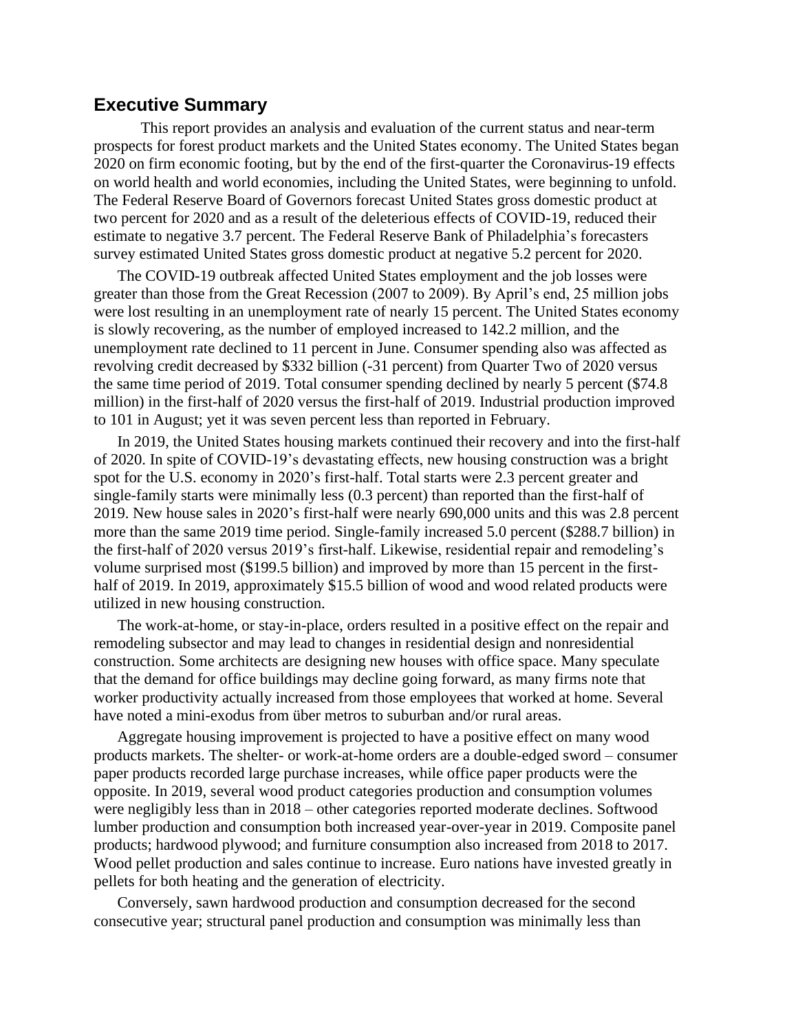## Executive Summary

This report provides an analysis and evaluation of the current status and near-term prospects for forest product markets and the United States economy. The United States began 2020 on firm economic footing, but by the end of the first-quarter the Coronavirus-19 effects on world health and world economies, including the United States, were beginning to unfold. The Federal Reserve Board of Governors forecast United States gross domestic product at two percent for 2020 and as a result of the deleterious effects of COVID-19, reduced their estimate to negative 3.7 percent. The Federal Reserve Bank of Philadelphia's forecasters survey estimated United States gross domestic product at negative 5.2 percent for 2020.

The COVID-19 outbreak affected United States employment and the job losses were greater than those from the Great Recession (2007 to 2009). By April's end, 25 million jobs were lost resulting in an unemployment rate of nearly 15 percent. The United States economy is slowly recovering, as the number of employed increased to 142.2 million, and the unemployment rate declined to 11 percent in June. Consumer spending also was affected as revolving credit decreased by $332 billion (-31 percent) from Quarter Two of 2020 versus the same time period of 2019. Total consumer spending declined by nearly 5 percent ($74.8 million) in the first-half of 2020 versus the first-half of 2019. Industrial production improved to 101 in August; yet it was seven percent less than reported in February.

In 2019, the United States housing markets continued their recovery and into the first-half of 2020. In spite of COVID-19's devastating effects, new housing construction was a bright spot for the U.S. economy in 2020's first-half. Total starts were 2.3 percent greater and single-family starts were minimally less (0.3 percent) than reported than the first-half of 2019. New house sales in 2020's first-half were nearly 690,000 units and this was 2.8 percent more than the same 2019 time period. Single-family increased 5.0 percent ($288.7 billion) in the first-half of 2020 versus 2019's first-half. Likewise, residential repair and remodeling's volume surprised most ($199.5 billion) and improved by more than 15 percent in the first-half of 2019. In 2019, approximately $15.5 billion of wood and wood related products were utilized in new housing construction.

The work-at-home, or stay-in-place, orders resulted in a positive effect on the repair and remodeling subsector and may lead to changes in residential design and nonresidential construction. Some architects are designing new houses with office space. Many speculate that the demand for office buildings may decline going forward, as many firms note that worker productivity actually increased from those employees that worked at home. Several have noted a mini-exodus from über metros to suburban and/or rural areas.

Aggregate housing improvement is projected to have a positive effect on many wood products markets. The shelter- or work-at-home orders are a double-edged sword – consumer paper products recorded large purchase increases, while office paper products were the opposite. In 2019, several wood product categories production and consumption volumes were negligibly less than in 2018 – other categories reported moderate declines. Softwood lumber production and consumption both increased year-over-year in 2019. Composite panel products; hardwood plywood; and furniture consumption also increased from 2018 to 2017. Wood pellet production and sales continue to increase. Euro nations have invested greatly in pellets for both heating and the generation of electricity.

Conversely, sawn hardwood production and consumption decreased for the second consecutive year; structural panel production and consumption was minimally less than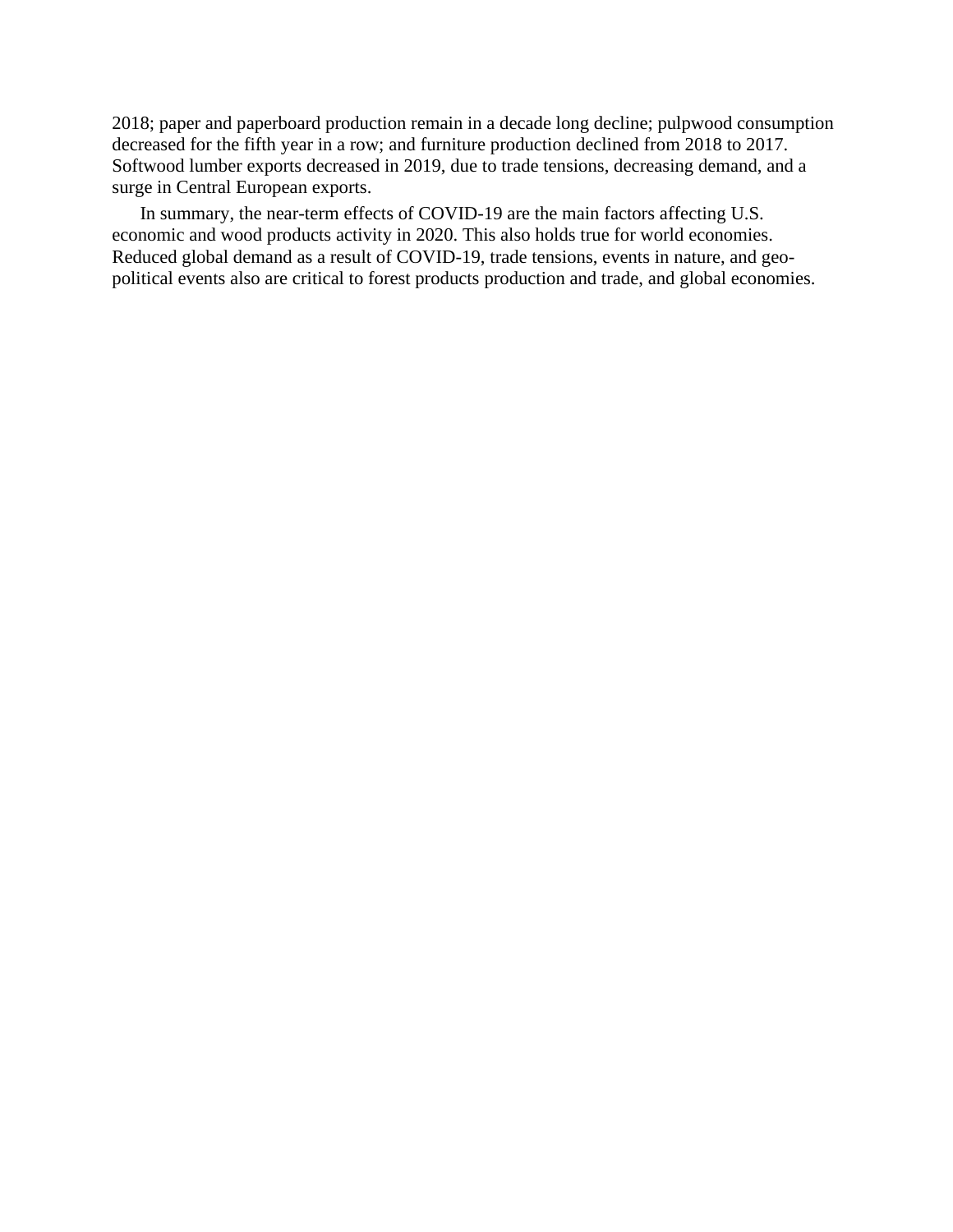2018; paper and paperboard production remain in a decade long decline; pulpwood consumption decreased for the fifth year in a row; and furniture production declined from 2018 to 2017. Softwood lumber exports decreased in 2019, due to trade tensions, decreasing demand, and a surge in Central European exports.

In summary, the near-term effects of COVID-19 are the main factors affecting U.S. economic and wood products activity in 2020. This also holds true for world economies. Reduced global demand as a result of COVID-19, trade tensions, events in nature, and geo-political events also are critical to forest products production and trade, and global economies.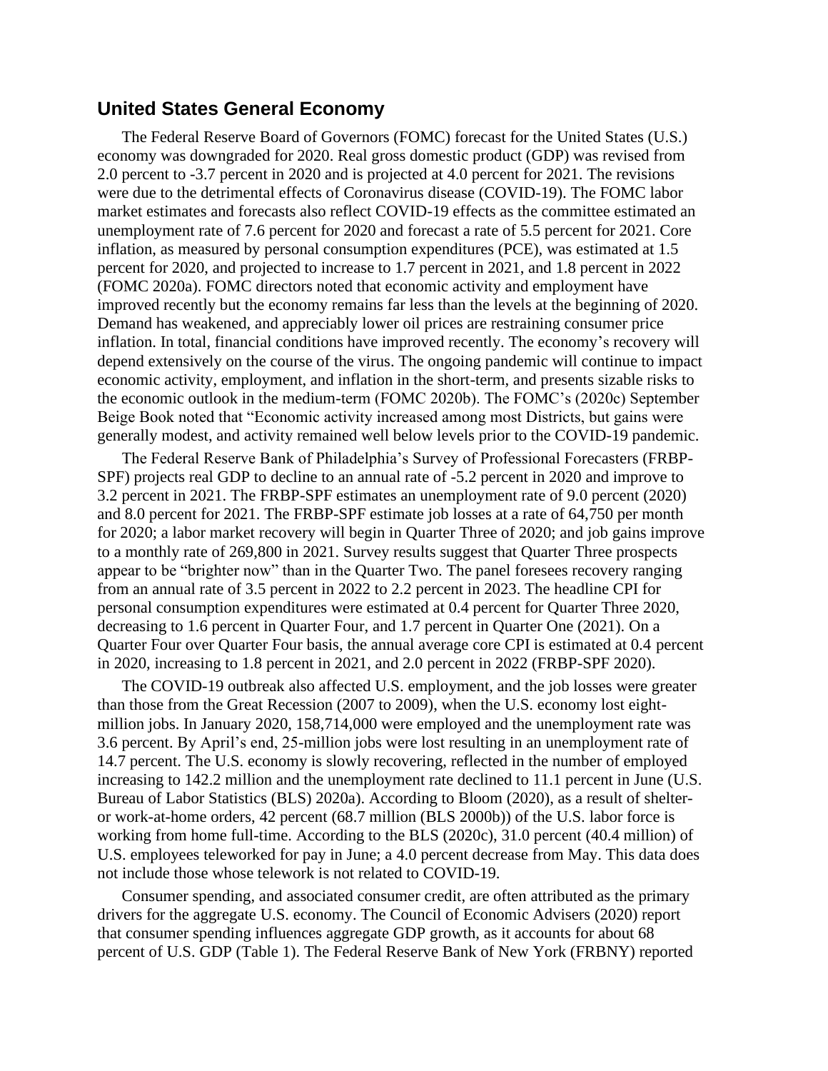## United States General Economy

The Federal Reserve Board of Governors (FOMC) forecast for the United States (U.S.) economy was downgraded for 2020. Real gross domestic product (GDP) was revised from 2.0 percent to -3.7 percent in 2020 and is projected at 4.0 percent for 2021. The revisions were due to the detrimental effects of Coronavirus disease (COVID-19). The FOMC labor market estimates and forecasts also reflect COVID-19 effects as the committee estimated an unemployment rate of 7.6 percent for 2020 and forecast a rate of 5.5 percent for 2021. Core inflation, as measured by personal consumption expenditures (PCE), was estimated at 1.5 percent for 2020, and projected to increase to 1.7 percent in 2021, and 1.8 percent in 2022 (FOMC 2020a). FOMC directors noted that economic activity and employment have improved recently but the economy remains far less than the levels at the beginning of 2020. Demand has weakened, and appreciably lower oil prices are restraining consumer price inflation. In total, financial conditions have improved recently. The economy's recovery will depend extensively on the course of the virus. The ongoing pandemic will continue to impact economic activity, employment, and inflation in the short-term, and presents sizable risks to the economic outlook in the medium-term (FOMC 2020b). The FOMC's (2020c) September Beige Book noted that "Economic activity increased among most Districts, but gains were generally modest, and activity remained well below levels prior to the COVID-19 pandemic.

The Federal Reserve Bank of Philadelphia's Survey of Professional Forecasters (FRBP-SPF) projects real GDP to decline to an annual rate of -5.2 percent in 2020 and improve to 3.2 percent in 2021. The FRBP-SPF estimates an unemployment rate of 9.0 percent (2020) and 8.0 percent for 2021. The FRBP-SPF estimate job losses at a rate of 64,750 per month for 2020; a labor market recovery will begin in Quarter Three of 2020; and job gains improve to a monthly rate of 269,800 in 2021. Survey results suggest that Quarter Three prospects appear to be "brighter now" than in the Quarter Two. The panel foresees recovery ranging from an annual rate of 3.5 percent in 2022 to 2.2 percent in 2023. The headline CPI for personal consumption expenditures were estimated at 0.4 percent for Quarter Three 2020, decreasing to 1.6 percent in Quarter Four, and 1.7 percent in Quarter One (2021). On a Quarter Four over Quarter Four basis, the annual average core CPI is estimated at 0.4 percent in 2020, increasing to 1.8 percent in 2021, and 2.0 percent in 2022 (FRBP-SPF 2020).

The COVID-19 outbreak also affected U.S. employment, and the job losses were greater than those from the Great Recession (2007 to 2009), when the U.S. economy lost eight-million jobs. In January 2020, 158,714,000 were employed and the unemployment rate was 3.6 percent. By April's end, 25-million jobs were lost resulting in an unemployment rate of 14.7 percent. The U.S. economy is slowly recovering, reflected in the number of employed increasing to 142.2 million and the unemployment rate declined to 11.1 percent in June (U.S. Bureau of Labor Statistics (BLS) 2020a). According to Bloom (2020), as a result of shelter- or work-at-home orders, 42 percent (68.7 million (BLS 2000b)) of the U.S. labor force is working from home full-time. According to the BLS (2020c), 31.0 percent (40.4 million) of U.S. employees teleworked for pay in June; a 4.0 percent decrease from May. This data does not include those whose telework is not related to COVID-19.

Consumer spending, and associated consumer credit, are often attributed as the primary drivers for the aggregate U.S. economy. The Council of Economic Advisers (2020) report that consumer spending influences aggregate GDP growth, as it accounts for about 68 percent of U.S. GDP (Table 1). The Federal Reserve Bank of New York (FRBNY) reported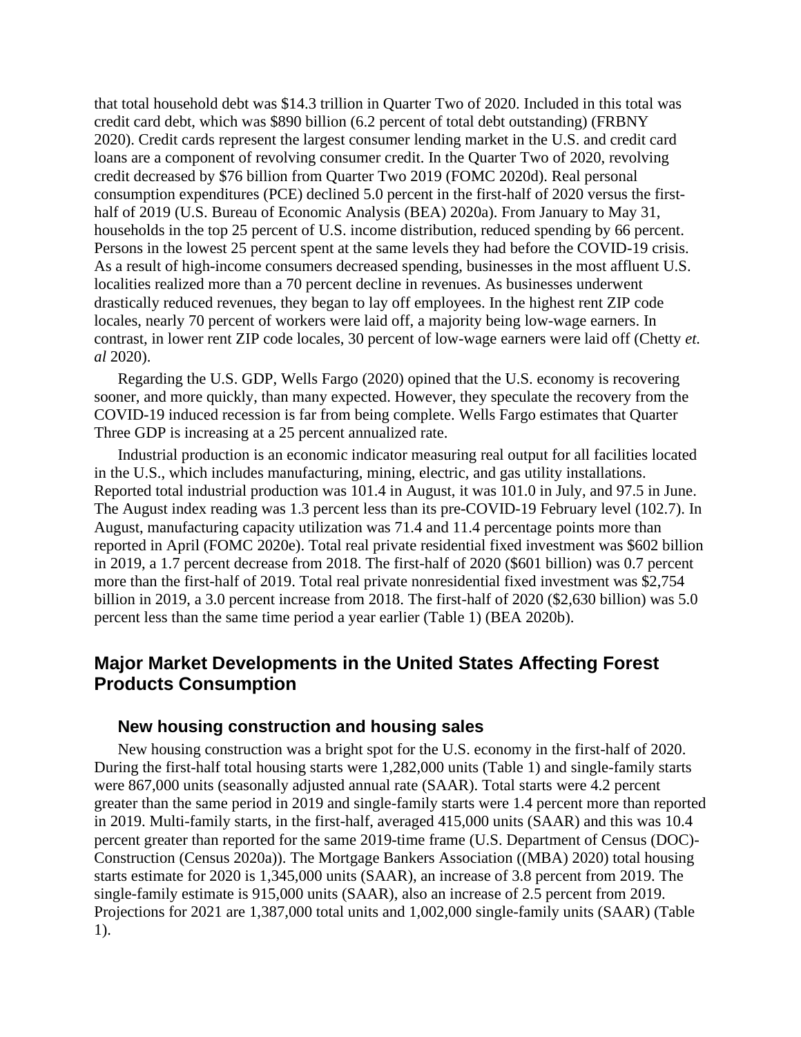that total household debt was $14.3 trillion in Quarter Two of 2020. Included in this total was credit card debt, which was $890 billion (6.2 percent of total debt outstanding) (FRBNY 2020). Credit cards represent the largest consumer lending market in the U.S. and credit card loans are a component of revolving consumer credit. In the Quarter Two of 2020, revolving credit decreased by $76 billion from Quarter Two 2019 (FOMC 2020d). Real personal consumption expenditures (PCE) declined 5.0 percent in the first-half of 2020 versus the first-half of 2019 (U.S. Bureau of Economic Analysis (BEA) 2020a). From January to May 31, households in the top 25 percent of U.S. income distribution, reduced spending by 66 percent. Persons in the lowest 25 percent spent at the same levels they had before the COVID-19 crisis. As a result of high-income consumers decreased spending, businesses in the most affluent U.S. localities realized more than a 70 percent decline in revenues. As businesses underwent drastically reduced revenues, they began to lay off employees. In the highest rent ZIP code locales, nearly 70 percent of workers were laid off, a majority being low-wage earners. In contrast, in lower rent ZIP code locales, 30 percent of low-wage earners were laid off (Chetty *et. al* 2020).

Regarding the U.S. GDP, Wells Fargo (2020) opined that the U.S. economy is recovering sooner, and more quickly, than many expected. However, they speculate the recovery from the COVID-19 induced recession is far from being complete. Wells Fargo estimates that Quarter Three GDP is increasing at a 25 percent annualized rate.

Industrial production is an economic indicator measuring real output for all facilities located in the U.S., which includes manufacturing, mining, electric, and gas utility installations. Reported total industrial production was 101.4 in August, it was 101.0 in July, and 97.5 in June. The August index reading was 1.3 percent less than its pre-COVID-19 February level (102.7). In August, manufacturing capacity utilization was 71.4 and 11.4 percentage points more than reported in April (FOMC 2020e). Total real private residential fixed investment was $602 billion in 2019, a 1.7 percent decrease from 2018. The first-half of 2020 ($601 billion) was 0.7 percent more than the first-half of 2019. Total real private nonresidential fixed investment was $2,754 billion in 2019, a 3.0 percent increase from 2018. The first-half of 2020 ($2,630 billion) was 5.0 percent less than the same time period a year earlier (Table 1) (BEA 2020b).

## Major Market Developments in the United States Affecting Forest Products Consumption

### New housing construction and housing sales

New housing construction was a bright spot for the U.S. economy in the first-half of 2020. During the first-half total housing starts were 1,282,000 units (Table 1) and single-family starts were 867,000 units (seasonally adjusted annual rate (SAAR). Total starts were 4.2 percent greater than the same period in 2019 and single-family starts were 1.4 percent more than reported in 2019. Multi-family starts, in the first-half, averaged 415,000 units (SAAR) and this was 10.4 percent greater than reported for the same 2019-time frame (U.S. Department of Census (DOC)-Construction (Census 2020a)). The Mortgage Bankers Association ((MBA) 2020) total housing starts estimate for 2020 is 1,345,000 units (SAAR), an increase of 3.8 percent from 2019. The single-family estimate is 915,000 units (SAAR), also an increase of 2.5 percent from 2019. Projections for 2021 are 1,387,000 total units and 1,002,000 single-family units (SAAR) (Table 1).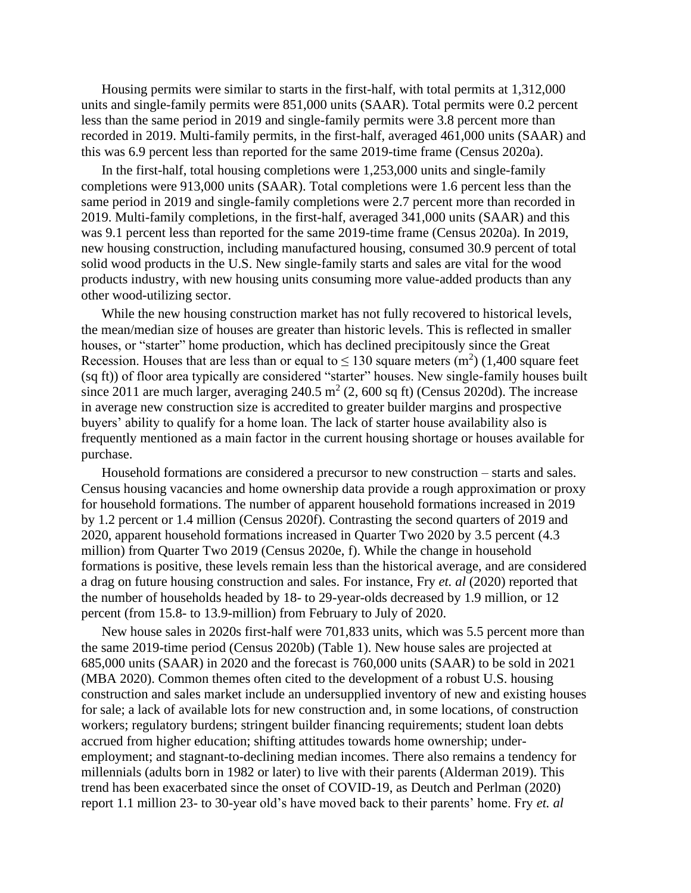Housing permits were similar to starts in the first-half, with total permits at 1,312,000 units and single-family permits were 851,000 units (SAAR). Total permits were 0.2 percent less than the same period in 2019 and single-family permits were 3.8 percent more than recorded in 2019. Multi-family permits, in the first-half, averaged 461,000 units (SAAR) and this was 6.9 percent less than reported for the same 2019-time frame (Census 2020a).

In the first-half, total housing completions were 1,253,000 units and single-family completions were 913,000 units (SAAR). Total completions were 1.6 percent less than the same period in 2019 and single-family completions were 2.7 percent more than recorded in 2019. Multi-family completions, in the first-half, averaged 341,000 units (SAAR) and this was 9.1 percent less than reported for the same 2019-time frame (Census 2020a). In 2019, new housing construction, including manufactured housing, consumed 30.9 percent of total solid wood products in the U.S. New single-family starts and sales are vital for the wood products industry, with new housing units consuming more value-added products than any other wood-utilizing sector.

While the new housing construction market has not fully recovered to historical levels, the mean/median size of houses are greater than historic levels. This is reflected in smaller houses, or "starter" home production, which has declined precipitously since the Great Recession. Houses that are less than or equal to ≤ 130 square meters ($m^2$) (1,400 square feet (sq ft)) of floor area typically are considered "starter" houses. New single-family houses built since 2011 are much larger, averaging 240.5 $m^2$ (2, 600 sq ft) (Census 2020d). The increase in average new construction size is accredited to greater builder margins and prospective buyers' ability to qualify for a home loan. The lack of starter house availability also is frequently mentioned as a main factor in the current housing shortage or houses available for purchase.

Household formations are considered a precursor to new construction – starts and sales. Census housing vacancies and home ownership data provide a rough approximation or proxy for household formations. The number of apparent household formations increased in 2019 by 1.2 percent or 1.4 million (Census 2020f). Contrasting the second quarters of 2019 and 2020, apparent household formations increased in Quarter Two 2020 by 3.5 percent (4.3 million) from Quarter Two 2019 (Census 2020e, f). While the change in household formations is positive, these levels remain less than the historical average, and are considered a drag on future housing construction and sales. For instance, Fry *et. al* (2020) reported that the number of households headed by 18- to 29-year-olds decreased by 1.9 million, or 12 percent (from 15.8- to 13.9-million) from February to July of 2020.

New house sales in 2020s first-half were 701,833 units, which was 5.5 percent more than the same 2019-time period (Census 2020b) (Table 1). New house sales are projected at 685,000 units (SAAR) in 2020 and the forecast is 760,000 units (SAAR) to be sold in 2021 (MBA 2020). Common themes often cited to the development of a robust U.S. housing construction and sales market include an undersupplied inventory of new and existing houses for sale; a lack of available lots for new construction and, in some locations, of construction workers; regulatory burdens; stringent builder financing requirements; student loan debts accrued from higher education; shifting attitudes towards home ownership; under-employment; and stagnant-to-declining median incomes. There also remains a tendency for millennials (adults born in 1982 or later) to live with their parents (Alderman 2019). This trend has been exacerbated since the onset of COVID-19, as Deutch and Perlman (2020) report 1.1 million 23- to 30-year old's have moved back to their parents' home. Fry *et. al*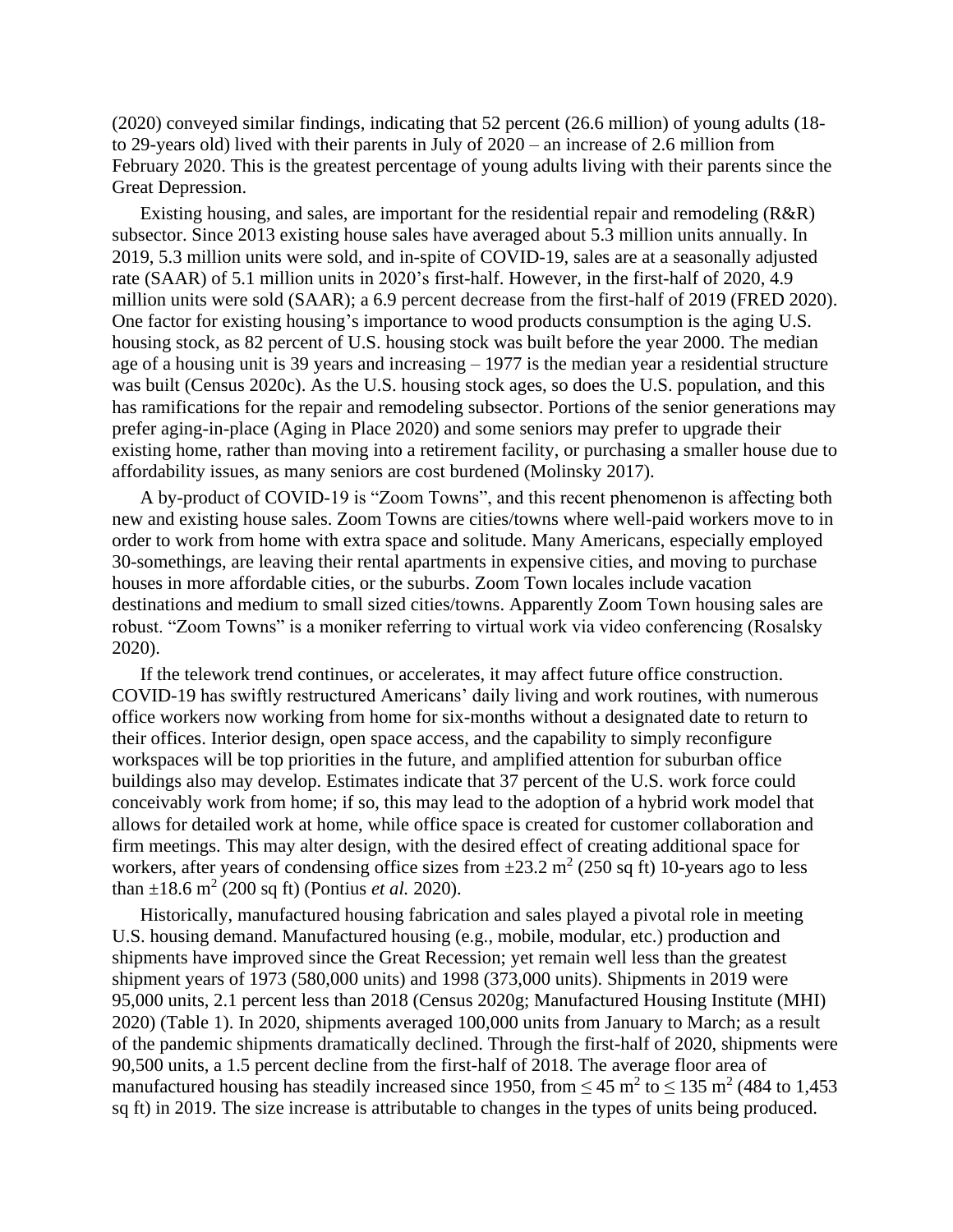(2020) conveyed similar findings, indicating that 52 percent (26.6 million) of young adults (18- to 29-years old) lived with their parents in July of 2020 – an increase of 2.6 million from February 2020. This is the greatest percentage of young adults living with their parents since the Great Depression.

Existing housing, and sales, are important for the residential repair and remodeling (R&R) subsector. Since 2013 existing house sales have averaged about 5.3 million units annually. In 2019, 5.3 million units were sold, and in-spite of COVID-19, sales are at a seasonally adjusted rate (SAAR) of 5.1 million units in 2020's first-half. However, in the first-half of 2020, 4.9 million units were sold (SAAR); a 6.9 percent decrease from the first-half of 2019 (FRED 2020). One factor for existing housing's importance to wood products consumption is the aging U.S. housing stock, as 82 percent of U.S. housing stock was built before the year 2000. The median age of a housing unit is 39 years and increasing – 1977 is the median year a residential structure was built (Census 2020c). As the U.S. housing stock ages, so does the U.S. population, and this has ramifications for the repair and remodeling subsector. Portions of the senior generations may prefer aging-in-place (Aging in Place 2020) and some seniors may prefer to upgrade their existing home, rather than moving into a retirement facility, or purchasing a smaller house due to affordability issues, as many seniors are cost burdened (Molinsky 2017).

A by-product of COVID-19 is "Zoom Towns", and this recent phenomenon is affecting both new and existing house sales. Zoom Towns are cities/towns where well-paid workers move to in order to work from home with extra space and solitude. Many Americans, especially employed 30-somethings, are leaving their rental apartments in expensive cities, and moving to purchase houses in more affordable cities, or the suburbs. Zoom Town locales include vacation destinations and medium to small sized cities/towns. Apparently Zoom Town housing sales are robust. "Zoom Towns" is a moniker referring to virtual work via video conferencing (Rosalsky 2020).

If the telework trend continues, or accelerates, it may affect future office construction. COVID-19 has swiftly restructured Americans' daily living and work routines, with numerous office workers now working from home for six-months without a designated date to return to their offices. Interior design, open space access, and the capability to simply reconfigure workspaces will be top priorities in the future, and amplified attention for suburban office buildings also may develop. Estimates indicate that 37 percent of the U.S. work force could conceivably work from home; if so, this may lead to the adoption of a hybrid work model that allows for detailed work at home, while office space is created for customer collaboration and firm meetings. This may alter design, with the desired effect of creating additional space for workers, after years of condensing office sizes from $\pm 23.2$ m$^2$ (250 sq ft) 10-years ago to less than $\pm 18.6$ m$^2$ (200 sq ft) (Pontius *et al.* 2020).

Historically, manufactured housing fabrication and sales played a pivotal role in meeting U.S. housing demand. Manufactured housing (e.g., mobile, modular, etc.) production and shipments have improved since the Great Recession; yet remain well less than the greatest shipment years of 1973 (580,000 units) and 1998 (373,000 units). Shipments in 2019 were 95,000 units, 2.1 percent less than 2018 (Census 2020g; Manufactured Housing Institute (MHI) 2020) (Table 1). In 2020, shipments averaged 100,000 units from January to March; as a result of the pandemic shipments dramatically declined. Through the first-half of 2020, shipments were 90,500 units, a 1.5 percent decline from the first-half of 2018. The average floor area of manufactured housing has steadily increased since 1950, from $\leq 45$ m$^2$ to $\leq 135$ m$^2$ (484 to 1,453 sq ft) in 2019. The size increase is attributable to changes in the types of units being produced.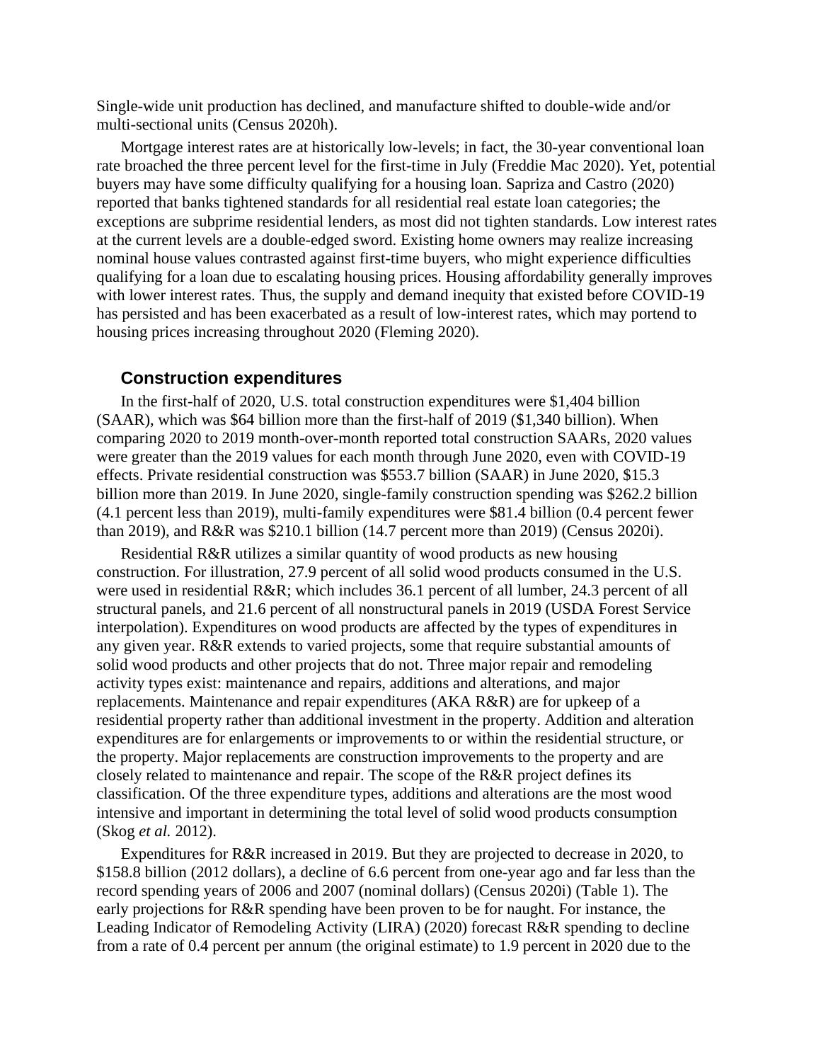Single-wide unit production has declined, and manufacture shifted to double-wide and/or multi-sectional units (Census 2020h).

Mortgage interest rates are at historically low-levels; in fact, the 30-year conventional loan rate broached the three percent level for the first-time in July (Freddie Mac 2020). Yet, potential buyers may have some difficulty qualifying for a housing loan. Sapriza and Castro (2020) reported that banks tightened standards for all residential real estate loan categories; the exceptions are subprime residential lenders, as most did not tighten standards. Low interest rates at the current levels are a double-edged sword. Existing home owners may realize increasing nominal house values contrasted against first-time buyers, who might experience difficulties qualifying for a loan due to escalating housing prices. Housing affordability generally improves with lower interest rates. Thus, the supply and demand inequity that existed before COVID-19 has persisted and has been exacerbated as a result of low-interest rates, which may portend to housing prices increasing throughout 2020 (Fleming 2020).

## Construction expenditures

In the first-half of 2020, U.S. total construction expenditures were $1,404 billion (SAAR), which was $64 billion more than the first-half of 2019 ($1,340 billion). When comparing 2020 to 2019 month-over-month reported total construction SAARs, 2020 values were greater than the 2019 values for each month through June 2020, even with COVID-19 effects. Private residential construction was $553.7 billion (SAAR) in June 2020, $15.3 billion more than 2019. In June 2020, single-family construction spending was $262.2 billion (4.1 percent less than 2019), multi-family expenditures were $81.4 billion (0.4 percent fewer than 2019), and R&R was $210.1 billion (14.7 percent more than 2019) (Census 2020i).

Residential R&R utilizes a similar quantity of wood products as new housing construction. For illustration, 27.9 percent of all solid wood products consumed in the U.S. were used in residential R&R; which includes 36.1 percent of all lumber, 24.3 percent of all structural panels, and 21.6 percent of all nonstructural panels in 2019 (USDA Forest Service interpolation). Expenditures on wood products are affected by the types of expenditures in any given year. R&R extends to varied projects, some that require substantial amounts of solid wood products and other projects that do not. Three major repair and remodeling activity types exist: maintenance and repairs, additions and alterations, and major replacements. Maintenance and repair expenditures (AKA R&R) are for upkeep of a residential property rather than additional investment in the property. Addition and alteration expenditures are for enlargements or improvements to or within the residential structure, or the property. Major replacements are construction improvements to the property and are closely related to maintenance and repair. The scope of the R&R project defines its classification. Of the three expenditure types, additions and alterations are the most wood intensive and important in determining the total level of solid wood products consumption (Skog *et al.* 2012).

Expenditures for R&R increased in 2019. But they are projected to decrease in 2020, to $158.8 billion (2012 dollars), a decline of 6.6 percent from one-year ago and far less than the record spending years of 2006 and 2007 (nominal dollars) (Census 2020i) (Table 1). The early projections for R&R spending have been proven to be for naught. For instance, the Leading Indicator of Remodeling Activity (LIRA) (2020) forecast R&R spending to decline from a rate of 0.4 percent per annum (the original estimate) to 1.9 percent in 2020 due to the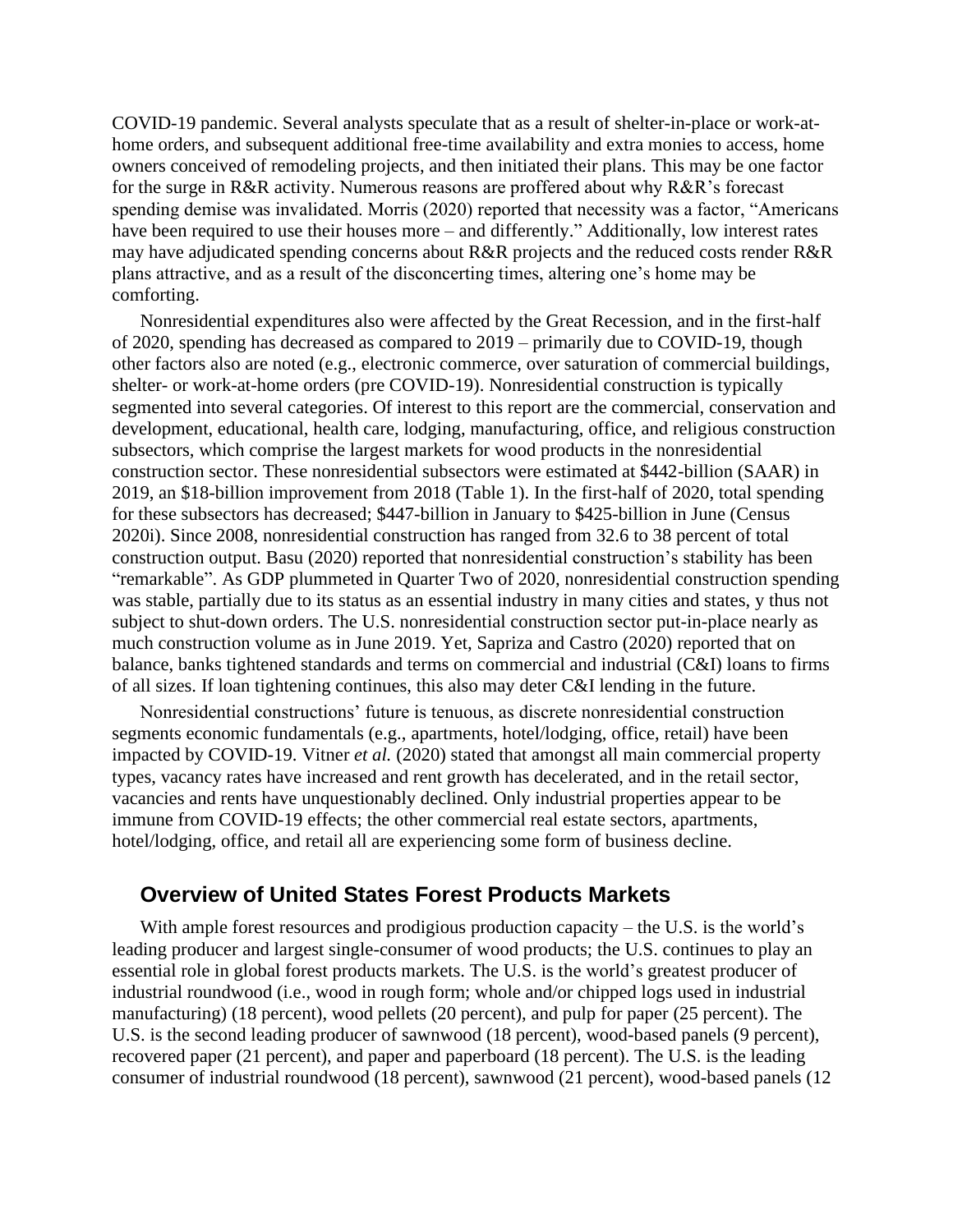COVID-19 pandemic. Several analysts speculate that as a result of shelter-in-place or work-at-home orders, and subsequent additional free-time availability and extra monies to access, home owners conceived of remodeling projects, and then initiated their plans. This may be one factor for the surge in R&R activity. Numerous reasons are proffered about why R&R's forecast spending demise was invalidated. Morris (2020) reported that necessity was a factor, "Americans have been required to use their houses more – and differently." Additionally, low interest rates may have adjudicated spending concerns about R&R projects and the reduced costs render R&R plans attractive, and as a result of the disconcerting times, altering one's home may be comforting.

Nonresidential expenditures also were affected by the Great Recession, and in the first-half of 2020, spending has decreased as compared to 2019 – primarily due to COVID-19, though other factors also are noted (e.g., electronic commerce, over saturation of commercial buildings, shelter- or work-at-home orders (pre COVID-19). Nonresidential construction is typically segmented into several categories. Of interest to this report are the commercial, conservation and development, educational, health care, lodging, manufacturing, office, and religious construction subsectors, which comprise the largest markets for wood products in the nonresidential construction sector. These nonresidential subsectors were estimated at $442-billion (SAAR) in 2019, an $18-billion improvement from 2018 (Table 1). In the first-half of 2020, total spending for these subsectors has decreased; $447-billion in January to $425-billion in June (Census 2020i). Since 2008, nonresidential construction has ranged from 32.6 to 38 percent of total construction output. Basu (2020) reported that nonresidential construction's stability has been "remarkable". As GDP plummeted in Quarter Two of 2020, nonresidential construction spending was stable, partially due to its status as an essential industry in many cities and states, y thus not subject to shut-down orders. The U.S. nonresidential construction sector put-in-place nearly as much construction volume as in June 2019. Yet, Sapriza and Castro (2020) reported that on balance, banks tightened standards and terms on commercial and industrial (C&I) loans to firms of all sizes. If loan tightening continues, this also may deter C&I lending in the future.

Nonresidential constructions' future is tenuous, as discrete nonresidential construction segments economic fundamentals (e.g., apartments, hotel/lodging, office, retail) have been impacted by COVID-19. Vitner *et al.* (2020) stated that amongst all main commercial property types, vacancy rates have increased and rent growth has decelerated, and in the retail sector, vacancies and rents have unquestionably declined. Only industrial properties appear to be immune from COVID-19 effects; the other commercial real estate sectors, apartments, hotel/lodging, office, and retail all are experiencing some form of business decline.

## Overview of United States Forest Products Markets

With ample forest resources and prodigious production capacity – the U.S. is the world's leading producer and largest single-consumer of wood products; the U.S. continues to play an essential role in global forest products markets. The U.S. is the world's greatest producer of industrial roundwood (i.e., wood in rough form; whole and/or chipped logs used in industrial manufacturing) (18 percent), wood pellets (20 percent), and pulp for paper (25 percent). The U.S. is the second leading producer of sawnwood (18 percent), wood-based panels (9 percent), recovered paper (21 percent), and paper and paperboard (18 percent). The U.S. is the leading consumer of industrial roundwood (18 percent), sawnwood (21 percent), wood-based panels (12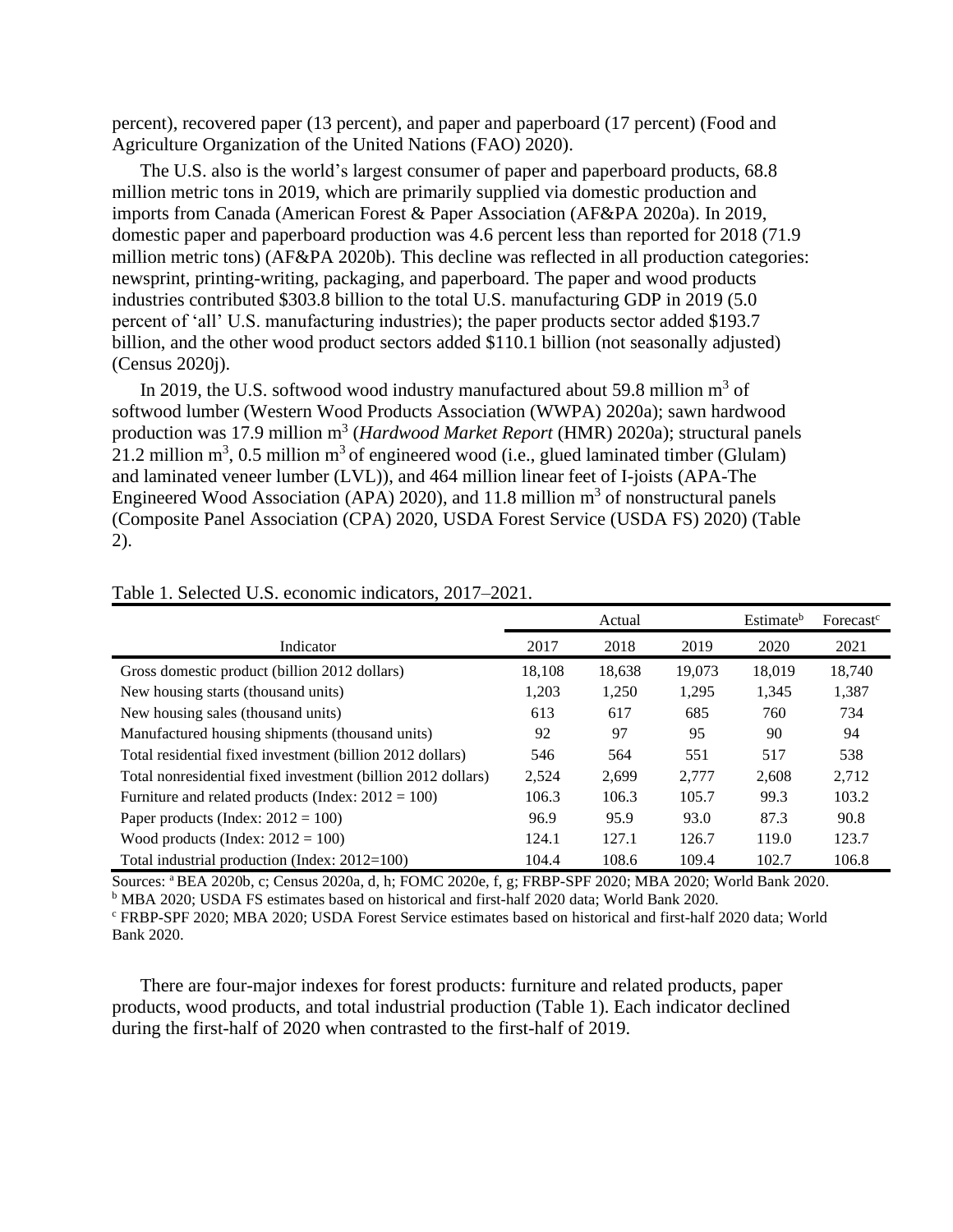percent), recovered paper (13 percent), and paper and paperboard (17 percent) (Food and Agriculture Organization of the United Nations (FAO) 2020).

The U.S. also is the world's largest consumer of paper and paperboard products, 68.8 million metric tons in 2019, which are primarily supplied via domestic production and imports from Canada (American Forest & Paper Association (AF&PA 2020a). In 2019, domestic paper and paperboard production was 4.6 percent less than reported for 2018 (71.9 million metric tons) (AF&PA 2020b). This decline was reflected in all production categories: newsprint, printing-writing, packaging, and paperboard. The paper and wood products industries contributed $303.8 billion to the total U.S. manufacturing GDP in 2019 (5.0 percent of 'all' U.S. manufacturing industries); the paper products sector added $193.7 billion, and the other wood product sectors added $110.1 billion (not seasonally adjusted) (Census 2020j).

In 2019, the U.S. softwood wood industry manufactured about 59.8 million $m^3$ of softwood lumber (Western Wood Products Association (WWPA) 2020a); sawn hardwood production was 17.9 million $m^3$ (*Hardwood Market Report* (HMR) 2020a); structural panels 21.2 million $m^3$, 0.5 million $m^3$ of engineered wood (i.e., glued laminated timber (Glulam) and laminated veneer lumber (LVL)), and 464 million linear feet of I-joists (APA-The Engineered Wood Association (APA) 2020), and 11.8 million $m^3$ of nonstructural panels (Composite Panel Association (CPA) 2020, USDA Forest Service (USDA FS) 2020) (Table 2).

Table 1. Selected U.S. economic indicators, 2017–2021.

| | Actual | | | Estimate[b] | Forecast[c] |
|---|---|---|---|---|---|
| Indicator | 2017 | 2018 | 2019 | 2020 | 2021 |
| Gross domestic product (billion 2012 dollars) | 18,108 | 18,638 | 19,073 | 18,019 | 18,740 |
| New housing starts (thousand units) | 1,203 | 1,250 | 1,295 | 1,345 | 1,387 |
| New housing sales (thousand units) | 613 | 617 | 685 | 760 | 734 |
| Manufactured housing shipments (thousand units) | 92 | 97 | 95 | 90 | 94 |
| Total residential fixed investment (billion 2012 dollars) | 546 | 564 | 551 | 517 | 538 |
| Total nonresidential fixed investment (billion 2012 dollars) | 2,524 | 2,699 | 2,777 | 2,608 | 2,712 |
| Furniture and related products (Index: 2012 = 100) | 106.3 | 106.3 | 105.7 | 99.3 | 103.2 |
| Paper products (Index: 2012 = 100) | 96.9 | 95.9 | 93.0 | 87.3 | 90.8 |
| Wood products (Index: 2012 = 100) | 124.1 | 127.1 | 126.7 | 119.0 | 123.7 |
| Total industrial production (Index: 2012=100) | 104.4 | 108.6 | 109.4 | 102.7 | 106.8 |

Sources: [a] BEA 2020b, c; Census 2020a, d, h; FOMC 2020e, f, g; FRBP-SPF 2020; MBA 2020; World Bank 2020.
[b] MBA 2020; USDA FS estimates based on historical and first-half 2020 data; World Bank 2020.
[c] FRBP-SPF 2020; MBA 2020; USDA Forest Service estimates based on historical and first-half 2020 data; World Bank 2020.

There are four-major indexes for forest products: furniture and related products, paper products, wood products, and total industrial production (Table 1). Each indicator declined during the first-half of 2020 when contrasted to the first-half of 2019.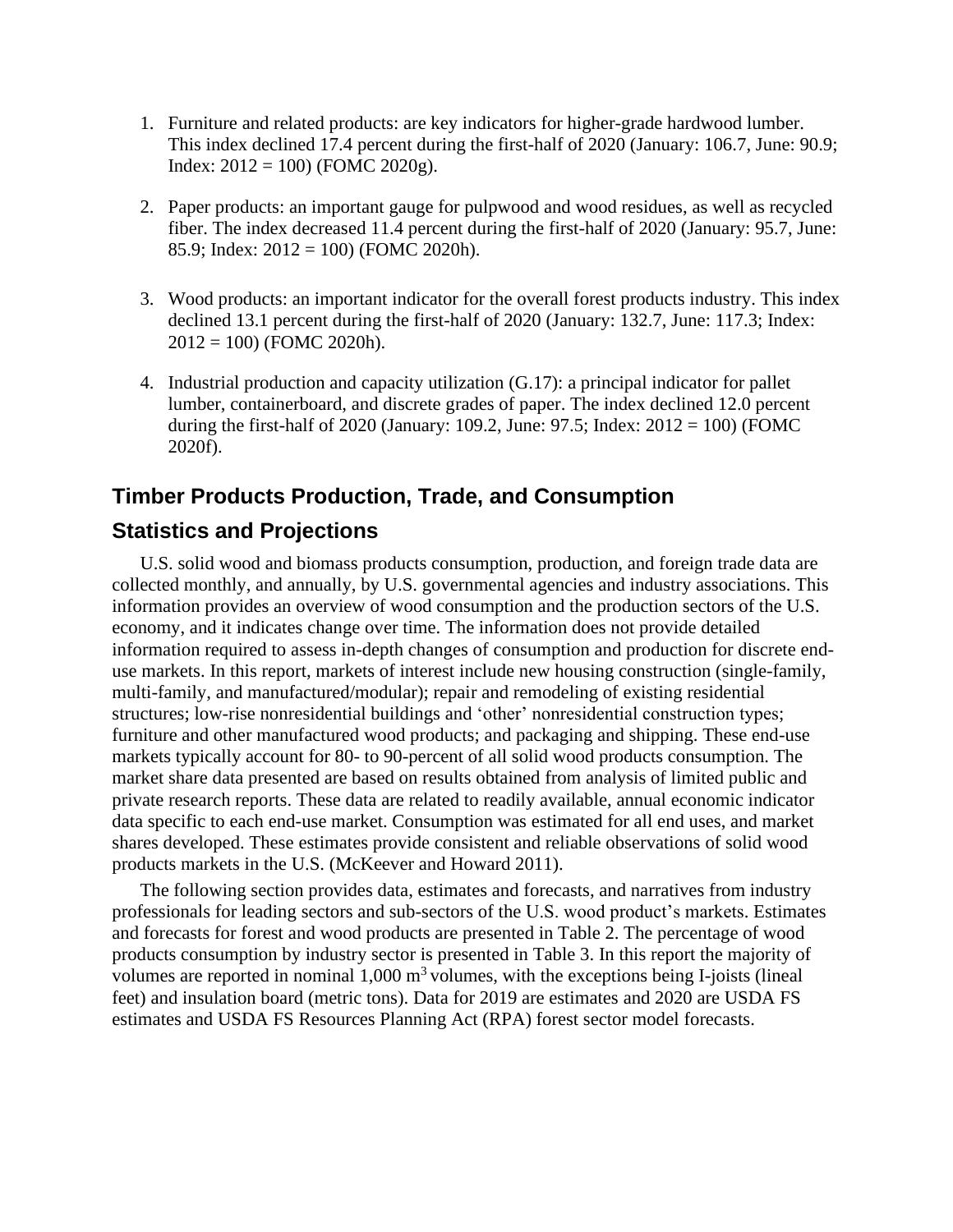1. Furniture and related products: are key indicators for higher-grade hardwood lumber. This index declined 17.4 percent during the first-half of 2020 (January: 106.7, June: 90.9; Index: 2012 = 100) (FOMC 2020g).

2. Paper products: an important gauge for pulpwood and wood residues, as well as recycled fiber. The index decreased 11.4 percent during the first-half of 2020 (January: 95.7, June: 85.9; Index: 2012 = 100) (FOMC 2020h).

3. Wood products: an important indicator for the overall forest products industry. This index declined 13.1 percent during the first-half of 2020 (January: 132.7, June: 117.3; Index: 2012 = 100) (FOMC 2020h).

4. Industrial production and capacity utilization (G.17): a principal indicator for pallet lumber, containerboard, and discrete grades of paper. The index declined 12.0 percent during the first-half of 2020 (January: 109.2, June: 97.5; Index: 2012 = 100) (FOMC 2020f).

## Timber Products Production, Trade, and Consumption

## Statistics and Projections

U.S. solid wood and biomass products consumption, production, and foreign trade data are collected monthly, and annually, by U.S. governmental agencies and industry associations. This information provides an overview of wood consumption and the production sectors of the U.S. economy, and it indicates change over time. The information does not provide detailed information required to assess in-depth changes of consumption and production for discrete end-use markets. In this report, markets of interest include new housing construction (single-family, multi-family, and manufactured/modular); repair and remodeling of existing residential structures; low-rise nonresidential buildings and 'other' nonresidential construction types; furniture and other manufactured wood products; and packaging and shipping. These end-use markets typically account for 80- to 90-percent of all solid wood products consumption. The market share data presented are based on results obtained from analysis of limited public and private research reports. These data are related to readily available, annual economic indicator data specific to each end-use market. Consumption was estimated for all end uses, and market shares developed. These estimates provide consistent and reliable observations of solid wood products markets in the U.S. (McKeever and Howard 2011).

The following section provides data, estimates and forecasts, and narratives from industry professionals for leading sectors and sub-sectors of the U.S. wood product's markets. Estimates and forecasts for forest and wood products are presented in Table 2. The percentage of wood products consumption by industry sector is presented in Table 3. In this report the majority of volumes are reported in nominal 1,000 $m^3$ volumes, with the exceptions being I-joists (lineal feet) and insulation board (metric tons). Data for 2019 are estimates and 2020 are USDA FS estimates and USDA FS Resources Planning Act (RPA) forest sector model forecasts.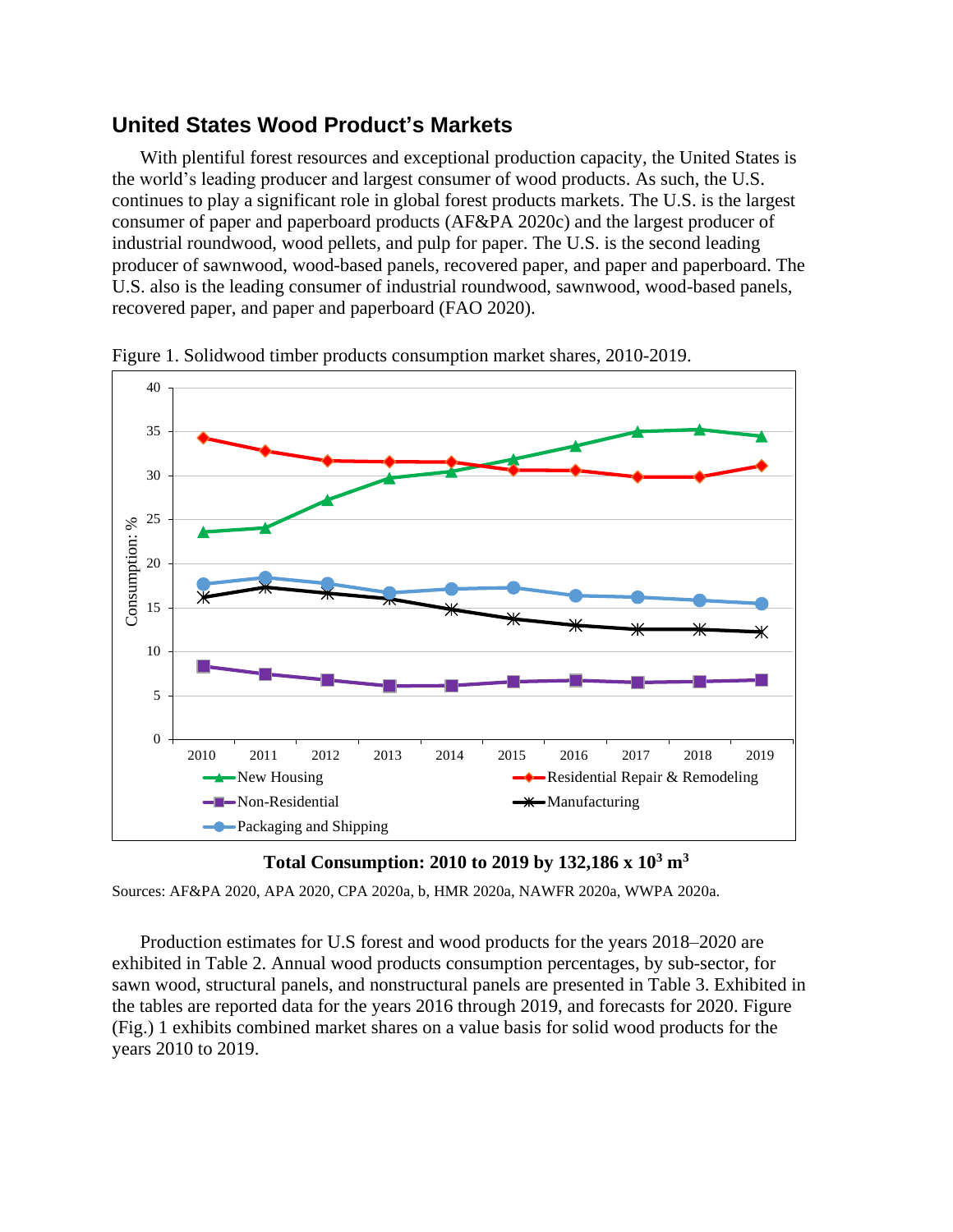## United States Wood Product's Markets

With plentiful forest resources and exceptional production capacity, the United States is the world's leading producer and largest consumer of wood products. As such, the U.S. continues to play a significant role in global forest products markets. The U.S. is the largest consumer of paper and paperboard products (AF&PA 2020c) and the largest producer of industrial roundwood, wood pellets, and pulp for paper. The U.S. is the second leading producer of sawnwood, wood-based panels, recovered paper, and paper and paperboard. The U.S. also is the leading consumer of industrial roundwood, sawnwood, wood-based panels, recovered paper, and paper and paperboard (FAO 2020).

Figure 1. Solidwood timber products consumption market shares, 2010-2019.

**Total Consumption: 2010 to 2019 by 132,186 x $10^3$ $m^3$**

Sources: AF&PA 2020, APA 2020, CPA 2020a, b, HMR 2020a, NAWFR 2020a, WWPA 2020a.

Production estimates for U.S forest and wood products for the years 2018–2020 are exhibited in Table 2. Annual wood products consumption percentages, by sub-sector, for sawn wood, structural panels, and nonstructural panels are presented in Table 3. Exhibited in the tables are reported data for the years 2016 through 2019, and forecasts for 2020. Figure (Fig.) 1 exhibits combined market shares on a value basis for solid wood products for the years 2010 to 2019.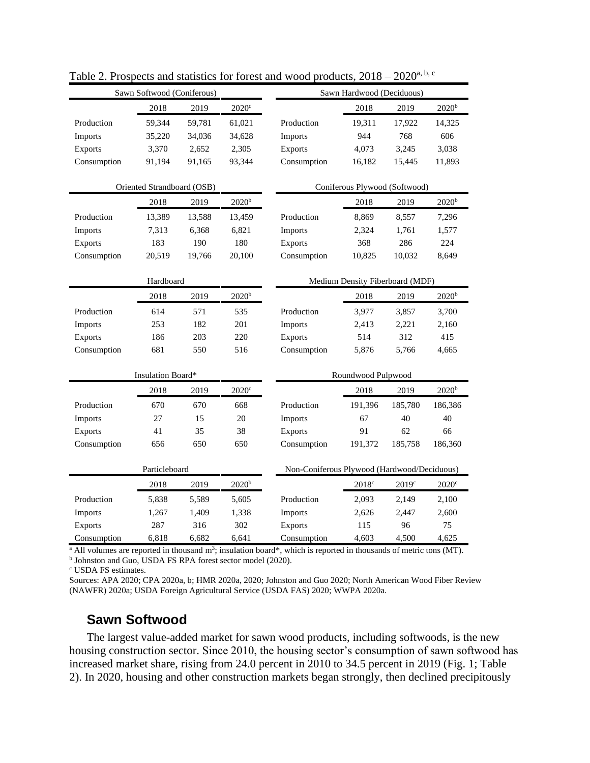Table 2. Prospects and statistics for forest and wood products, 2018 – 2020[a, b, c]

| Sawn Softwood (Coniferous) | | | | Sawn Hardwood (Deciduous) | | | |
|---|---|---|---|---|---|---|---|
| | 2018 | 2019 | 2020[c] | | 2018 | 2019 | 2020[b] |
| Production | 59,344 | 59,781 | 61,021 | Production | 19,311 | 17,922 | 14,325 |
| Imports | 35,220 | 34,036 | 34,628 | Imports | 944 | 768 | 606 |
| Exports | 3,370 | 2,652 | 2,305 | Exports | 4,073 | 3,245 | 3,038 |
| Consumption | 91,194 | 91,165 | 93,344 | Consumption | 16,182 | 15,445 | 11,893 |

| Oriented Strandboard (OSB) | | | | Coniferous Plywood (Softwood) | | | |
|---|---|---|---|---|---|---|---|
| | 2018 | 2019 | 2020[b] | | 2018 | 2019 | 2020[b] |
| Production | 13,389 | 13,588 | 13,459 | Production | 8,869 | 8,557 | 7,296 |
| Imports | 7,313 | 6,368 | 6,821 | Imports | 2,324 | 1,761 | 1,577 |
| Exports | 183 | 190 | 180 | Exports | 368 | 286 | 224 |
| Consumption | 20,519 | 19,766 | 20,100 | Consumption | 10,825 | 10,032 | 8,649 |

| Hardboard | | | | Medium Density Fiberboard (MDF) | | | |
|---|---|---|---|---|---|---|---|
| | 2018 | 2019 | 2020[b] | | 2018 | 2019 | 2020[b] |
| Production | 614 | 571 | 535 | Production | 3,977 | 3,857 | 3,700 |
| Imports | 253 | 182 | 201 | Imports | 2,413 | 2,221 | 2,160 |
| Exports | 186 | 203 | 220 | Exports | 514 | 312 | 415 |
| Consumption | 681 | 550 | 516 | Consumption | 5,876 | 5,766 | 4,665 |

| Insulation Board* | | | | Roundwood Pulpwood | | | |
|---|---|---|---|---|---|---|---|
| | 2018 | 2019 | 2020[c] | | 2018 | 2019 | 2020[b] |
| Production | 670 | 670 | 668 | Production | 191,396 | 185,780 | 186,386 |
| Imports | 27 | 15 | 20 | Imports | 67 | 40 | 40 |
| Exports | 41 | 35 | 38 | Exports | 91 | 62 | 66 |
| Consumption | 656 | 650 | 650 | Consumption | 191,372 | 185,758 | 186,360 |

| Particleboard | | | | Non-Coniferous Plywood (Hardwood/Deciduous) | | | |
|---|---|---|---|---|---|---|---|
| | 2018 | 2019 | 2020[b] | | 2018[c] | 2019[c] | 2020[c] |
| Production | 5,838 | 5,589 | 5,605 | Production | 2,093 | 2,149 | 2,100 |
| Imports | 1,267 | 1,409 | 1,338 | Imports | 2,626 | 2,447 | 2,600 |
| Exports | 287 | 316 | 302 | Exports | 115 | 96 | 75 |
| Consumption | 6,818 | 6,682 | 6,641 | Consumption | 4,603 | 4,500 | 4,625 |

[a] All volumes are reported in thousand $m^3$; insulation board*, which is reported in thousands of metric tons (MT).
[b] Johnston and Guo, USDA FS RPA forest sector model (2020).
[c] USDA FS estimates.
Sources: APA 2020; CPA 2020a, b; HMR 2020a, 2020; Johnston and Guo 2020; North American Wood Fiber Review (NAWFR) 2020a; USDA Foreign Agricultural Service (USDA FAS) 2020; WWPA 2020a.

## Sawn Softwood

The largest value-added market for sawn wood products, including softwoods, is the new housing construction sector. Since 2010, the housing sector's consumption of sawn softwood has increased market share, rising from 24.0 percent in 2010 to 34.5 percent in 2019 (Fig. 1; Table 2). In 2020, housing and other construction markets began strongly, then declined precipitously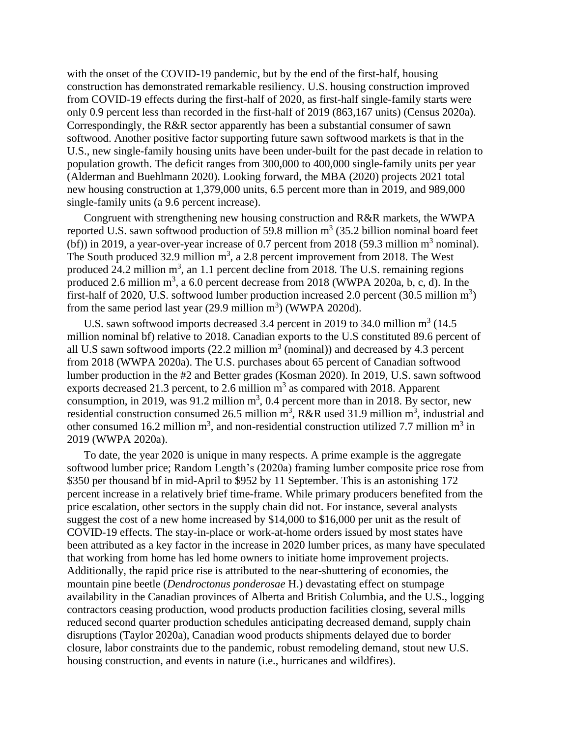with the onset of the COVID-19 pandemic, but by the end of the first-half, housing construction has demonstrated remarkable resiliency. U.S. housing construction improved from COVID-19 effects during the first-half of 2020, as first-half single-family starts were only 0.9 percent less than recorded in the first-half of 2019 (863,167 units) (Census 2020a). Correspondingly, the R&R sector apparently has been a substantial consumer of sawn softwood. Another positive factor supporting future sawn softwood markets is that in the U.S., new single-family housing units have been under-built for the past decade in relation to population growth. The deficit ranges from 300,000 to 400,000 single-family units per year (Alderman and Buehlmann 2020). Looking forward, the MBA (2020) projects 2021 total new housing construction at 1,379,000 units, 6.5 percent more than in 2019, and 989,000 single-family units (a 9.6 percent increase).

Congruent with strengthening new housing construction and R&R markets, the WWPA reported U.S. sawn softwood production of 59.8 million $m^3$ (35.2 billion nominal board feet (bf)) in 2019, a year-over-year increase of 0.7 percent from 2018 (59.3 million $m^3$ nominal). The South produced 32.9 million $m^3$, a 2.8 percent improvement from 2018. The West produced 24.2 million $m^3$, an 1.1 percent decline from 2018. The U.S. remaining regions produced 2.6 million $m^3$, a 6.0 percent decrease from 2018 (WWPA 2020a, b, c, d). In the first-half of 2020, U.S. softwood lumber production increased 2.0 percent (30.5 million $m^3$) from the same period last year (29.9 million $m^3$) (WWPA 2020d).

U.S. sawn softwood imports decreased 3.4 percent in 2019 to 34.0 million $m^3$ (14.5 million nominal bf) relative to 2018. Canadian exports to the U.S constituted 89.6 percent of all U.S sawn softwood imports (22.2 million $m^3$ (nominal)) and decreased by 4.3 percent from 2018 (WWPA 2020a). The U.S. purchases about 65 percent of Canadian softwood lumber production in the #2 and Better grades (Kosman 2020). In 2019, U.S. sawn softwood exports decreased 21.3 percent, to 2.6 million $m^3$ as compared with 2018. Apparent consumption, in 2019, was 91.2 million $m^3$, 0.4 percent more than in 2018. By sector, new residential construction consumed 26.5 million $m^3$, R&R used 31.9 million $m^3$, industrial and other consumed 16.2 million $m^3$, and non-residential construction utilized 7.7 million $m^3$ in 2019 (WWPA 2020a).

To date, the year 2020 is unique in many respects. A prime example is the aggregate softwood lumber price; Random Length's (2020a) framing lumber composite price rose from $350 per thousand bf in mid-April to $952 by 11 September. This is an astonishing 172 percent increase in a relatively brief time-frame. While primary producers benefited from the price escalation, other sectors in the supply chain did not. For instance, several analysts suggest the cost of a new home increased by $14,000 to $16,000 per unit as the result of COVID-19 effects. The stay-in-place or work-at-home orders issued by most states have been attributed as a key factor in the increase in 2020 lumber prices, as many have speculated that working from home has led home owners to initiate home improvement projects. Additionally, the rapid price rise is attributed to the near-shuttering of economies, the mountain pine beetle (*Dendroctonus ponderosae* H.) devastating effect on stumpage availability in the Canadian provinces of Alberta and British Columbia, and the U.S., logging contractors ceasing production, wood products production facilities closing, several mills reduced second quarter production schedules anticipating decreased demand, supply chain disruptions (Taylor 2020a), Canadian wood products shipments delayed due to border closure, labor constraints due to the pandemic, robust remodeling demand, stout new U.S. housing construction, and events in nature (i.e., hurricanes and wildfires).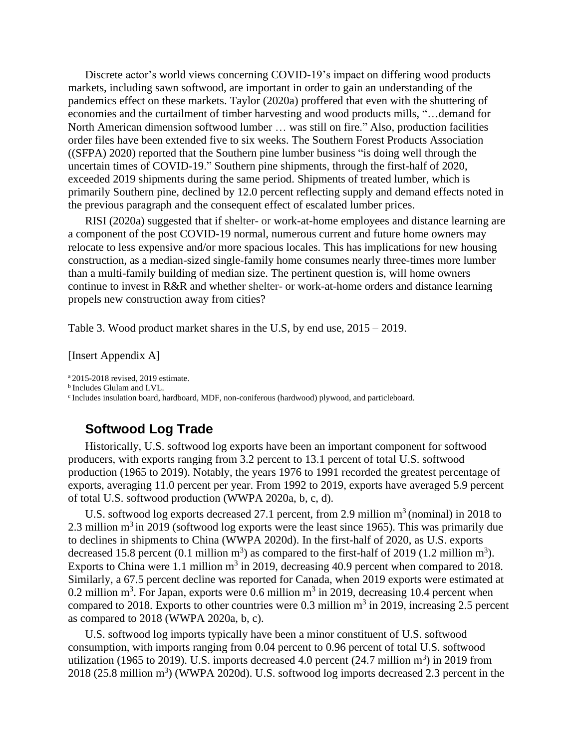Discrete actor's world views concerning COVID-19's impact on differing wood products markets, including sawn softwood, are important in order to gain an understanding of the pandemics effect on these markets. Taylor (2020a) proffered that even with the shuttering of economies and the curtailment of timber harvesting and wood products mills, "…demand for North American dimension softwood lumber … was still on fire." Also, production facilities order files have been extended five to six weeks. The Southern Forest Products Association ((SFPA) 2020) reported that the Southern pine lumber business "is doing well through the uncertain times of COVID-19." Southern pine shipments, through the first-half of 2020, exceeded 2019 shipments during the same period. Shipments of treated lumber, which is primarily Southern pine, declined by 12.0 percent reflecting supply and demand effects noted in the previous paragraph and the consequent effect of escalated lumber prices.

RISI (2020a) suggested that if shelter- or work-at-home employees and distance learning are a component of the post COVID-19 normal, numerous current and future home owners may relocate to less expensive and/or more spacious locales. This has implications for new housing construction, as a median-sized single-family home consumes nearly three-times more lumber than a multi-family building of median size. The pertinent question is, will home owners continue to invest in R&R and whether shelter- or work-at-home orders and distance learning propels new construction away from cities?

Table 3. Wood product market shares in the U.S, by end use, 2015 – 2019.

[Insert Appendix A]

[a] 2015-2018 revised, 2019 estimate.
[b] Includes Glulam and LVL.
[c] Includes insulation board, hardboard, MDF, non-coniferous (hardwood) plywood, and particleboard.

## Softwood Log Trade

Historically, U.S. softwood log exports have been an important component for softwood producers, with exports ranging from 3.2 percent to 13.1 percent of total U.S. softwood production (1965 to 2019). Notably, the years 1976 to 1991 recorded the greatest percentage of exports, averaging 11.0 percent per year. From 1992 to 2019, exports have averaged 5.9 percent of total U.S. softwood production (WWPA 2020a, b, c, d).

U.S. softwood log exports decreased 27.1 percent, from 2.9 million $m^3$ (nominal) in 2018 to 2.3 million $m^3$ in 2019 (softwood log exports were the least since 1965). This was primarily due to declines in shipments to China (WWPA 2020d). In the first-half of 2020, as U.S. exports decreased 15.8 percent (0.1 million $m^3$) as compared to the first-half of 2019 (1.2 million $m^3$). Exports to China were 1.1 million $m^3$ in 2019, decreasing 40.9 percent when compared to 2018. Similarly, a 67.5 percent decline was reported for Canada, when 2019 exports were estimated at 0.2 million $m^3$. For Japan, exports were 0.6 million $m^3$ in 2019, decreasing 10.4 percent when compared to 2018. Exports to other countries were 0.3 million $m^3$ in 2019, increasing 2.5 percent as compared to 2018 (WWPA 2020a, b, c).

U.S. softwood log imports typically have been a minor constituent of U.S. softwood consumption, with imports ranging from 0.04 percent to 0.96 percent of total U.S. softwood utilization (1965 to 2019). U.S. imports decreased 4.0 percent (24.7 million $m^3$) in 2019 from 2018 (25.8 million $m^3$) (WWPA 2020d). U.S. softwood log imports decreased 2.3 percent in the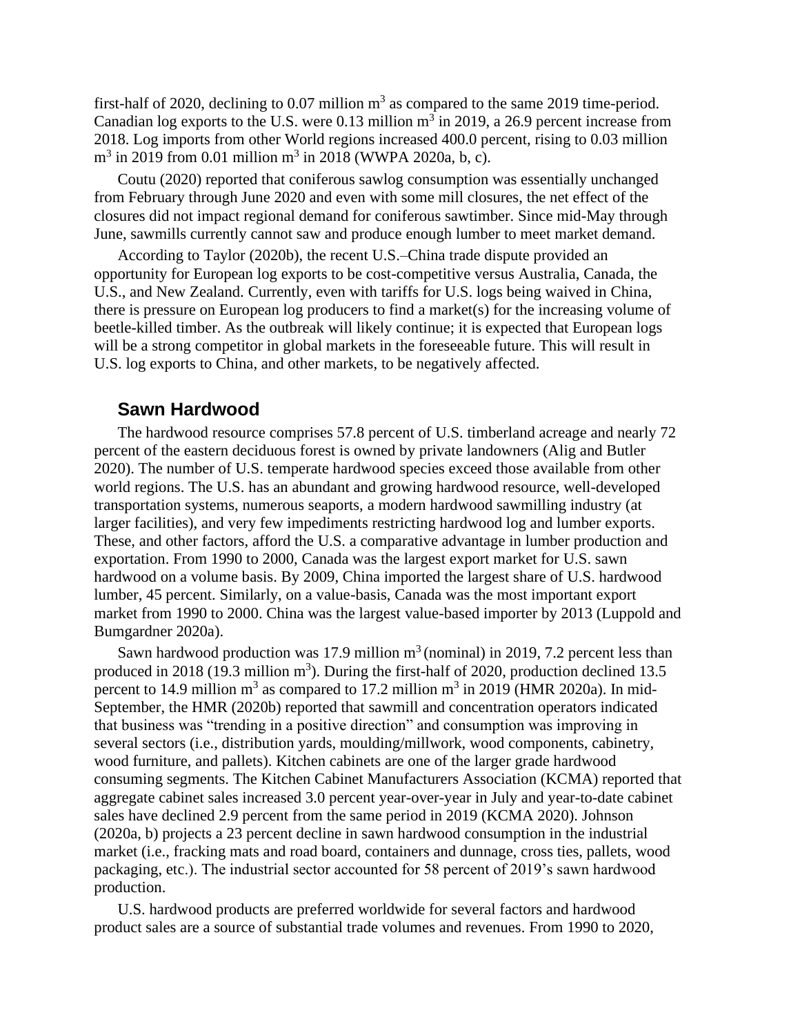first-half of 2020, declining to 0.07 million $m^3$ as compared to the same 2019 time-period. Canadian log exports to the U.S. were 0.13 million $m^3$ in 2019, a 26.9 percent increase from 2018. Log imports from other World regions increased 400.0 percent, rising to 0.03 million $m^3$ in 2019 from 0.01 million $m^3$ in 2018 (WWPA 2020a, b, c).

Coutu (2020) reported that coniferous sawlog consumption was essentially unchanged from February through June 2020 and even with some mill closures, the net effect of the closures did not impact regional demand for coniferous sawtimber. Since mid-May through June, sawmills currently cannot saw and produce enough lumber to meet market demand.

According to Taylor (2020b), the recent U.S.–China trade dispute provided an opportunity for European log exports to be cost-competitive versus Australia, Canada, the U.S., and New Zealand. Currently, even with tariffs for U.S. logs being waived in China, there is pressure on European log producers to find a market(s) for the increasing volume of beetle-killed timber. As the outbreak will likely continue; it is expected that European logs will be a strong competitor in global markets in the foreseeable future. This will result in U.S. log exports to China, and other markets, to be negatively affected.

## Sawn Hardwood

The hardwood resource comprises 57.8 percent of U.S. timberland acreage and nearly 72 percent of the eastern deciduous forest is owned by private landowners (Alig and Butler 2020). The number of U.S. temperate hardwood species exceed those available from other world regions. The U.S. has an abundant and growing hardwood resource, well-developed transportation systems, numerous seaports, a modern hardwood sawmilling industry (at larger facilities), and very few impediments restricting hardwood log and lumber exports. These, and other factors, afford the U.S. a comparative advantage in lumber production and exportation. From 1990 to 2000, Canada was the largest export market for U.S. sawn hardwood on a volume basis. By 2009, China imported the largest share of U.S. hardwood lumber, 45 percent. Similarly, on a value-basis, Canada was the most important export market from 1990 to 2000. China was the largest value-based importer by 2013 (Luppold and Bumgardner 2020a).

Sawn hardwood production was 17.9 million $m^3$ (nominal) in 2019, 7.2 percent less than produced in 2018 (19.3 million $m^3$). During the first-half of 2020, production declined 13.5 percent to 14.9 million $m^3$ as compared to 17.2 million $m^3$ in 2019 (HMR 2020a). In mid-September, the HMR (2020b) reported that sawmill and concentration operators indicated that business was "trending in a positive direction" and consumption was improving in several sectors (i.e., distribution yards, moulding/millwork, wood components, cabinetry, wood furniture, and pallets). Kitchen cabinets are one of the larger grade hardwood consuming segments. The Kitchen Cabinet Manufacturers Association (KCMA) reported that aggregate cabinet sales increased 3.0 percent year-over-year in July and year-to-date cabinet sales have declined 2.9 percent from the same period in 2019 (KCMA 2020). Johnson (2020a, b) projects a 23 percent decline in sawn hardwood consumption in the industrial market (i.e., fracking mats and road board, containers and dunnage, cross ties, pallets, wood packaging, etc.). The industrial sector accounted for 58 percent of 2019's sawn hardwood production.

U.S. hardwood products are preferred worldwide for several factors and hardwood product sales are a source of substantial trade volumes and revenues. From 1990 to 2020,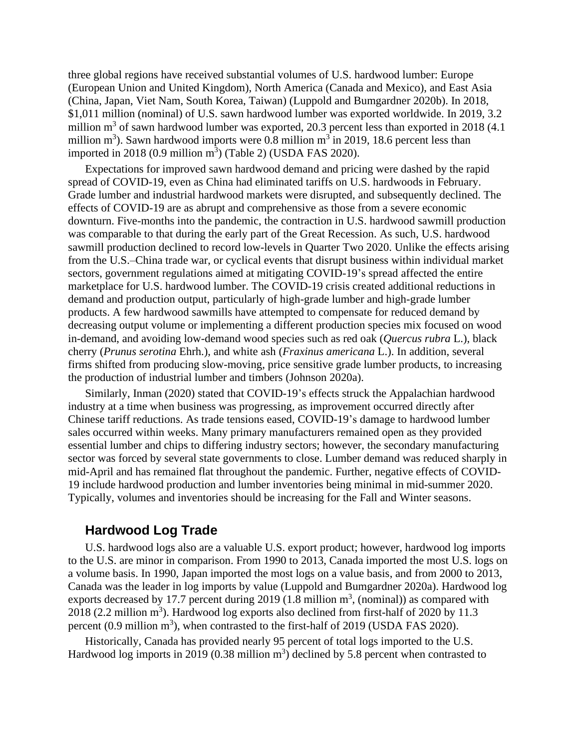three global regions have received substantial volumes of U.S. hardwood lumber: Europe (European Union and United Kingdom), North America (Canada and Mexico), and East Asia (China, Japan, Viet Nam, South Korea, Taiwan) (Luppold and Bumgardner 2020b). In 2018, $1,011 million (nominal) of U.S. sawn hardwood lumber was exported worldwide. In 2019, 3.2 million $m^3$ of sawn hardwood lumber was exported, 20.3 percent less than exported in 2018 (4.1 million $m^3$). Sawn hardwood imports were 0.8 million $m^3$ in 2019, 18.6 percent less than imported in 2018 (0.9 million $m^3$) (Table 2) (USDA FAS 2020).

Expectations for improved sawn hardwood demand and pricing were dashed by the rapid spread of COVID-19, even as China had eliminated tariffs on U.S. hardwoods in February. Grade lumber and industrial hardwood markets were disrupted, and subsequently declined. The effects of COVID-19 are as abrupt and comprehensive as those from a severe economic downturn. Five-months into the pandemic, the contraction in U.S. hardwood sawmill production was comparable to that during the early part of the Great Recession. As such, U.S. hardwood sawmill production declined to record low-levels in Quarter Two 2020. Unlike the effects arising from the U.S.–China trade war, or cyclical events that disrupt business within individual market sectors, government regulations aimed at mitigating COVID-19's spread affected the entire marketplace for U.S. hardwood lumber. The COVID-19 crisis created additional reductions in demand and production output, particularly of high-grade lumber and high-grade lumber products. A few hardwood sawmills have attempted to compensate for reduced demand by decreasing output volume or implementing a different production species mix focused on wood in-demand, and avoiding low-demand wood species such as red oak (*Quercus rubra* L.), black cherry (*Prunus serotina* Ehrh.), and white ash (*Fraxinus americana* L.). In addition, several firms shifted from producing slow-moving, price sensitive grade lumber products, to increasing the production of industrial lumber and timbers (Johnson 2020a).

Similarly, Inman (2020) stated that COVID-19's effects struck the Appalachian hardwood industry at a time when business was progressing, as improvement occurred directly after Chinese tariff reductions. As trade tensions eased, COVID-19's damage to hardwood lumber sales occurred within weeks. Many primary manufacturers remained open as they provided essential lumber and chips to differing industry sectors; however, the secondary manufacturing sector was forced by several state governments to close. Lumber demand was reduced sharply in mid-April and has remained flat throughout the pandemic. Further, negative effects of COVID-19 include hardwood production and lumber inventories being minimal in mid-summer 2020. Typically, volumes and inventories should be increasing for the Fall and Winter seasons.

## Hardwood Log Trade

U.S. hardwood logs also are a valuable U.S. export product; however, hardwood log imports to the U.S. are minor in comparison. From 1990 to 2013, Canada imported the most U.S. logs on a volume basis. In 1990, Japan imported the most logs on a value basis, and from 2000 to 2013, Canada was the leader in log imports by value (Luppold and Bumgardner 2020a). Hardwood log exports decreased by 17.7 percent during 2019 (1.8 million $m^3$, (nominal)) as compared with 2018 (2.2 million $m^3$). Hardwood log exports also declined from first-half of 2020 by 11.3 percent (0.9 million $m^3$), when contrasted to the first-half of 2019 (USDA FAS 2020).

Historically, Canada has provided nearly 95 percent of total logs imported to the U.S. Hardwood log imports in 2019 (0.38 million $m^3$) declined by 5.8 percent when contrasted to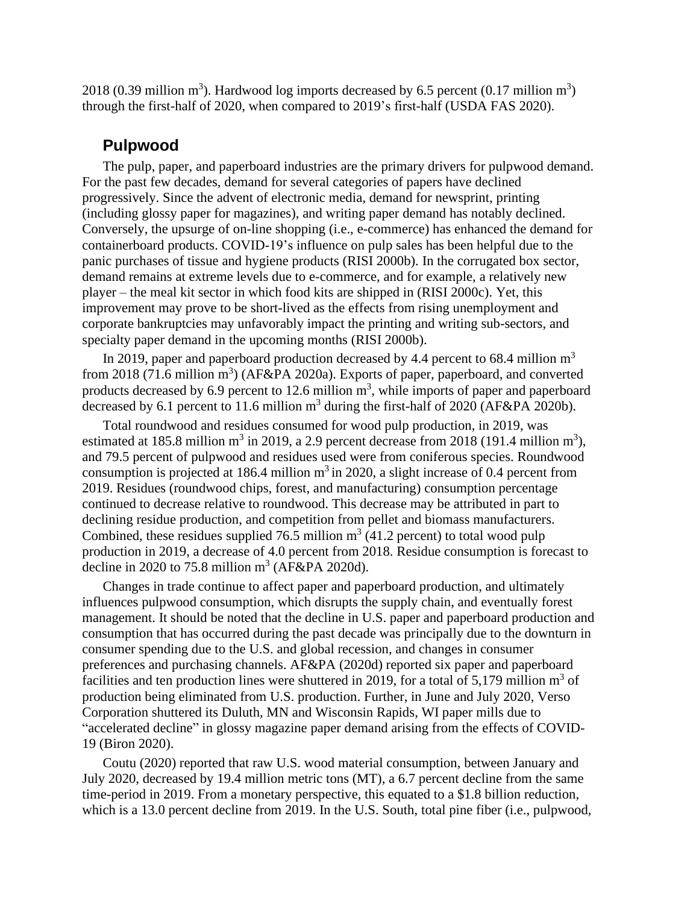2018 (0.39 million $m^3$). Hardwood log imports decreased by 6.5 percent (0.17 million $m^3$) through the first-half of 2020, when compared to 2019's first-half (USDA FAS 2020).

## Pulpwood

The pulp, paper, and paperboard industries are the primary drivers for pulpwood demand. For the past few decades, demand for several categories of papers have declined progressively. Since the advent of electronic media, demand for newsprint, printing (including glossy paper for magazines), and writing paper demand has notably declined. Conversely, the upsurge of on-line shopping (i.e., e-commerce) has enhanced the demand for containerboard products. COVID-19's influence on pulp sales has been helpful due to the panic purchases of tissue and hygiene products (RISI 2000b). In the corrugated box sector, demand remains at extreme levels due to e-commerce, and for example, a relatively new player – the meal kit sector in which food kits are shipped in (RISI 2000c). Yet, this improvement may prove to be short-lived as the effects from rising unemployment and corporate bankruptcies may unfavorably impact the printing and writing sub-sectors, and specialty paper demand in the upcoming months (RISI 2000b).

In 2019, paper and paperboard production decreased by 4.4 percent to 68.4 million $m^3$ from 2018 (71.6 million $m^3$) (AF&PA 2020a). Exports of paper, paperboard, and converted products decreased by 6.9 percent to 12.6 million $m^3$, while imports of paper and paperboard decreased by 6.1 percent to 11.6 million $m^3$ during the first-half of 2020 (AF&PA 2020b).

Total roundwood and residues consumed for wood pulp production, in 2019, was estimated at 185.8 million $m^3$ in 2019, a 2.9 percent decrease from 2018 (191.4 million $m^3$), and 79.5 percent of pulpwood and residues used were from coniferous species. Roundwood consumption is projected at 186.4 million $m^3$ in 2020, a slight increase of 0.4 percent from 2019. Residues (roundwood chips, forest, and manufacturing) consumption percentage continued to decrease relative to roundwood. This decrease may be attributed in part to declining residue production, and competition from pellet and biomass manufacturers. Combined, these residues supplied 76.5 million $m^3$ (41.2 percent) to total wood pulp production in 2019, a decrease of 4.0 percent from 2018. Residue consumption is forecast to decline in 2020 to 75.8 million $m^3$ (AF&PA 2020d).

Changes in trade continue to affect paper and paperboard production, and ultimately influences pulpwood consumption, which disrupts the supply chain, and eventually forest management. It should be noted that the decline in U.S. paper and paperboard production and consumption that has occurred during the past decade was principally due to the downturn in consumer spending due to the U.S. and global recession, and changes in consumer preferences and purchasing channels. AF&PA (2020d) reported six paper and paperboard facilities and ten production lines were shuttered in 2019, for a total of 5,179 million $m^3$ of production being eliminated from U.S. production. Further, in June and July 2020, Verso Corporation shuttered its Duluth, MN and Wisconsin Rapids, WI paper mills due to "accelerated decline" in glossy magazine paper demand arising from the effects of COVID-19 (Biron 2020).

Coutu (2020) reported that raw U.S. wood material consumption, between January and July 2020, decreased by 19.4 million metric tons (MT), a 6.7 percent decline from the same time-period in 2019. From a monetary perspective, this equated to a $1.8 billion reduction, which is a 13.0 percent decline from 2019. In the U.S. South, total pine fiber (i.e., pulpwood,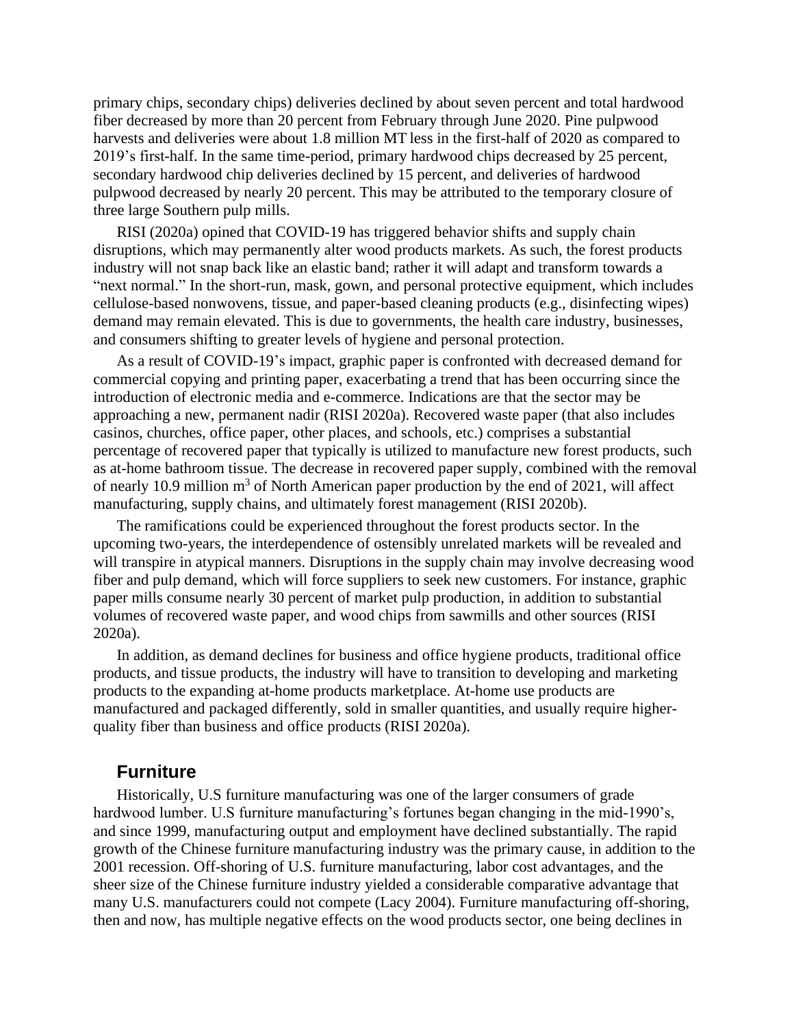primary chips, secondary chips) deliveries declined by about seven percent and total hardwood fiber decreased by more than 20 percent from February through June 2020. Pine pulpwood harvests and deliveries were about 1.8 million MT less in the first-half of 2020 as compared to 2019's first-half. In the same time-period, primary hardwood chips decreased by 25 percent, secondary hardwood chip deliveries declined by 15 percent, and deliveries of hardwood pulpwood decreased by nearly 20 percent. This may be attributed to the temporary closure of three large Southern pulp mills.

RISI (2020a) opined that COVID-19 has triggered behavior shifts and supply chain disruptions, which may permanently alter wood products markets. As such, the forest products industry will not snap back like an elastic band; rather it will adapt and transform towards a "next normal." In the short-run, mask, gown, and personal protective equipment, which includes cellulose-based nonwovens, tissue, and paper-based cleaning products (e.g., disinfecting wipes) demand may remain elevated. This is due to governments, the health care industry, businesses, and consumers shifting to greater levels of hygiene and personal protection.

As a result of COVID-19's impact, graphic paper is confronted with decreased demand for commercial copying and printing paper, exacerbating a trend that has been occurring since the introduction of electronic media and e-commerce. Indications are that the sector may be approaching a new, permanent nadir (RISI 2020a). Recovered waste paper (that also includes casinos, churches, office paper, other places, and schools, etc.) comprises a substantial percentage of recovered paper that typically is utilized to manufacture new forest products, such as at-home bathroom tissue. The decrease in recovered paper supply, combined with the removal of nearly 10.9 million $m^3$ of North American paper production by the end of 2021, will affect manufacturing, supply chains, and ultimately forest management (RISI 2020b).

The ramifications could be experienced throughout the forest products sector. In the upcoming two-years, the interdependence of ostensibly unrelated markets will be revealed and will transpire in atypical manners. Disruptions in the supply chain may involve decreasing wood fiber and pulp demand, which will force suppliers to seek new customers. For instance, graphic paper mills consume nearly 30 percent of market pulp production, in addition to substantial volumes of recovered waste paper, and wood chips from sawmills and other sources (RISI 2020a).

In addition, as demand declines for business and office hygiene products, traditional office products, and tissue products, the industry will have to transition to developing and marketing products to the expanding at-home products marketplace. At-home use products are manufactured and packaged differently, sold in smaller quantities, and usually require higher-quality fiber than business and office products (RISI 2020a).

## Furniture

Historically, U.S furniture manufacturing was one of the larger consumers of grade hardwood lumber. U.S furniture manufacturing's fortunes began changing in the mid-1990's, and since 1999, manufacturing output and employment have declined substantially. The rapid growth of the Chinese furniture manufacturing industry was the primary cause, in addition to the 2001 recession. Off-shoring of U.S. furniture manufacturing, labor cost advantages, and the sheer size of the Chinese furniture industry yielded a considerable comparative advantage that many U.S. manufacturers could not compete (Lacy 2004). Furniture manufacturing off-shoring, then and now, has multiple negative effects on the wood products sector, one being declines in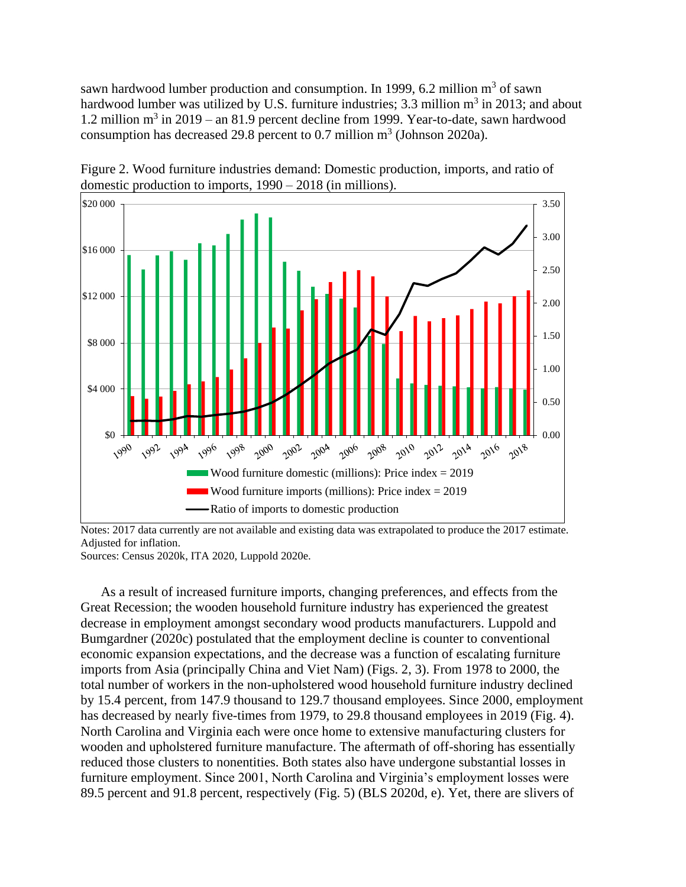sawn hardwood lumber production and consumption. In 1999, 6.2 million $m^3$ of sawn hardwood lumber was utilized by U.S. furniture industries; 3.3 million $m^3$ in 2013; and about 1.2 million $m^3$ in 2019 – an 81.9 percent decline from 1999. Year-to-date, sawn hardwood consumption has decreased 29.8 percent to 0.7 million $m^3$ (Johnson 2020a).

Figure 2. Wood furniture industries demand: Domestic production, imports, and ratio of domestic production to imports, 1990 – 2018 (in millions).

Notes: 2017 data currently are not available and existing data was extrapolated to produce the 2017 estimate. Adjusted for inflation.
Sources: Census 2020k, ITA 2020, Luppold 2020e.

As a result of increased furniture imports, changing preferences, and effects from the Great Recession; the wooden household furniture industry has experienced the greatest decrease in employment amongst secondary wood products manufacturers. Luppold and Bumgardner (2020c) postulated that the employment decline is counter to conventional economic expansion expectations, and the decrease was a function of escalating furniture imports from Asia (principally China and Viet Nam) (Figs. 2, 3). From 1978 to 2000, the total number of workers in the non-upholstered wood household furniture industry declined by 15.4 percent, from 147.9 thousand to 129.7 thousand employees. Since 2000, employment has decreased by nearly five-times from 1979, to 29.8 thousand employees in 2019 (Fig. 4). North Carolina and Virginia each were once home to extensive manufacturing clusters for wooden and upholstered furniture manufacture. The aftermath of off-shoring has essentially reduced those clusters to nonentities. Both states also have undergone substantial losses in furniture employment. Since 2001, North Carolina and Virginia's employment losses were 89.5 percent and 91.8 percent, respectively (Fig. 5) (BLS 2020d, e). Yet, there are slivers of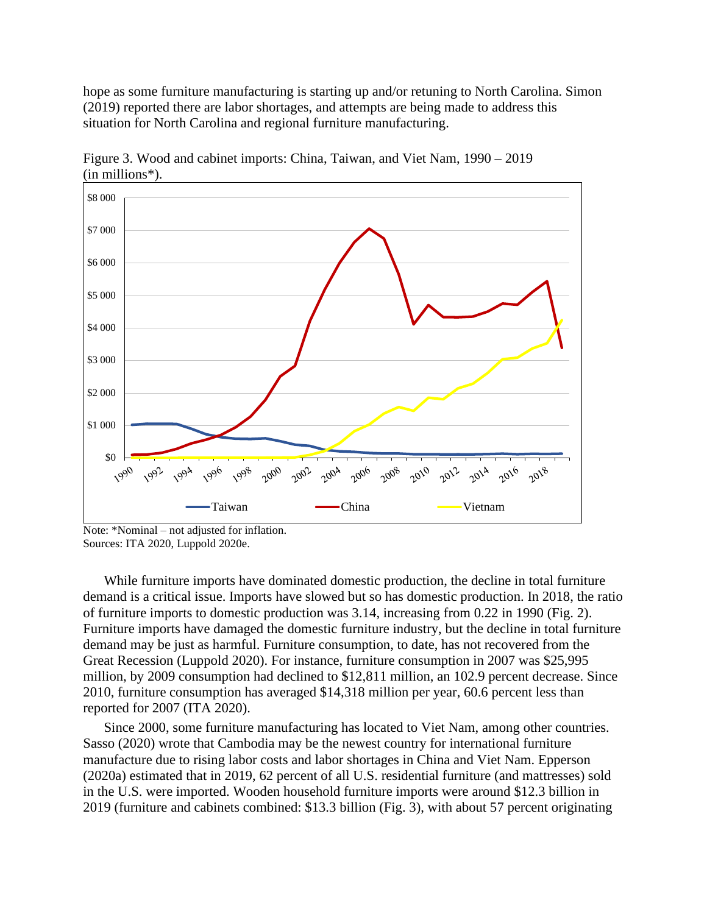hope as some furniture manufacturing is starting up and/or retuning to North Carolina. Simon (2019) reported there are labor shortages, and attempts are being made to address this situation for North Carolina and regional furniture manufacturing.

Figure 3. Wood and cabinet imports: China, Taiwan, and Viet Nam, 1990 – 2019 (in millions*).

Note: *Nominal – not adjusted for inflation.
Sources: ITA 2020, Luppold 2020e.

While furniture imports have dominated domestic production, the decline in total furniture demand is a critical issue. Imports have slowed but so has domestic production. In 2018, the ratio of furniture imports to domestic production was 3.14, increasing from 0.22 in 1990 (Fig. 2). Furniture imports have damaged the domestic furniture industry, but the decline in total furniture demand may be just as harmful. Furniture consumption, to date, has not recovered from the Great Recession (Luppold 2020). For instance, furniture consumption in 2007 was $25,995 million, by 2009 consumption had declined to $12,811 million, an 102.9 percent decrease. Since 2010, furniture consumption has averaged $14,318 million per year, 60.6 percent less than reported for 2007 (ITA 2020).

Since 2000, some furniture manufacturing has located to Viet Nam, among other countries. Sasso (2020) wrote that Cambodia may be the newest country for international furniture manufacture due to rising labor costs and labor shortages in China and Viet Nam. Epperson (2020a) estimated that in 2019, 62 percent of all U.S. residential furniture (and mattresses) sold in the U.S. were imported. Wooden household furniture imports were around $12.3 billion in 2019 (furniture and cabinets combined: $13.3 billion (Fig. 3), with about 57 percent originating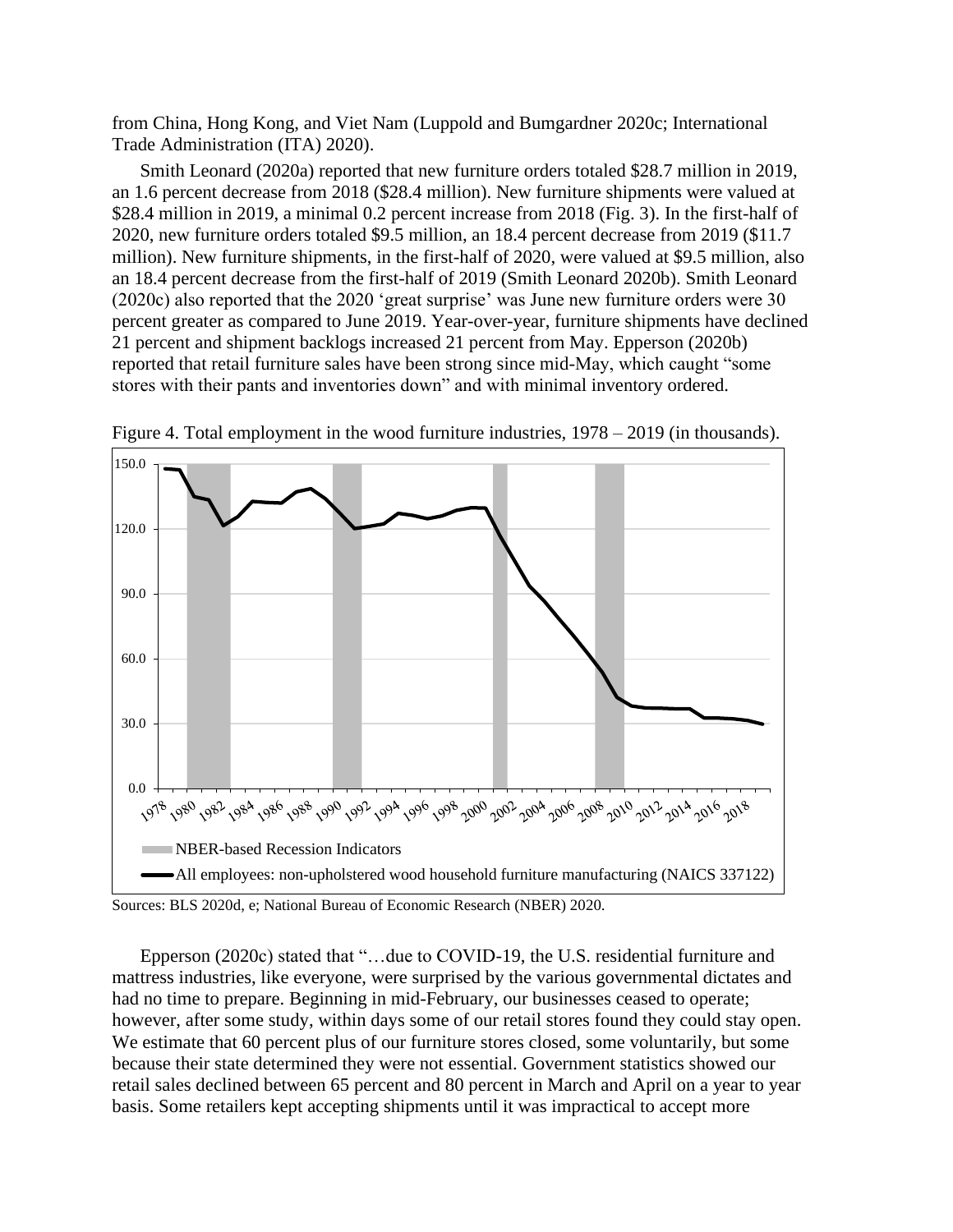from China, Hong Kong, and Viet Nam (Luppold and Bumgardner 2020c; International Trade Administration (ITA) 2020).

Smith Leonard (2020a) reported that new furniture orders totaled $28.7 million in 2019, an 1.6 percent decrease from 2018 ($28.4 million). New furniture shipments were valued at $28.4 million in 2019, a minimal 0.2 percent increase from 2018 (Fig. 3). In the first-half of 2020, new furniture orders totaled $9.5 million, an 18.4 percent decrease from 2019 ($11.7 million). New furniture shipments, in the first-half of 2020, were valued at $9.5 million, also an 18.4 percent decrease from the first-half of 2019 (Smith Leonard 2020b). Smith Leonard (2020c) also reported that the 2020 'great surprise' was June new furniture orders were 30 percent greater as compared to June 2019. Year-over-year, furniture shipments have declined 21 percent and shipment backlogs increased 21 percent from May. Epperson (2020b) reported that retail furniture sales have been strong since mid-May, which caught "some stores with their pants and inventories down" and with minimal inventory ordered.

Figure 4. Total employment in the wood furniture industries, 1978 – 2019 (in thousands).

Sources: BLS 2020d, e; National Bureau of Economic Research (NBER) 2020.

Epperson (2020c) stated that "…due to COVID-19, the U.S. residential furniture and mattress industries, like everyone, were surprised by the various governmental dictates and had no time to prepare. Beginning in mid-February, our businesses ceased to operate; however, after some study, within days some of our retail stores found they could stay open. We estimate that 60 percent plus of our furniture stores closed, some voluntarily, but some because their state determined they were not essential. Government statistics showed our retail sales declined between 65 percent and 80 percent in March and April on a year to year basis. Some retailers kept accepting shipments until it was impractical to accept more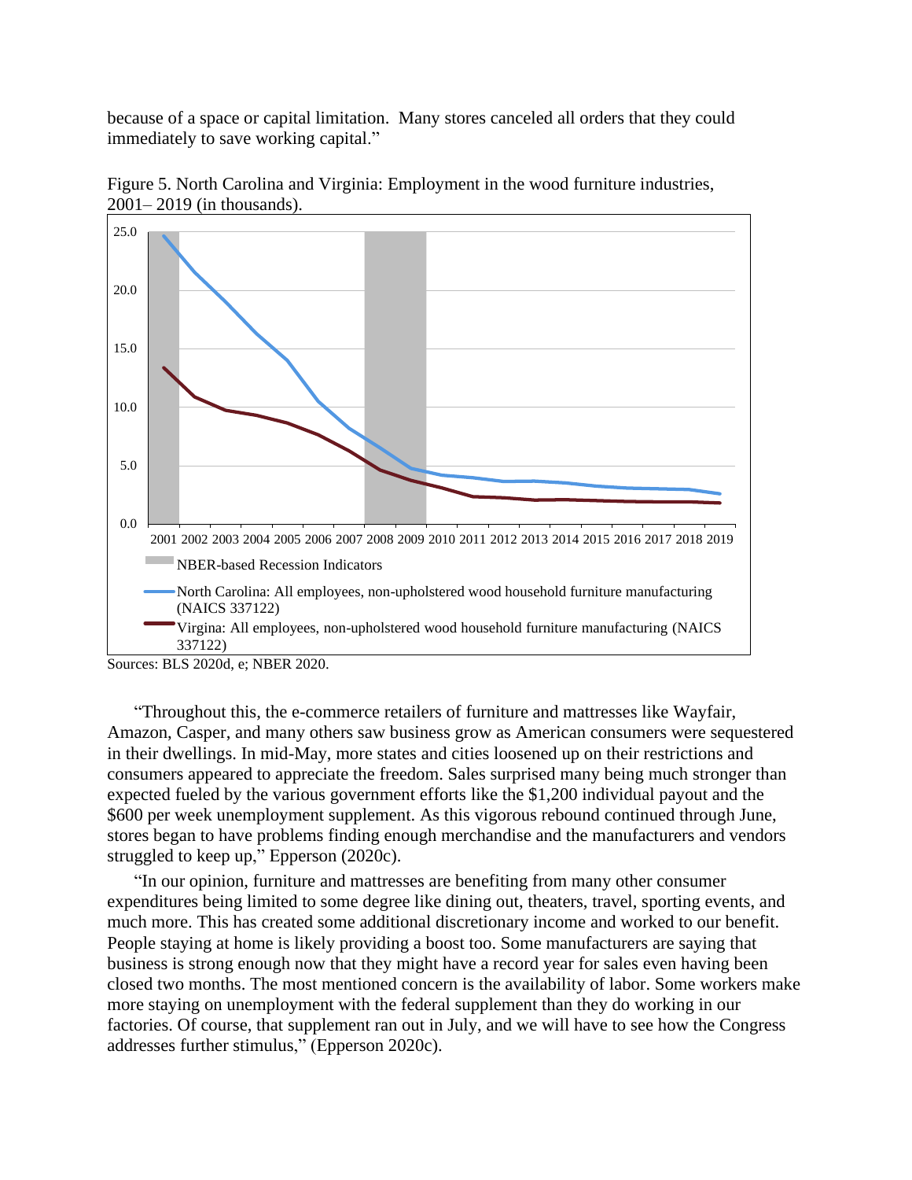because of a space or capital limitation. Many stores canceled all orders that they could immediately to save working capital."

Figure 5. North Carolina and Virginia: Employment in the wood furniture industries, 2001– 2019 (in thousands).

Sources: BLS 2020d, e; NBER 2020.

"Throughout this, the e-commerce retailers of furniture and mattresses like Wayfair, Amazon, Casper, and many others saw business grow as American consumers were sequestered in their dwellings. In mid-May, more states and cities loosened up on their restrictions and consumers appeared to appreciate the freedom. Sales surprised many being much stronger than expected fueled by the various government efforts like the $1,200 individual payout and the $600 per week unemployment supplement. As this vigorous rebound continued through June, stores began to have problems finding enough merchandise and the manufacturers and vendors struggled to keep up," Epperson (2020c).

"In our opinion, furniture and mattresses are benefiting from many other consumer expenditures being limited to some degree like dining out, theaters, travel, sporting events, and much more. This has created some additional discretionary income and worked to our benefit. People staying at home is likely providing a boost too. Some manufacturers are saying that business is strong enough now that they might have a record year for sales even having been closed two months. The most mentioned concern is the availability of labor. Some workers make more staying on unemployment with the federal supplement than they do working in our factories. Of course, that supplement ran out in July, and we will have to see how the Congress addresses further stimulus," (Epperson 2020c).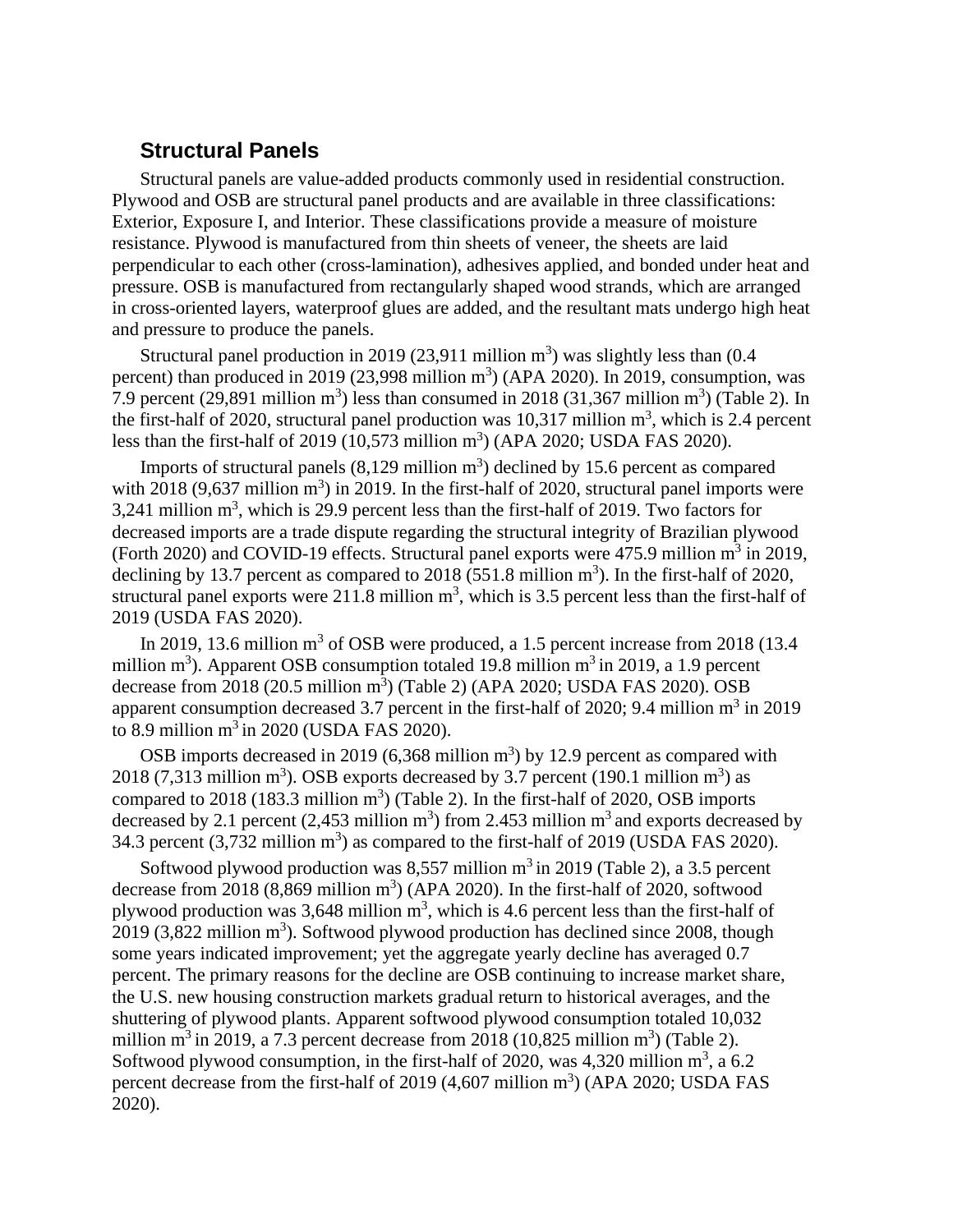## Structural Panels

Structural panels are value-added products commonly used in residential construction. Plywood and OSB are structural panel products and are available in three classifications: Exterior, Exposure I, and Interior. These classifications provide a measure of moisture resistance. Plywood is manufactured from thin sheets of veneer, the sheets are laid perpendicular to each other (cross-lamination), adhesives applied, and bonded under heat and pressure. OSB is manufactured from rectangularly shaped wood strands, which are arranged in cross-oriented layers, waterproof glues are added, and the resultant mats undergo high heat and pressure to produce the panels.

Structural panel production in 2019 (23,911 million $m^3$) was slightly less than (0.4 percent) than produced in 2019 (23,998 million $m^3$) (APA 2020). In 2019, consumption, was 7.9 percent (29,891 million $m^3$) less than consumed in 2018 (31,367 million $m^3$) (Table 2). In the first-half of 2020, structural panel production was 10,317 million $m^3$, which is 2.4 percent less than the first-half of 2019 (10,573 million $m^3$) (APA 2020; USDA FAS 2020).

Imports of structural panels (8,129 million $m^3$) declined by 15.6 percent as compared with 2018 (9,637 million $m^3$) in 2019. In the first-half of 2020, structural panel imports were 3,241 million $m^3$, which is 29.9 percent less than the first-half of 2019. Two factors for decreased imports are a trade dispute regarding the structural integrity of Brazilian plywood (Forth 2020) and COVID-19 effects. Structural panel exports were 475.9 million $m^3$ in 2019, declining by 13.7 percent as compared to 2018 (551.8 million $m^3$). In the first-half of 2020, structural panel exports were 211.8 million $m^3$, which is 3.5 percent less than the first-half of 2019 (USDA FAS 2020).

In 2019, 13.6 million $m^3$ of OSB were produced, a 1.5 percent increase from 2018 (13.4 million $m^3$). Apparent OSB consumption totaled 19.8 million $m^3$ in 2019, a 1.9 percent decrease from 2018 (20.5 million $m^3$) (Table 2) (APA 2020; USDA FAS 2020). OSB apparent consumption decreased 3.7 percent in the first-half of 2020; 9.4 million $m^3$ in 2019 to 8.9 million $m^3$ in 2020 (USDA FAS 2020).

OSB imports decreased in 2019 (6,368 million $m^3$) by 12.9 percent as compared with 2018 (7,313 million $m^3$). OSB exports decreased by 3.7 percent (190.1 million $m^3$) as compared to 2018 (183.3 million $m^3$) (Table 2). In the first-half of 2020, OSB imports decreased by 2.1 percent (2,453 million $m^3$) from 2.453 million $m^3$ and exports decreased by 34.3 percent (3,732 million $m^3$) as compared to the first-half of 2019 (USDA FAS 2020).

Softwood plywood production was 8,557 million $m^3$ in 2019 (Table 2), a 3.5 percent decrease from 2018 (8,869 million $m^3$) (APA 2020). In the first-half of 2020, softwood plywood production was 3,648 million $m^3$, which is 4.6 percent less than the first-half of 2019 (3,822 million $m^3$). Softwood plywood production has declined since 2008, though some years indicated improvement; yet the aggregate yearly decline has averaged 0.7 percent. The primary reasons for the decline are OSB continuing to increase market share, the U.S. new housing construction markets gradual return to historical averages, and the shuttering of plywood plants. Apparent softwood plywood consumption totaled 10,032 million $m^3$ in 2019, a 7.3 percent decrease from 2018 (10,825 million $m^3$) (Table 2). Softwood plywood consumption, in the first-half of 2020, was 4,320 million $m^3$, a 6.2 percent decrease from the first-half of 2019 (4,607 million $m^3$) (APA 2020; USDA FAS 2020).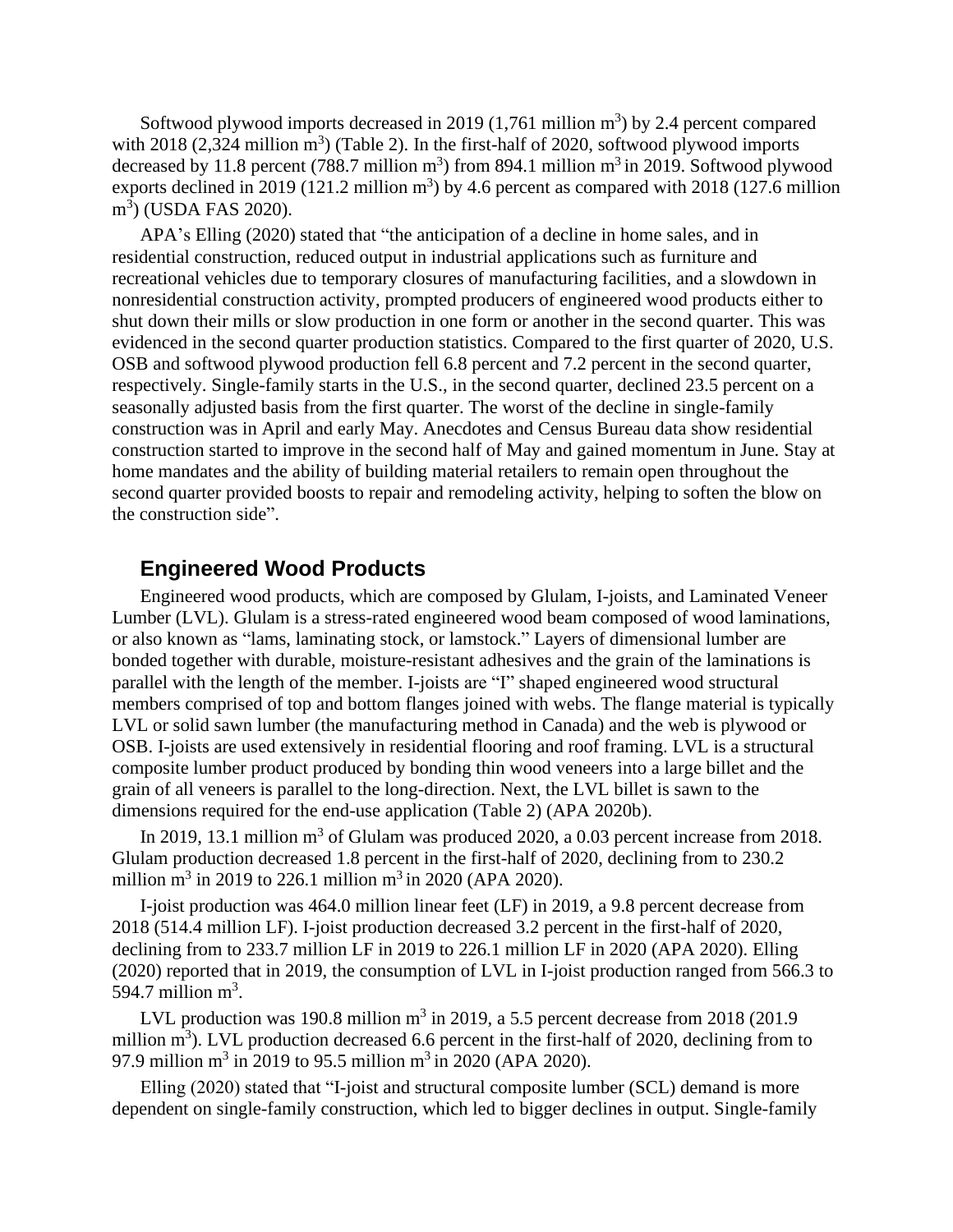Softwood plywood imports decreased in 2019 (1,761 million $m^3$) by 2.4 percent compared with 2018 (2,324 million $m^3$) (Table 2). In the first-half of 2020, softwood plywood imports decreased by 11.8 percent (788.7 million $m^3$) from 894.1 million $m^3$ in 2019. Softwood plywood exports declined in 2019 (121.2 million $m^3$) by 4.6 percent as compared with 2018 (127.6 million $m^3$) (USDA FAS 2020).

APA's Elling (2020) stated that "the anticipation of a decline in home sales, and in residential construction, reduced output in industrial applications such as furniture and recreational vehicles due to temporary closures of manufacturing facilities, and a slowdown in nonresidential construction activity, prompted producers of engineered wood products either to shut down their mills or slow production in one form or another in the second quarter. This was evidenced in the second quarter production statistics. Compared to the first quarter of 2020, U.S. OSB and softwood plywood production fell 6.8 percent and 7.2 percent in the second quarter, respectively. Single-family starts in the U.S., in the second quarter, declined 23.5 percent on a seasonally adjusted basis from the first quarter. The worst of the decline in single-family construction was in April and early May. Anecdotes and Census Bureau data show residential construction started to improve in the second half of May and gained momentum in June. Stay at home mandates and the ability of building material retailers to remain open throughout the second quarter provided boosts to repair and remodeling activity, helping to soften the blow on the construction side".

## Engineered Wood Products

Engineered wood products, which are composed by Glulam, I-joists, and Laminated Veneer Lumber (LVL). Glulam is a stress-rated engineered wood beam composed of wood laminations, or also known as "lams, laminating stock, or lamstock." Layers of dimensional lumber are bonded together with durable, moisture-resistant adhesives and the grain of the laminations is parallel with the length of the member. I-joists are "I" shaped engineered wood structural members comprised of top and bottom flanges joined with webs. The flange material is typically LVL or solid sawn lumber (the manufacturing method in Canada) and the web is plywood or OSB. I-joists are used extensively in residential flooring and roof framing. LVL is a structural composite lumber product produced by bonding thin wood veneers into a large billet and the grain of all veneers is parallel to the long-direction. Next, the LVL billet is sawn to the dimensions required for the end-use application (Table 2) (APA 2020b).

In 2019, 13.1 million $m^3$ of Glulam was produced 2020, a 0.03 percent increase from 2018. Glulam production decreased 1.8 percent in the first-half of 2020, declining from to 230.2 million $m^3$ in 2019 to 226.1 million $m^3$ in 2020 (APA 2020).

I-joist production was 464.0 million linear feet (LF) in 2019, a 9.8 percent decrease from 2018 (514.4 million LF). I-joist production decreased 3.2 percent in the first-half of 2020, declining from to 233.7 million LF in 2019 to 226.1 million LF in 2020 (APA 2020). Elling (2020) reported that in 2019, the consumption of LVL in I-joist production ranged from 566.3 to 594.7 million $m^3$.

LVL production was 190.8 million $m^3$ in 2019, a 5.5 percent decrease from 2018 (201.9 million $m^3$). LVL production decreased 6.6 percent in the first-half of 2020, declining from to 97.9 million $m^3$ in 2019 to 95.5 million $m^3$ in 2020 (APA 2020).

Elling (2020) stated that "I-joist and structural composite lumber (SCL) demand is more dependent on single-family construction, which led to bigger declines in output. Single-family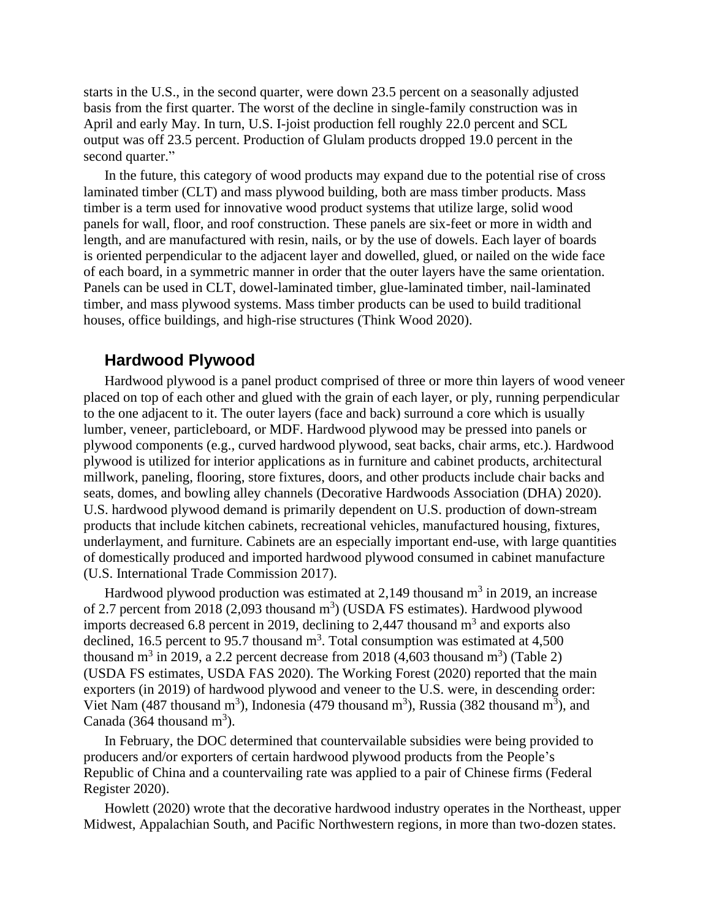starts in the U.S., in the second quarter, were down 23.5 percent on a seasonally adjusted basis from the first quarter. The worst of the decline in single-family construction was in April and early May. In turn, U.S. I-joist production fell roughly 22.0 percent and SCL output was off 23.5 percent. Production of Glulam products dropped 19.0 percent in the second quarter."

In the future, this category of wood products may expand due to the potential rise of cross laminated timber (CLT) and mass plywood building, both are mass timber products. Mass timber is a term used for innovative wood product systems that utilize large, solid wood panels for wall, floor, and roof construction. These panels are six-feet or more in width and length, and are manufactured with resin, nails, or by the use of dowels. Each layer of boards is oriented perpendicular to the adjacent layer and dowelled, glued, or nailed on the wide face of each board, in a symmetric manner in order that the outer layers have the same orientation. Panels can be used in CLT, dowel-laminated timber, glue-laminated timber, nail-laminated timber, and mass plywood systems. Mass timber products can be used to build traditional houses, office buildings, and high-rise structures (Think Wood 2020).

## Hardwood Plywood

Hardwood plywood is a panel product comprised of three or more thin layers of wood veneer placed on top of each other and glued with the grain of each layer, or ply, running perpendicular to the one adjacent to it. The outer layers (face and back) surround a core which is usually lumber, veneer, particleboard, or MDF. Hardwood plywood may be pressed into panels or plywood components (e.g., curved hardwood plywood, seat backs, chair arms, etc.). Hardwood plywood is utilized for interior applications as in furniture and cabinet products, architectural millwork, paneling, flooring, store fixtures, doors, and other products include chair backs and seats, domes, and bowling alley channels (Decorative Hardwoods Association (DHA) 2020). U.S. hardwood plywood demand is primarily dependent on U.S. production of down-stream products that include kitchen cabinets, recreational vehicles, manufactured housing, fixtures, underlayment, and furniture. Cabinets are an especially important end-use, with large quantities of domestically produced and imported hardwood plywood consumed in cabinet manufacture (U.S. International Trade Commission 2017).

Hardwood plywood production was estimated at 2,149 thousand $m^3$ in 2019, an increase of 2.7 percent from 2018 (2,093 thousand $m^3$) (USDA FS estimates). Hardwood plywood imports decreased 6.8 percent in 2019, declining to 2,447 thousand $m^3$ and exports also declined, 16.5 percent to 95.7 thousand $m^3$. Total consumption was estimated at 4,500 thousand $m^3$ in 2019, a 2.2 percent decrease from 2018 (4,603 thousand $m^3$) (Table 2) (USDA FS estimates, USDA FAS 2020). The Working Forest (2020) reported that the main exporters (in 2019) of hardwood plywood and veneer to the U.S. were, in descending order: Viet Nam (487 thousand $m^3$), Indonesia (479 thousand $m^3$), Russia (382 thousand $m^3$), and Canada (364 thousand $m^3$).

In February, the DOC determined that countervailable subsidies were being provided to producers and/or exporters of certain hardwood plywood products from the People's Republic of China and a countervailing rate was applied to a pair of Chinese firms (Federal Register 2020).

Howlett (2020) wrote that the decorative hardwood industry operates in the Northeast, upper Midwest, Appalachian South, and Pacific Northwestern regions, in more than two-dozen states.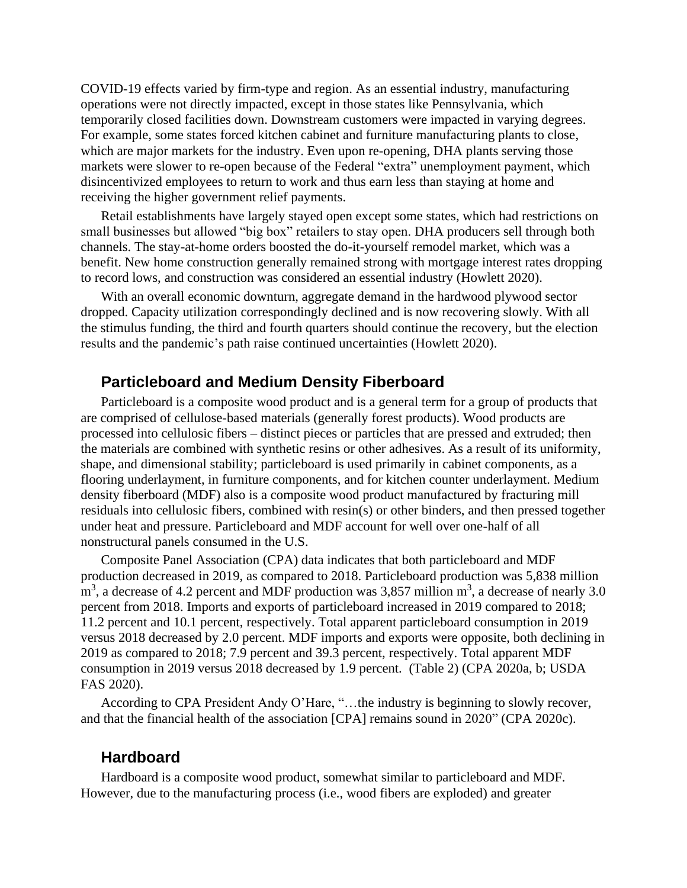COVID-19 effects varied by firm-type and region. As an essential industry, manufacturing operations were not directly impacted, except in those states like Pennsylvania, which temporarily closed facilities down. Downstream customers were impacted in varying degrees. For example, some states forced kitchen cabinet and furniture manufacturing plants to close, which are major markets for the industry. Even upon re-opening, DHA plants serving those markets were slower to re-open because of the Federal "extra" unemployment payment, which disincentivized employees to return to work and thus earn less than staying at home and receiving the higher government relief payments.

Retail establishments have largely stayed open except some states, which had restrictions on small businesses but allowed "big box" retailers to stay open. DHA producers sell through both channels. The stay-at-home orders boosted the do-it-yourself remodel market, which was a benefit. New home construction generally remained strong with mortgage interest rates dropping to record lows, and construction was considered an essential industry (Howlett 2020).

With an overall economic downturn, aggregate demand in the hardwood plywood sector dropped. Capacity utilization correspondingly declined and is now recovering slowly. With all the stimulus funding, the third and fourth quarters should continue the recovery, but the election results and the pandemic's path raise continued uncertainties (Howlett 2020).

## Particleboard and Medium Density Fiberboard

Particleboard is a composite wood product and is a general term for a group of products that are comprised of cellulose-based materials (generally forest products). Wood products are processed into cellulosic fibers – distinct pieces or particles that are pressed and extruded; then the materials are combined with synthetic resins or other adhesives. As a result of its uniformity, shape, and dimensional stability; particleboard is used primarily in cabinet components, as a flooring underlayment, in furniture components, and for kitchen counter underlayment. Medium density fiberboard (MDF) also is a composite wood product manufactured by fracturing mill residuals into cellulosic fibers, combined with resin(s) or other binders, and then pressed together under heat and pressure. Particleboard and MDF account for well over one-half of all nonstructural panels consumed in the U.S.

Composite Panel Association (CPA) data indicates that both particleboard and MDF production decreased in 2019, as compared to 2018. Particleboard production was 5,838 million $m^3$, a decrease of 4.2 percent and MDF production was 3,857 million $m^3$, a decrease of nearly 3.0 percent from 2018. Imports and exports of particleboard increased in 2019 compared to 2018; 11.2 percent and 10.1 percent, respectively. Total apparent particleboard consumption in 2019 versus 2018 decreased by 2.0 percent. MDF imports and exports were opposite, both declining in 2019 as compared to 2018; 7.9 percent and 39.3 percent, respectively. Total apparent MDF consumption in 2019 versus 2018 decreased by 1.9 percent. (Table 2) (CPA 2020a, b; USDA FAS 2020).

According to CPA President Andy O'Hare, "…the industry is beginning to slowly recover, and that the financial health of the association [CPA] remains sound in 2020" (CPA 2020c).

## Hardboard

Hardboard is a composite wood product, somewhat similar to particleboard and MDF. However, due to the manufacturing process (i.e., wood fibers are exploded) and greater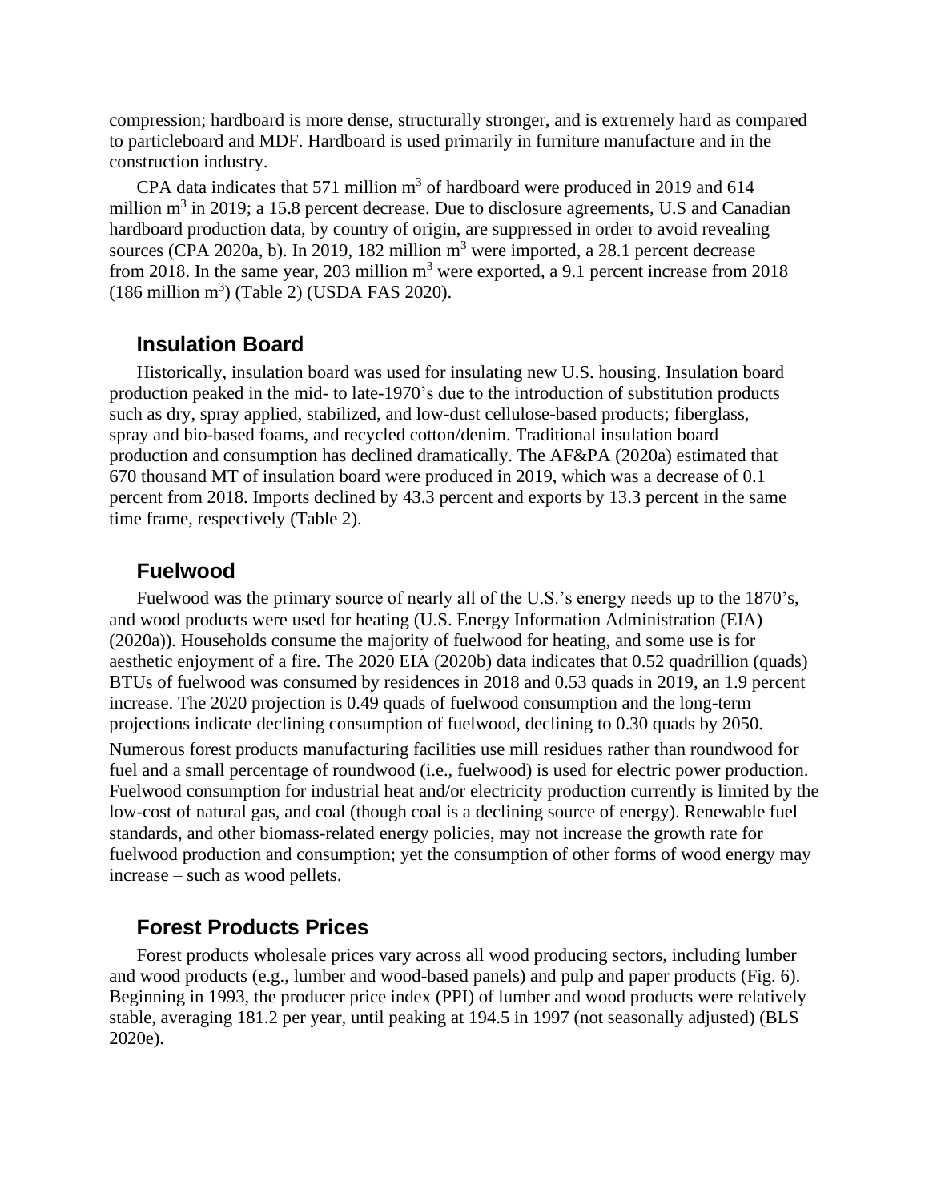compression; hardboard is more dense, structurally stronger, and is extremely hard as compared to particleboard and MDF. Hardboard is used primarily in furniture manufacture and in the construction industry.

CPA data indicates that 571 million $m^3$ of hardboard were produced in 2019 and 614 million $m^3$ in 2019; a 15.8 percent decrease. Due to disclosure agreements, U.S and Canadian hardboard production data, by country of origin, are suppressed in order to avoid revealing sources (CPA 2020a, b). In 2019, 182 million $m^3$ were imported, a 28.1 percent decrease from 2018. In the same year, 203 million $m^3$ were exported, a 9.1 percent increase from 2018 (186 million $m^3$) (Table 2) (USDA FAS 2020).

## Insulation Board

Historically, insulation board was used for insulating new U.S. housing. Insulation board production peaked in the mid- to late-1970's due to the introduction of substitution products such as dry, spray applied, stabilized, and low-dust cellulose-based products; fiberglass, spray and bio-based foams, and recycled cotton/denim. Traditional insulation board production and consumption has declined dramatically. The AF&PA (2020a) estimated that 670 thousand MT of insulation board were produced in 2019, which was a decrease of 0.1 percent from 2018. Imports declined by 43.3 percent and exports by 13.3 percent in the same time frame, respectively (Table 2).

## Fuelwood

Fuelwood was the primary source of nearly all of the U.S.'s energy needs up to the 1870's, and wood products were used for heating (U.S. Energy Information Administration (EIA) (2020a)). Households consume the majority of fuelwood for heating, and some use is for aesthetic enjoyment of a fire. The 2020 EIA (2020b) data indicates that 0.52 quadrillion (quads) BTUs of fuelwood was consumed by residences in 2018 and 0.53 quads in 2019, an 1.9 percent increase. The 2020 projection is 0.49 quads of fuelwood consumption and the long-term projections indicate declining consumption of fuelwood, declining to 0.30 quads by 2050.

Numerous forest products manufacturing facilities use mill residues rather than roundwood for fuel and a small percentage of roundwood (i.e., fuelwood) is used for electric power production. Fuelwood consumption for industrial heat and/or electricity production currently is limited by the low-cost of natural gas, and coal (though coal is a declining source of energy). Renewable fuel standards, and other biomass-related energy policies, may not increase the growth rate for fuelwood production and consumption; yet the consumption of other forms of wood energy may increase – such as wood pellets.

## Forest Products Prices

Forest products wholesale prices vary across all wood producing sectors, including lumber and wood products (e.g., lumber and wood-based panels) and pulp and paper products (Fig. 6). Beginning in 1993, the producer price index (PPI) of lumber and wood products were relatively stable, averaging 181.2 per year, until peaking at 194.5 in 1997 (not seasonally adjusted) (BLS 2020e).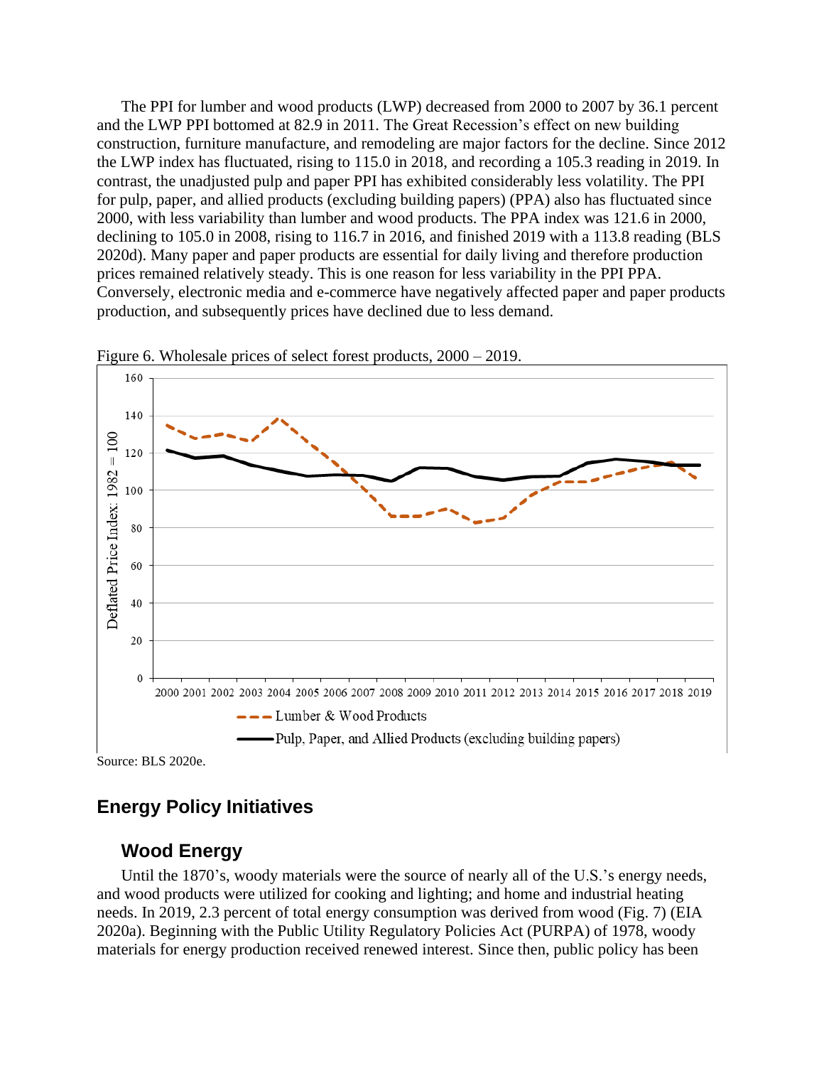The PPI for lumber and wood products (LWP) decreased from 2000 to 2007 by 36.1 percent and the LWP PPI bottomed at 82.9 in 2011. The Great Recession's effect on new building construction, furniture manufacture, and remodeling are major factors for the decline. Since 2012 the LWP index has fluctuated, rising to 115.0 in 2018, and recording a 105.3 reading in 2019. In contrast, the unadjusted pulp and paper PPI has exhibited considerably less volatility. The PPI for pulp, paper, and allied products (excluding building papers) (PPA) also has fluctuated since 2000, with less variability than lumber and wood products. The PPA index was 121.6 in 2000, declining to 105.0 in 2008, rising to 116.7 in 2016, and finished 2019 with a 113.8 reading (BLS 2020d). Many paper and paper products are essential for daily living and therefore production prices remained relatively steady. This is one reason for less variability in the PPI PPA. Conversely, electronic media and e-commerce have negatively affected paper and paper products production, and subsequently prices have declined due to less demand.

Figure 6. Wholesale prices of select forest products, 2000 – 2019.

Source: BLS 2020e.

## Energy Policy Initiatives

### Wood Energy

Until the 1870's, woody materials were the source of nearly all of the U.S.'s energy needs, and wood products were utilized for cooking and lighting; and home and industrial heating needs. In 2019, 2.3 percent of total energy consumption was derived from wood (Fig. 7) (EIA 2020a). Beginning with the Public Utility Regulatory Policies Act (PURPA) of 1978, woody materials for energy production received renewed interest. Since then, public policy has been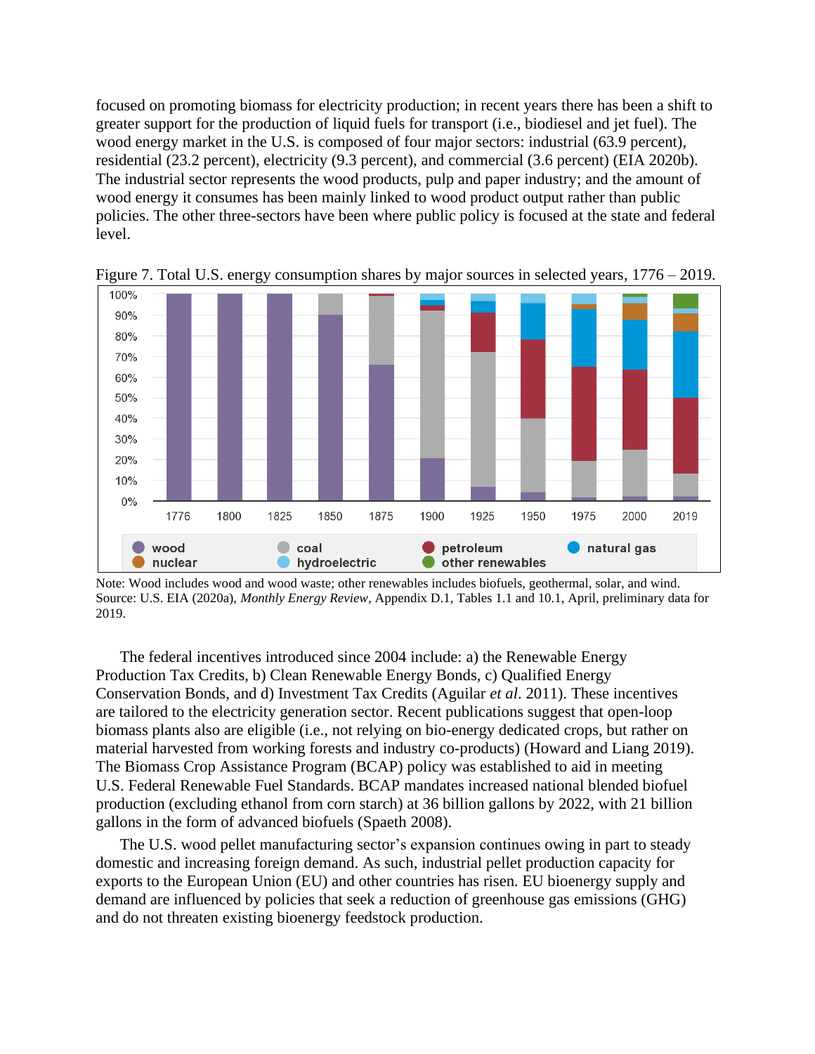focused on promoting biomass for electricity production; in recent years there has been a shift to greater support for the production of liquid fuels for transport (i.e., biodiesel and jet fuel). The wood energy market in the U.S. is composed of four major sectors: industrial (63.9 percent), residential (23.2 percent), electricity (9.3 percent), and commercial (3.6 percent) (EIA 2020b). The industrial sector represents the wood products, pulp and paper industry; and the amount of wood energy it consumes has been mainly linked to wood product output rather than public policies. The other three-sectors have been where public policy is focused at the state and federal level.

Figure 7. Total U.S. energy consumption shares by major sources in selected years, 1776 – 2019.

Note: Wood includes wood and wood waste; other renewables includes biofuels, geothermal, solar, and wind. Source: U.S. EIA (2020a), *Monthly Energy Review*, Appendix D.1, Tables 1.1 and 10.1, April, preliminary data for 2019.

The federal incentives introduced since 2004 include: a) the Renewable Energy Production Tax Credits, b) Clean Renewable Energy Bonds, c) Qualified Energy Conservation Bonds, and d) Investment Tax Credits (Aguilar *et al*. 2011). These incentives are tailored to the electricity generation sector. Recent publications suggest that open-loop biomass plants also are eligible (i.e., not relying on bio-energy dedicated crops, but rather on material harvested from working forests and industry co-products) (Howard and Liang 2019). The Biomass Crop Assistance Program (BCAP) policy was established to aid in meeting U.S. Federal Renewable Fuel Standards. BCAP mandates increased national blended biofuel production (excluding ethanol from corn starch) at 36 billion gallons by 2022, with 21 billion gallons in the form of advanced biofuels (Spaeth 2008).

The U.S. wood pellet manufacturing sector's expansion continues owing in part to steady domestic and increasing foreign demand. As such, industrial pellet production capacity for exports to the European Union (EU) and other countries has risen. EU bioenergy supply and demand are influenced by policies that seek a reduction of greenhouse gas emissions (GHG) and do not threaten existing bioenergy feedstock production.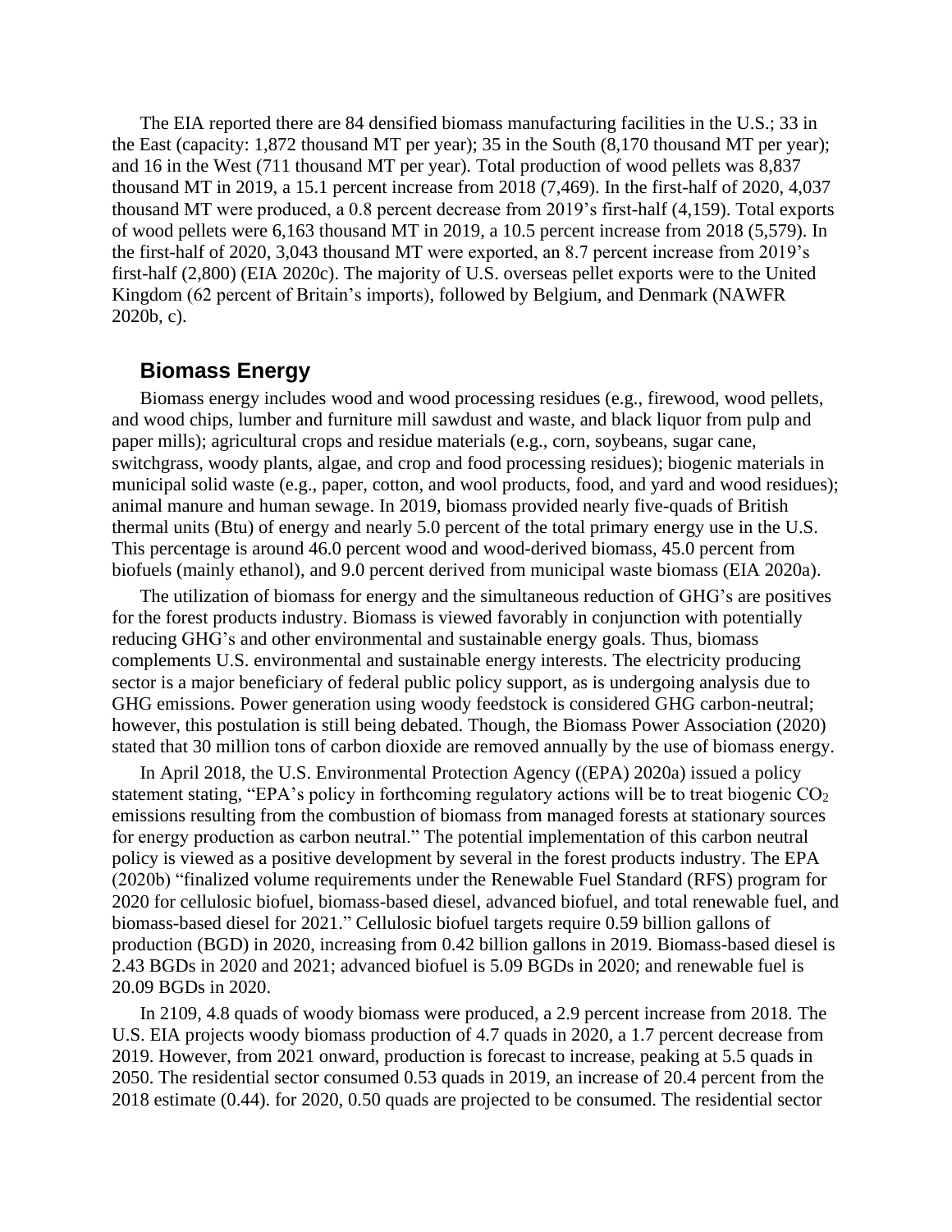The EIA reported there are 84 densified biomass manufacturing facilities in the U.S.; 33 in the East (capacity: 1,872 thousand MT per year); 35 in the South (8,170 thousand MT per year); and 16 in the West (711 thousand MT per year). Total production of wood pellets was 8,837 thousand MT in 2019, a 15.1 percent increase from 2018 (7,469). In the first-half of 2020, 4,037 thousand MT were produced, a 0.8 percent decrease from 2019's first-half (4,159). Total exports of wood pellets were 6,163 thousand MT in 2019, a 10.5 percent increase from 2018 (5,579). In the first-half of 2020, 3,043 thousand MT were exported, an 8.7 percent increase from 2019's first-half (2,800) (EIA 2020c). The majority of U.S. overseas pellet exports were to the United Kingdom (62 percent of Britain's imports), followed by Belgium, and Denmark (NAWFR 2020b, c).

## Biomass Energy

Biomass energy includes wood and wood processing residues (e.g., firewood, wood pellets, and wood chips, lumber and furniture mill sawdust and waste, and black liquor from pulp and paper mills); agricultural crops and residue materials (e.g., corn, soybeans, sugar cane, switchgrass, woody plants, algae, and crop and food processing residues); biogenic materials in municipal solid waste (e.g., paper, cotton, and wool products, food, and yard and wood residues); animal manure and human sewage. In 2019, biomass provided nearly five-quads of British thermal units (Btu) of energy and nearly 5.0 percent of the total primary energy use in the U.S. This percentage is around 46.0 percent wood and wood-derived biomass, 45.0 percent from biofuels (mainly ethanol), and 9.0 percent derived from municipal waste biomass (EIA 2020a).

The utilization of biomass for energy and the simultaneous reduction of GHG's are positives for the forest products industry. Biomass is viewed favorably in conjunction with potentially reducing GHG's and other environmental and sustainable energy goals. Thus, biomass complements U.S. environmental and sustainable energy interests. The electricity producing sector is a major beneficiary of federal public policy support, as is undergoing analysis due to GHG emissions. Power generation using woody feedstock is considered GHG carbon-neutral; however, this postulation is still being debated. Though, the Biomass Power Association (2020) stated that 30 million tons of carbon dioxide are removed annually by the use of biomass energy.

In April 2018, the U.S. Environmental Protection Agency ((EPA) 2020a) issued a policy statement stating, "EPA's policy in forthcoming regulatory actions will be to treat biogenic $CO_2$ emissions resulting from the combustion of biomass from managed forests at stationary sources for energy production as carbon neutral." The potential implementation of this carbon neutral policy is viewed as a positive development by several in the forest products industry. The EPA (2020b) "finalized volume requirements under the Renewable Fuel Standard (RFS) program for 2020 for cellulosic biofuel, biomass-based diesel, advanced biofuel, and total renewable fuel, and biomass-based diesel for 2021." Cellulosic biofuel targets require 0.59 billion gallons of production (BGD) in 2020, increasing from 0.42 billion gallons in 2019. Biomass-based diesel is 2.43 BGDs in 2020 and 2021; advanced biofuel is 5.09 BGDs in 2020; and renewable fuel is 20.09 BGDs in 2020.

In 2109, 4.8 quads of woody biomass were produced, a 2.9 percent increase from 2018. The U.S. EIA projects woody biomass production of 4.7 quads in 2020, a 1.7 percent decrease from 2019. However, from 2021 onward, production is forecast to increase, peaking at 5.5 quads in 2050. The residential sector consumed 0.53 quads in 2019, an increase of 20.4 percent from the 2018 estimate (0.44). for 2020, 0.50 quads are projected to be consumed. The residential sector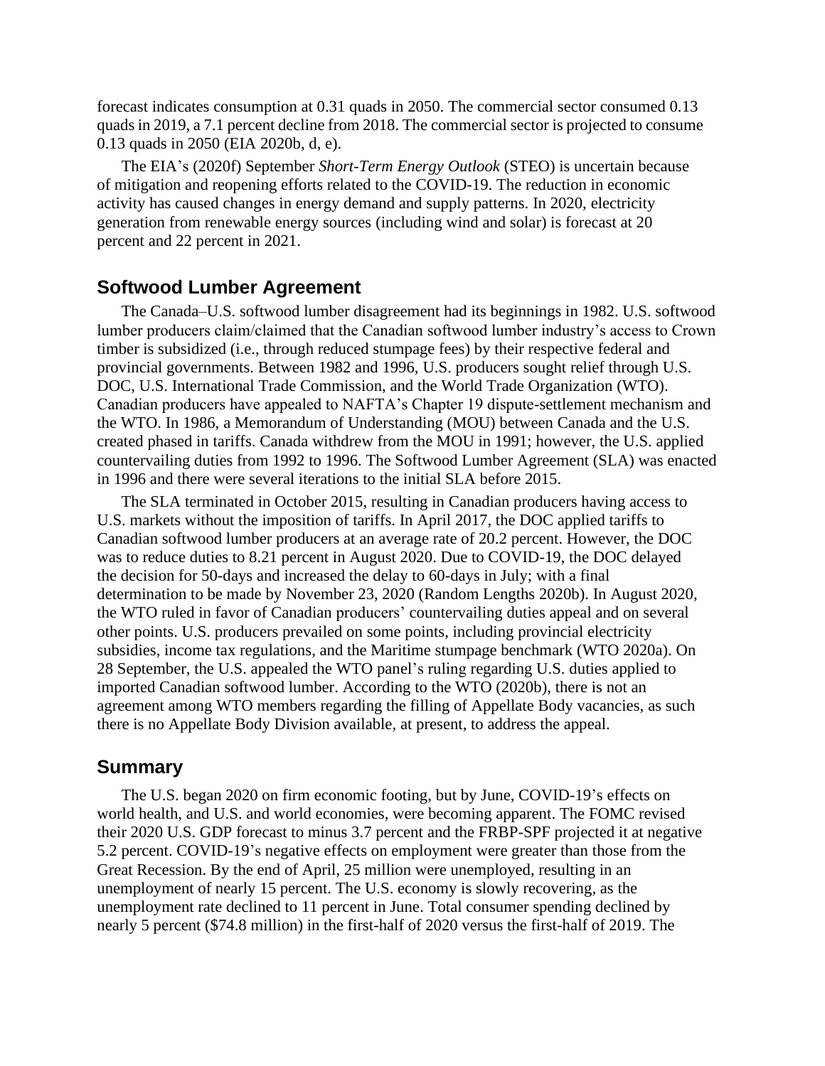forecast indicates consumption at 0.31 quads in 2050. The commercial sector consumed 0.13 quads in 2019, a 7.1 percent decline from 2018. The commercial sector is projected to consume 0.13 quads in 2050 (EIA 2020b, d, e).

The EIA's (2020f) September *Short-Term Energy Outlook* (STEO) is uncertain because of mitigation and reopening efforts related to the COVID-19. The reduction in economic activity has caused changes in energy demand and supply patterns. In 2020, electricity generation from renewable energy sources (including wind and solar) is forecast at 20 percent and 22 percent in 2021.

## Softwood Lumber Agreement

The Canada–U.S. softwood lumber disagreement had its beginnings in 1982. U.S. softwood lumber producers claim/claimed that the Canadian softwood lumber industry's access to Crown timber is subsidized (i.e., through reduced stumpage fees) by their respective federal and provincial governments. Between 1982 and 1996, U.S. producers sought relief through U.S. DOC, U.S. International Trade Commission, and the World Trade Organization (WTO). Canadian producers have appealed to NAFTA's Chapter 19 dispute-settlement mechanism and the WTO. In 1986, a Memorandum of Understanding (MOU) between Canada and the U.S. created phased in tariffs. Canada withdrew from the MOU in 1991; however, the U.S. applied countervailing duties from 1992 to 1996. The Softwood Lumber Agreement (SLA) was enacted in 1996 and there were several iterations to the initial SLA before 2015.

The SLA terminated in October 2015, resulting in Canadian producers having access to U.S. markets without the imposition of tariffs. In April 2017, the DOC applied tariffs to Canadian softwood lumber producers at an average rate of 20.2 percent. However, the DOC was to reduce duties to 8.21 percent in August 2020. Due to COVID-19, the DOC delayed the decision for 50-days and increased the delay to 60-days in July; with a final determination to be made by November 23, 2020 (Random Lengths 2020b). In August 2020, the WTO ruled in favor of Canadian producers' countervailing duties appeal and on several other points. U.S. producers prevailed on some points, including provincial electricity subsidies, income tax regulations, and the Maritime stumpage benchmark (WTO 2020a). On 28 September, the U.S. appealed the WTO panel's ruling regarding U.S. duties applied to imported Canadian softwood lumber. According to the WTO (2020b), there is not an agreement among WTO members regarding the filling of Appellate Body vacancies, as such there is no Appellate Body Division available, at present, to address the appeal.

## Summary

The U.S. began 2020 on firm economic footing, but by June, COVID-19's effects on world health, and U.S. and world economies, were becoming apparent. The FOMC revised their 2020 U.S. GDP forecast to minus 3.7 percent and the FRBP-SPF projected it at negative 5.2 percent. COVID-19's negative effects on employment were greater than those from the Great Recession. By the end of April, 25 million were unemployed, resulting in an unemployment of nearly 15 percent. The U.S. economy is slowly recovering, as the unemployment rate declined to 11 percent in June. Total consumer spending declined by nearly 5 percent ($74.8 million) in the first-half of 2020 versus the first-half of 2019. The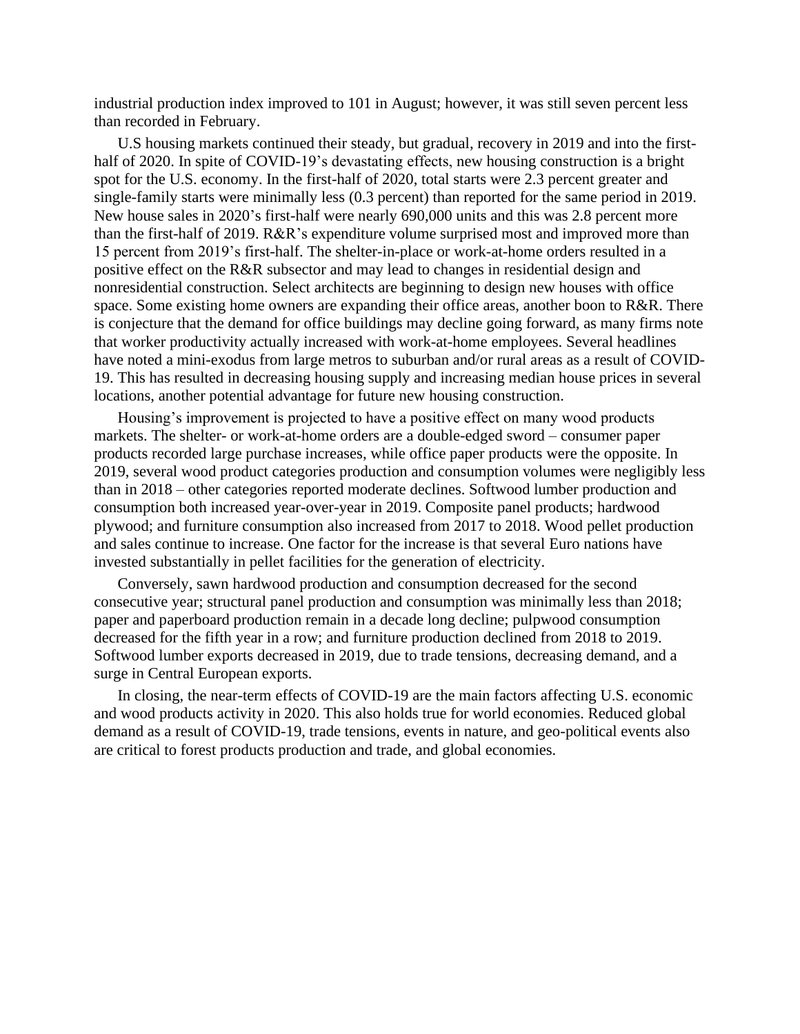industrial production index improved to 101 in August; however, it was still seven percent less than recorded in February.

U.S housing markets continued their steady, but gradual, recovery in 2019 and into the first-half of 2020. In spite of COVID-19's devastating effects, new housing construction is a bright spot for the U.S. economy. In the first-half of 2020, total starts were 2.3 percent greater and single-family starts were minimally less (0.3 percent) than reported for the same period in 2019. New house sales in 2020's first-half were nearly 690,000 units and this was 2.8 percent more than the first-half of 2019. R&R's expenditure volume surprised most and improved more than 15 percent from 2019's first-half. The shelter-in-place or work-at-home orders resulted in a positive effect on the R&R subsector and may lead to changes in residential design and nonresidential construction. Select architects are beginning to design new houses with office space. Some existing home owners are expanding their office areas, another boon to R&R. There is conjecture that the demand for office buildings may decline going forward, as many firms note that worker productivity actually increased with work-at-home employees. Several headlines have noted a mini-exodus from large metros to suburban and/or rural areas as a result of COVID-19. This has resulted in decreasing housing supply and increasing median house prices in several locations, another potential advantage for future new housing construction.

Housing's improvement is projected to have a positive effect on many wood products markets. The shelter- or work-at-home orders are a double-edged sword – consumer paper products recorded large purchase increases, while office paper products were the opposite. In 2019, several wood product categories production and consumption volumes were negligibly less than in 2018 – other categories reported moderate declines. Softwood lumber production and consumption both increased year-over-year in 2019. Composite panel products; hardwood plywood; and furniture consumption also increased from 2017 to 2018. Wood pellet production and sales continue to increase. One factor for the increase is that several Euro nations have invested substantially in pellet facilities for the generation of electricity.

Conversely, sawn hardwood production and consumption decreased for the second consecutive year; structural panel production and consumption was minimally less than 2018; paper and paperboard production remain in a decade long decline; pulpwood consumption decreased for the fifth year in a row; and furniture production declined from 2018 to 2019. Softwood lumber exports decreased in 2019, due to trade tensions, decreasing demand, and a surge in Central European exports.

In closing, the near-term effects of COVID-19 are the main factors affecting U.S. economic and wood products activity in 2020. This also holds true for world economies. Reduced global demand as a result of COVID-19, trade tensions, events in nature, and geo-political events also are critical to forest products production and trade, and global economies.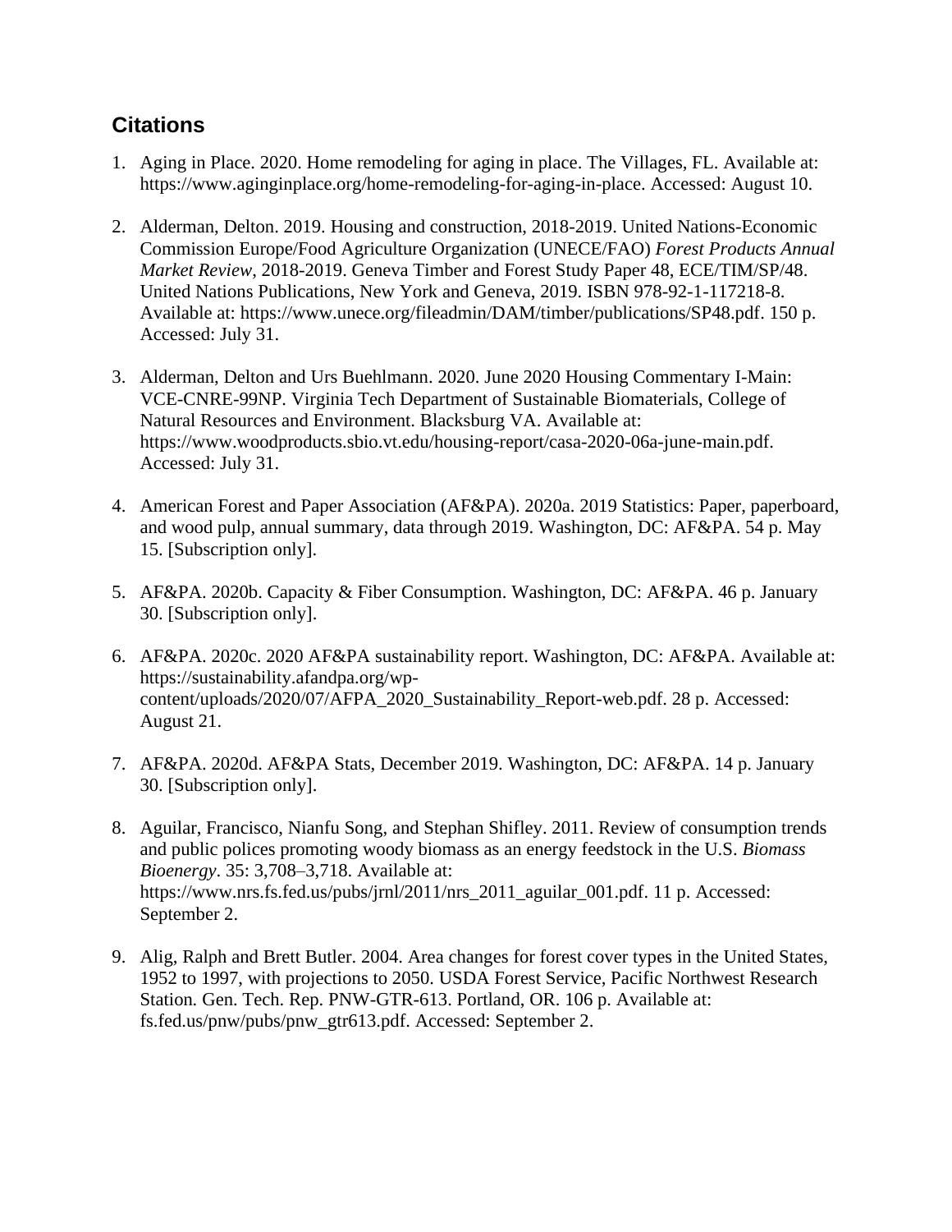## Citations

1. Aging in Place. 2020. Home remodeling for aging in place. The Villages, FL. Available at: https://www.aginginplace.org/home-remodeling-for-aging-in-place. Accessed: August 10.

2. Alderman, Delton. 2019. Housing and construction, 2018-2019. United Nations-Economic Commission Europe/Food Agriculture Organization (UNECE/FAO) *Forest Products Annual Market Review*, 2018-2019. Geneva Timber and Forest Study Paper 48, ECE/TIM/SP/48. United Nations Publications, New York and Geneva, 2019. ISBN 978-92-1-117218-8. Available at: https://www.unece.org/fileadmin/DAM/timber/publications/SP48.pdf. 150 p. Accessed: July 31.

3. Alderman, Delton and Urs Buehlmann. 2020. June 2020 Housing Commentary I-Main: VCE-CNRE-99NP. Virginia Tech Department of Sustainable Biomaterials, College of Natural Resources and Environment. Blacksburg VA. Available at: https://www.woodproducts.sbio.vt.edu/housing-report/casa-2020-06a-june-main.pdf. Accessed: July 31.

4. American Forest and Paper Association (AF&PA). 2020a. 2019 Statistics: Paper, paperboard, and wood pulp, annual summary, data through 2019. Washington, DC: AF&PA. 54 p. May 15. [Subscription only].

5. AF&PA. 2020b. Capacity & Fiber Consumption. Washington, DC: AF&PA. 46 p. January 30. [Subscription only].

6. AF&PA. 2020c. 2020 AF&PA sustainability report. Washington, DC: AF&PA. Available at: https://sustainability.afandpa.org/wp-content/uploads/2020/07/AFPA_2020_Sustainability_Report-web.pdf. 28 p. Accessed: August 21.

7. AF&PA. 2020d. AF&PA Stats, December 2019. Washington, DC: AF&PA. 14 p. January 30. [Subscription only].

8. Aguilar, Francisco, Nianfu Song, and Stephan Shifley. 2011. Review of consumption trends and public polices promoting woody biomass as an energy feedstock in the U.S. *Biomass Bioenergy*. 35: 3,708–3,718. Available at: https://www.nrs.fs.fed.us/pubs/jrnl/2011/nrs_2011_aguilar_001.pdf. 11 p. Accessed: September 2.

9. Alig, Ralph and Brett Butler. 2004. Area changes for forest cover types in the United States, 1952 to 1997, with projections to 2050. USDA Forest Service, Pacific Northwest Research Station. Gen. Tech. Rep. PNW-GTR-613. Portland, OR. 106 p. Available at: fs.fed.us/pnw/pubs/pnw_gtr613.pdf. Accessed: September 2.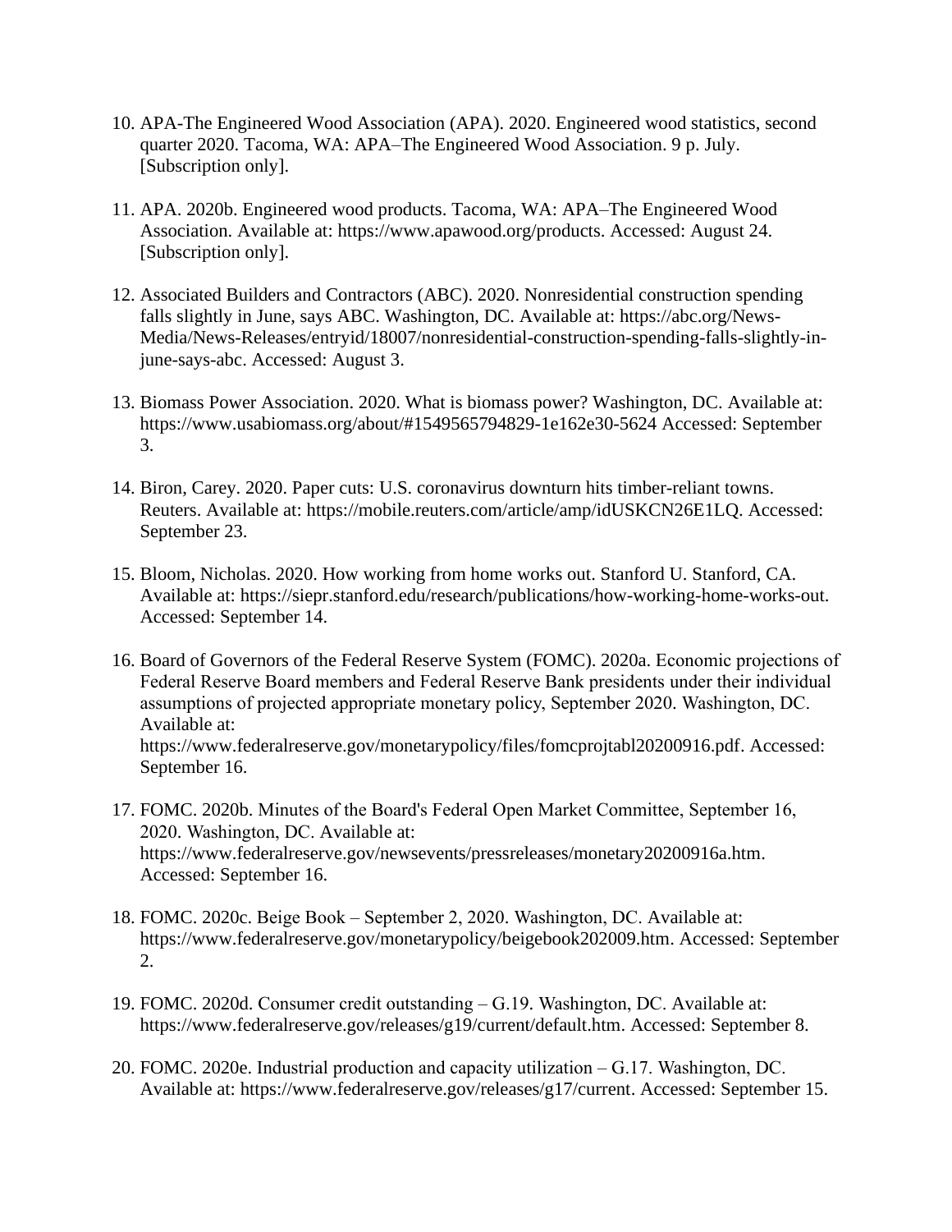10. APA-The Engineered Wood Association (APA). 2020. Engineered wood statistics, second quarter 2020. Tacoma, WA: APA–The Engineered Wood Association. 9 p. July. [Subscription only].

11. APA. 2020b. Engineered wood products. Tacoma, WA: APA–The Engineered Wood Association. Available at: https://www.apawood.org/products. Accessed: August 24. [Subscription only].

12. Associated Builders and Contractors (ABC). 2020. Nonresidential construction spending falls slightly in June, says ABC. Washington, DC. Available at: https://abc.org/News-Media/News-Releases/entryid/18007/nonresidential-construction-spending-falls-slightly-in-june-says-abc. Accessed: August 3.

13. Biomass Power Association. 2020. What is biomass power? Washington, DC. Available at: https://www.usabiomass.org/about/#1549565794829-1e162e30-5624 Accessed: September 3.

14. Biron, Carey. 2020. Paper cuts: U.S. coronavirus downturn hits timber-reliant towns. Reuters. Available at: https://mobile.reuters.com/article/amp/idUSKCN26E1LQ. Accessed: September 23.

15. Bloom, Nicholas. 2020. How working from home works out. Stanford U. Stanford, CA. Available at: https://siepr.stanford.edu/research/publications/how-working-home-works-out. Accessed: September 14.

16. Board of Governors of the Federal Reserve System (FOMC). 2020a. Economic projections of Federal Reserve Board members and Federal Reserve Bank presidents under their individual assumptions of projected appropriate monetary policy, September 2020. Washington, DC. Available at: https://www.federalreserve.gov/monetarypolicy/files/fomcprojtabl20200916.pdf. Accessed: September 16.

17. FOMC. 2020b. Minutes of the Board's Federal Open Market Committee, September 16, 2020. Washington, DC. Available at: https://www.federalreserve.gov/newsevents/pressreleases/monetary20200916a.htm. Accessed: September 16.

18. FOMC. 2020c. Beige Book – September 2, 2020. Washington, DC. Available at: https://www.federalreserve.gov/monetarypolicy/beigebook202009.htm. Accessed: September 2.

19. FOMC. 2020d. Consumer credit outstanding – G.19. Washington, DC. Available at: https://www.federalreserve.gov/releases/g19/current/default.htm. Accessed: September 8.

20. FOMC. 2020e. Industrial production and capacity utilization – G.17. Washington, DC. Available at: https://www.federalreserve.gov/releases/g17/current. Accessed: September 15.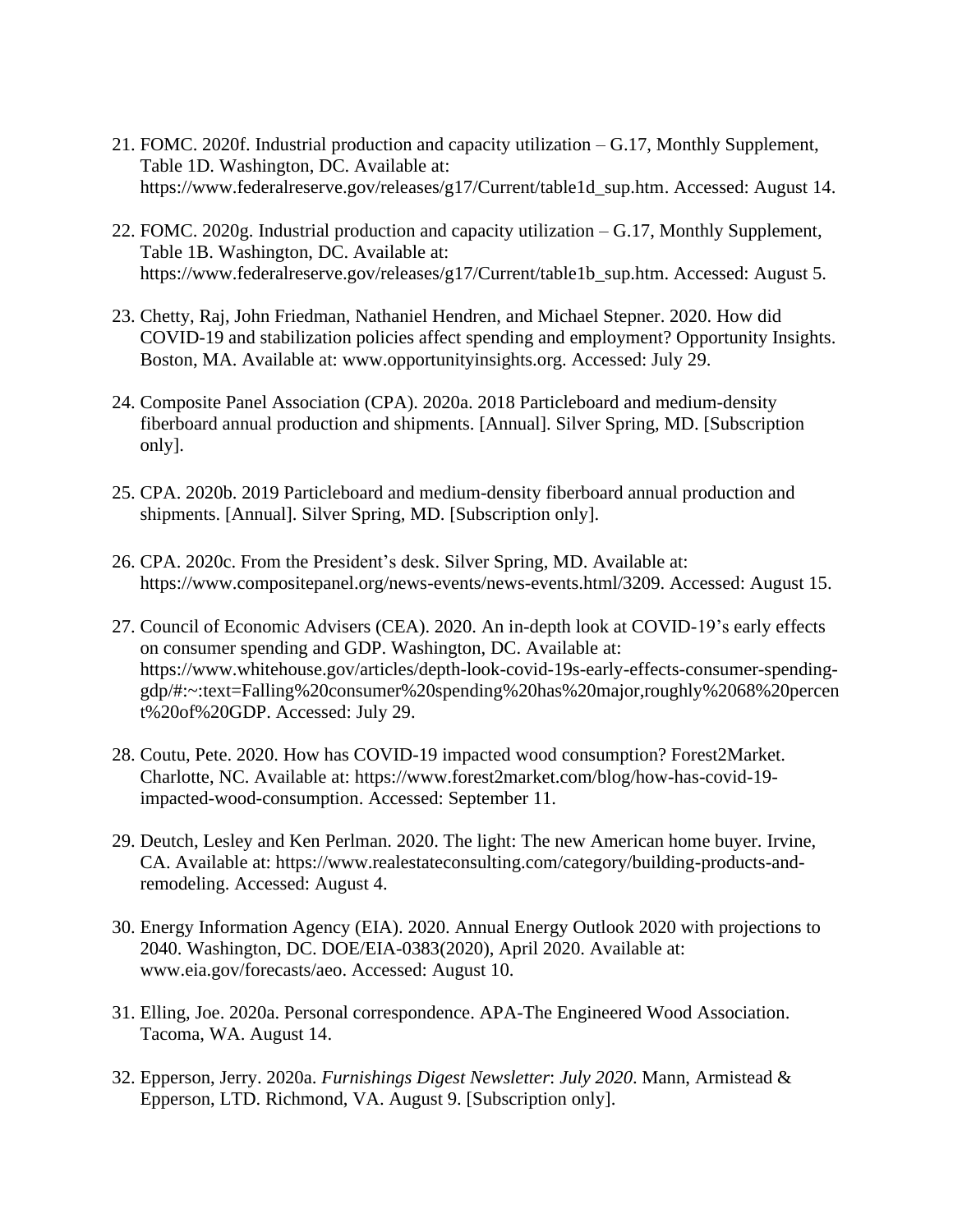21. FOMC. 2020f. Industrial production and capacity utilization – G.17, Monthly Supplement, Table 1D. Washington, DC. Available at: https://www.federalreserve.gov/releases/g17/Current/table1d_sup.htm. Accessed: August 14.

22. FOMC. 2020g. Industrial production and capacity utilization – G.17, Monthly Supplement, Table 1B. Washington, DC. Available at: https://www.federalreserve.gov/releases/g17/Current/table1b_sup.htm. Accessed: August 5.

23. Chetty, Raj, John Friedman, Nathaniel Hendren, and Michael Stepner. 2020. How did COVID-19 and stabilization policies affect spending and employment? Opportunity Insights. Boston, MA. Available at: www.opportunityinsights.org. Accessed: July 29.

24. Composite Panel Association (CPA). 2020a. 2018 Particleboard and medium-density fiberboard annual production and shipments. [Annual]. Silver Spring, MD. [Subscription only].

25. CPA. 2020b. 2019 Particleboard and medium-density fiberboard annual production and shipments. [Annual]. Silver Spring, MD. [Subscription only].

26. CPA. 2020c. From the President's desk. Silver Spring, MD. Available at: https://www.compositepanel.org/news-events/news-events.html/3209. Accessed: August 15.

27. Council of Economic Advisers (CEA). 2020. An in-depth look at COVID-19's early effects on consumer spending and GDP. Washington, DC. Available at: https://www.whitehouse.gov/articles/depth-look-covid-19s-early-effects-consumer-spending-gdp/#:~:text=Falling%20consumer%20spending%20has%20major,roughly%2068%20percent%20of%20GDP. Accessed: July 29.

28. Coutu, Pete. 2020. How has COVID-19 impacted wood consumption? Forest2Market. Charlotte, NC. Available at: https://www.forest2market.com/blog/how-has-covid-19-impacted-wood-consumption. Accessed: September 11.

29. Deutch, Lesley and Ken Perlman. 2020. The light: The new American home buyer. Irvine, CA. Available at: https://www.realestateconsulting.com/category/building-products-and-remodeling. Accessed: August 4.

30. Energy Information Agency (EIA). 2020. Annual Energy Outlook 2020 with projections to 2040. Washington, DC. DOE/EIA-0383(2020), April 2020. Available at: www.eia.gov/forecasts/aeo. Accessed: August 10.

31. Elling, Joe. 2020a. Personal correspondence. APA-The Engineered Wood Association. Tacoma, WA. August 14.

32. Epperson, Jerry. 2020a. *Furnishings Digest Newsletter*: *July 2020*. Mann, Armistead & Epperson, LTD. Richmond, VA. August 9. [Subscription only].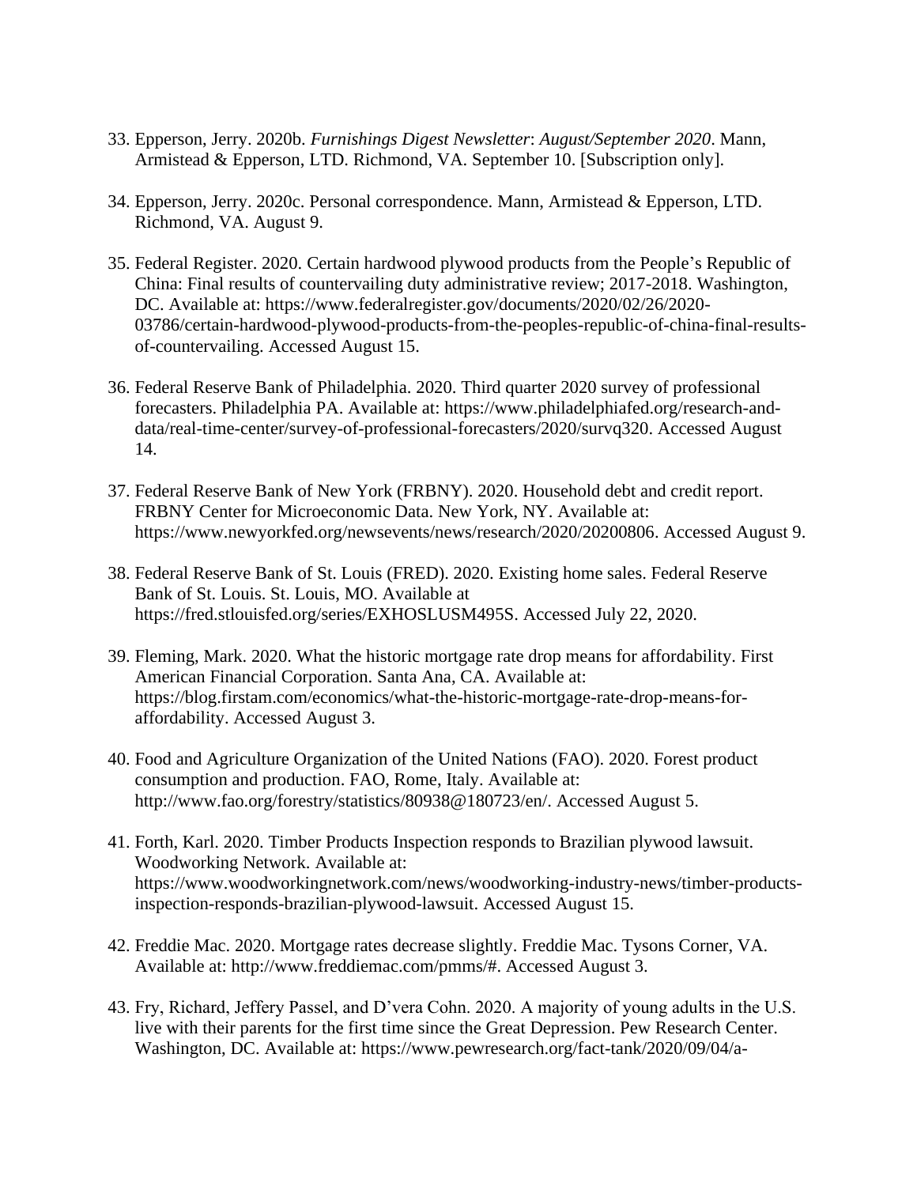33. Epperson, Jerry. 2020b. *Furnishings Digest Newsletter*: *August/September 2020*. Mann, Armistead & Epperson, LTD. Richmond, VA. September 10. [Subscription only].

34. Epperson, Jerry. 2020c. Personal correspondence. Mann, Armistead & Epperson, LTD. Richmond, VA. August 9.

35. Federal Register. 2020. Certain hardwood plywood products from the People's Republic of China: Final results of countervailing duty administrative review; 2017-2018. Washington, DC. Available at: https://www.federalregister.gov/documents/2020/02/26/2020-03786/certain-hardwood-plywood-products-from-the-peoples-republic-of-china-final-results-of-countervailing. Accessed August 15.

36. Federal Reserve Bank of Philadelphia. 2020. Third quarter 2020 survey of professional forecasters. Philadelphia PA. Available at: https://www.philadelphiafed.org/research-and-data/real-time-center/survey-of-professional-forecasters/2020/survq320. Accessed August 14.

37. Federal Reserve Bank of New York (FRBNY). 2020. Household debt and credit report. FRBNY Center for Microeconomic Data. New York, NY. Available at: https://www.newyorkfed.org/newsevents/news/research/2020/20200806. Accessed August 9.

38. Federal Reserve Bank of St. Louis (FRED). 2020. Existing home sales. Federal Reserve Bank of St. Louis. St. Louis, MO. Available at https://fred.stlouisfed.org/series/EXHOSLUSM495S. Accessed July 22, 2020.

39. Fleming, Mark. 2020. What the historic mortgage rate drop means for affordability. First American Financial Corporation. Santa Ana, CA. Available at: https://blog.firstam.com/economics/what-the-historic-mortgage-rate-drop-means-for-affordability. Accessed August 3.

40. Food and Agriculture Organization of the United Nations (FAO). 2020. Forest product consumption and production. FAO, Rome, Italy. Available at: http://www.fao.org/forestry/statistics/80938@180723/en/. Accessed August 5.

41. Forth, Karl. 2020. Timber Products Inspection responds to Brazilian plywood lawsuit. Woodworking Network. Available at: https://www.woodworkingnetwork.com/news/woodworking-industry-news/timber-products-inspection-responds-brazilian-plywood-lawsuit. Accessed August 15.

42. Freddie Mac. 2020. Mortgage rates decrease slightly. Freddie Mac. Tysons Corner, VA. Available at: http://www.freddiemac.com/pmms/#. Accessed August 3.

43. Fry, Richard, Jeffery Passel, and D'vera Cohn. 2020. A majority of young adults in the U.S. live with their parents for the first time since the Great Depression. Pew Research Center. Washington, DC. Available at: https://www.pewresearch.org/fact-tank/2020/09/04/a-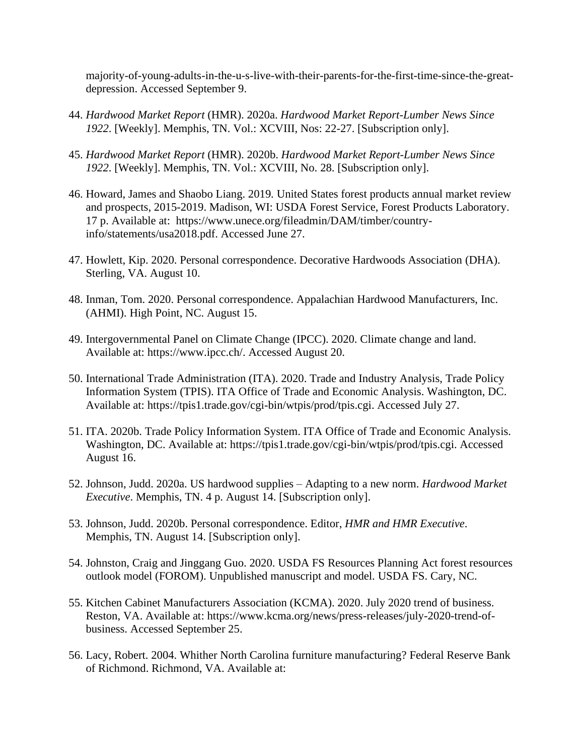majority-of-young-adults-in-the-u-s-live-with-their-parents-for-the-first-time-since-the-great-depression. Accessed September 9.

44. *Hardwood Market Report* (HMR). 2020a. *Hardwood Market Report-Lumber News Since 1922*. [Weekly]. Memphis, TN. Vol.: XCVIII, Nos: 22-27. [Subscription only].

45. *Hardwood Market Report* (HMR). 2020b. *Hardwood Market Report-Lumber News Since 1922*. [Weekly]. Memphis, TN. Vol.: XCVIII, No. 28. [Subscription only].

46. Howard, James and Shaobo Liang. 2019. United States forest products annual market review and prospects, 2015-2019. Madison, WI: USDA Forest Service, Forest Products Laboratory. 17 p. Available at: https://www.unece.org/fileadmin/DAM/timber/country-info/statements/usa2018.pdf. Accessed June 27.

47. Howlett, Kip. 2020. Personal correspondence. Decorative Hardwoods Association (DHA). Sterling, VA. August 10.

48. Inman, Tom. 2020. Personal correspondence. Appalachian Hardwood Manufacturers, Inc. (AHMI). High Point, NC. August 15.

49. Intergovernmental Panel on Climate Change (IPCC). 2020. Climate change and land. Available at: https://www.ipcc.ch/. Accessed August 20.

50. International Trade Administration (ITA). 2020. Trade and Industry Analysis, Trade Policy Information System (TPIS). ITA Office of Trade and Economic Analysis. Washington, DC. Available at: https://tpis1.trade.gov/cgi-bin/wtpis/prod/tpis.cgi. Accessed July 27.

51. ITA. 2020b. Trade Policy Information System. ITA Office of Trade and Economic Analysis. Washington, DC. Available at: https://tpis1.trade.gov/cgi-bin/wtpis/prod/tpis.cgi. Accessed August 16.

52. Johnson, Judd. 2020a. US hardwood supplies – Adapting to a new norm. *Hardwood Market Executive*. Memphis, TN. 4 p. August 14. [Subscription only].

53. Johnson, Judd. 2020b. Personal correspondence. Editor, *HMR and HMR Executive*. Memphis, TN. August 14. [Subscription only].

54. Johnston, Craig and Jinggang Guo. 2020. USDA FS Resources Planning Act forest resources outlook model (FOROM). Unpublished manuscript and model. USDA FS. Cary, NC.

55. Kitchen Cabinet Manufacturers Association (KCMA). 2020. July 2020 trend of business. Reston, VA. Available at: https://www.kcma.org/news/press-releases/july-2020-trend-of-business. Accessed September 25.

56. Lacy, Robert. 2004. Whither North Carolina furniture manufacturing? Federal Reserve Bank of Richmond. Richmond, VA. Available at: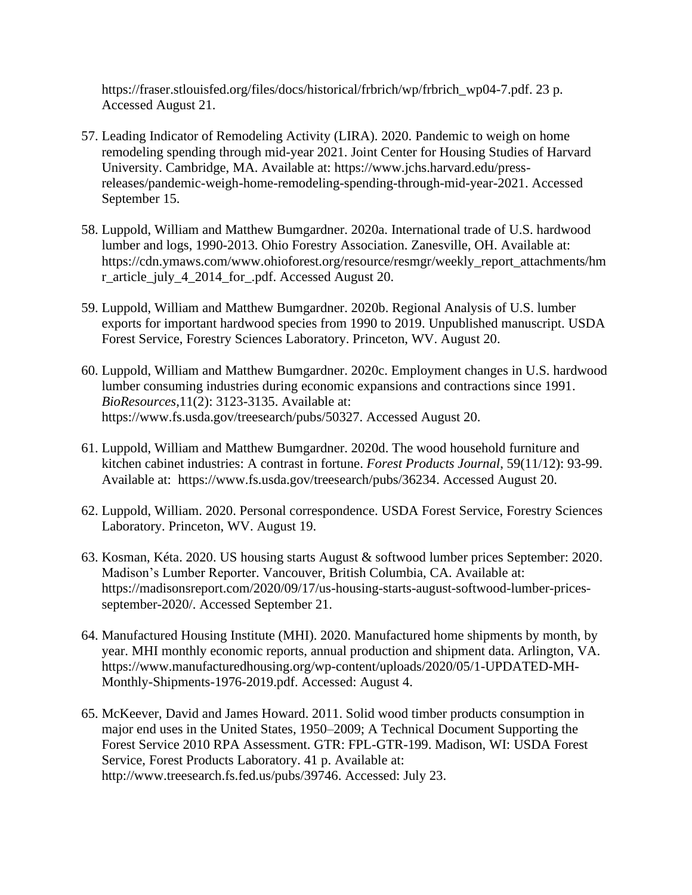https://fraser.stlouisfed.org/files/docs/historical/frbrich/wp/frbrich_wp04-7.pdf. 23 p. Accessed August 21.

57. Leading Indicator of Remodeling Activity (LIRA). 2020. Pandemic to weigh on home remodeling spending through mid-year 2021. Joint Center for Housing Studies of Harvard University. Cambridge, MA. Available at: https://www.jchs.harvard.edu/press-releases/pandemic-weigh-home-remodeling-spending-through-mid-year-2021. Accessed September 15.

58. Luppold, William and Matthew Bumgardner. 2020a. International trade of U.S. hardwood lumber and logs, 1990-2013. Ohio Forestry Association. Zanesville, OH. Available at: https://cdn.ymaws.com/www.ohioforest.org/resource/resmgr/weekly_report_attachments/hmr_article_july_4_2014_for_.pdf. Accessed August 20.

59. Luppold, William and Matthew Bumgardner. 2020b. Regional Analysis of U.S. lumber exports for important hardwood species from 1990 to 2019. Unpublished manuscript. USDA Forest Service, Forestry Sciences Laboratory. Princeton, WV. August 20.

60. Luppold, William and Matthew Bumgardner. 2020c. Employment changes in U.S. hardwood lumber consuming industries during economic expansions and contractions since 1991. *BioResources*,11(2): 3123-3135. Available at: https://www.fs.usda.gov/treesearch/pubs/50327. Accessed August 20.

61. Luppold, William and Matthew Bumgardner. 2020d. The wood household furniture and kitchen cabinet industries: A contrast in fortune. *Forest Products Journal*, 59(11/12): 93-99. Available at: https://www.fs.usda.gov/treesearch/pubs/36234. Accessed August 20.

62. Luppold, William. 2020. Personal correspondence. USDA Forest Service, Forestry Sciences Laboratory. Princeton, WV. August 19.

63. Kosman, Kéta. 2020. US housing starts August & softwood lumber prices September: 2020. Madison's Lumber Reporter. Vancouver, British Columbia, CA. Available at: https://madisonsreport.com/2020/09/17/us-housing-starts-august-softwood-lumber-prices-september-2020/. Accessed September 21.

64. Manufactured Housing Institute (MHI). 2020. Manufactured home shipments by month, by year. MHI monthly economic reports, annual production and shipment data. Arlington, VA. https://www.manufacturedhousing.org/wp-content/uploads/2020/05/1-UPDATED-MH-Monthly-Shipments-1976-2019.pdf. Accessed: August 4.

65. McKeever, David and James Howard. 2011. Solid wood timber products consumption in major end uses in the United States, 1950–2009; A Technical Document Supporting the Forest Service 2010 RPA Assessment. GTR: FPL-GTR-199. Madison, WI: USDA Forest Service, Forest Products Laboratory. 41 p. Available at: http://www.treesearch.fs.fed.us/pubs/39746. Accessed: July 23.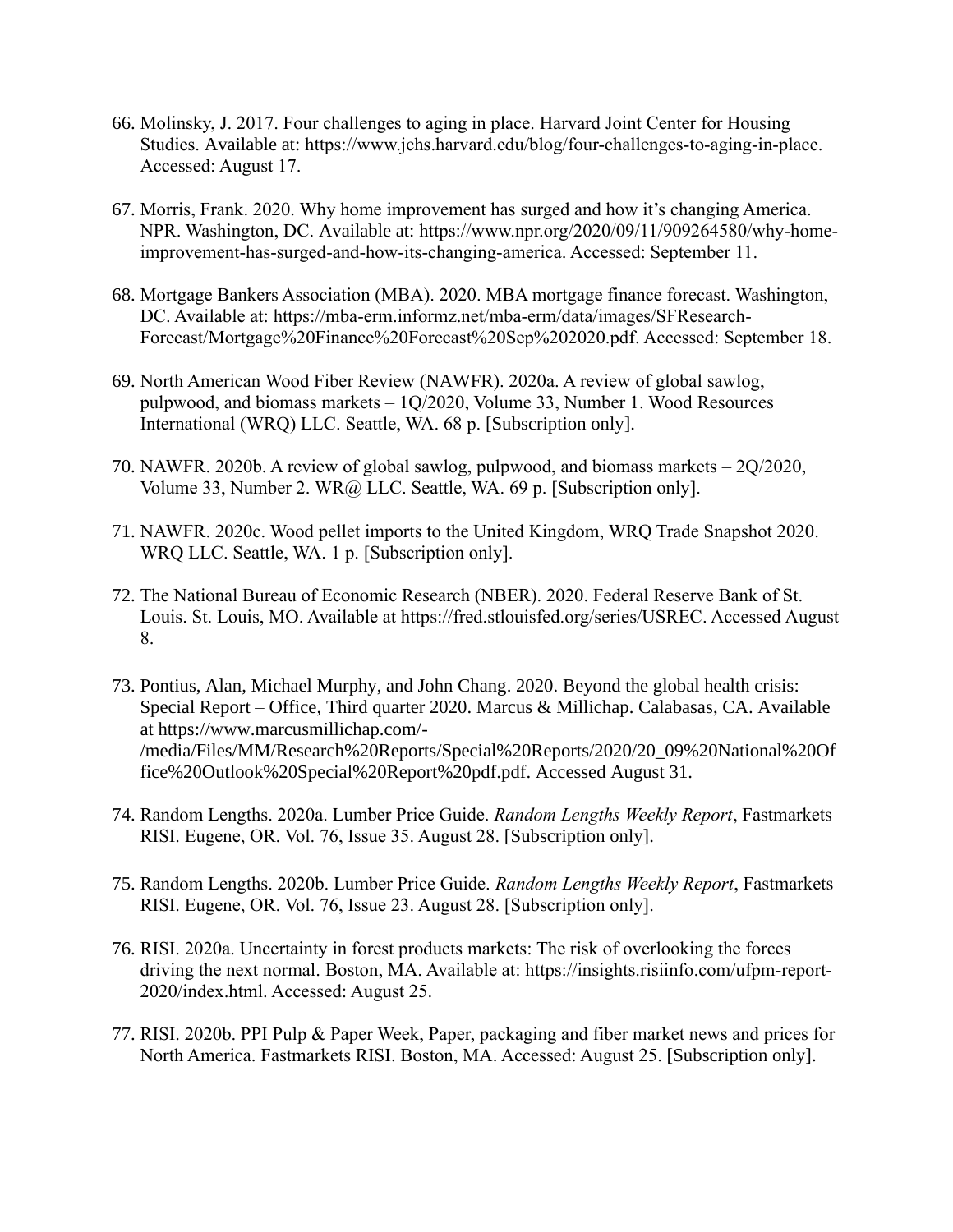66. Molinsky, J. 2017. Four challenges to aging in place. Harvard Joint Center for Housing Studies. Available at: https://www.jchs.harvard.edu/blog/four-challenges-to-aging-in-place. Accessed: August 17.

67. Morris, Frank. 2020. Why home improvement has surged and how it's changing America. NPR. Washington, DC. Available at: https://www.npr.org/2020/09/11/909264580/why-home-improvement-has-surged-and-how-its-changing-america. Accessed: September 11.

68. Mortgage Bankers Association (MBA). 2020. MBA mortgage finance forecast. Washington, DC. Available at: https://mba-erm.informz.net/mba-erm/data/images/SFResearch-Forecast/Mortgage%20Finance%20Forecast%20Sep%202020.pdf. Accessed: September 18.

69. North American Wood Fiber Review (NAWFR). 2020a. A review of global sawlog, pulpwood, and biomass markets – 1Q/2020, Volume 33, Number 1. Wood Resources International (WRQ) LLC. Seattle, WA. 68 p. [Subscription only].

70. NAWFR. 2020b. A review of global sawlog, pulpwood, and biomass markets – 2Q/2020, Volume 33, Number 2. WR@ LLC. Seattle, WA. 69 p. [Subscription only].

71. NAWFR. 2020c. Wood pellet imports to the United Kingdom, WRQ Trade Snapshot 2020. WRQ LLC. Seattle, WA. 1 p. [Subscription only].

72. The National Bureau of Economic Research (NBER). 2020. Federal Reserve Bank of St. Louis. St. Louis, MO. Available at https://fred.stlouisfed.org/series/USREC. Accessed August 8.

73. Pontius, Alan, Michael Murphy, and John Chang. 2020. Beyond the global health crisis: Special Report – Office, Third quarter 2020. Marcus & Millichap. Calabasas, CA. Available at https://www.marcusmillichap.com/-/media/Files/MM/Research%20Reports/Special%20Reports/2020/20_09%20National%20Office%20Outlook%20Special%20Report%20pdf.pdf. Accessed August 31.

74. Random Lengths. 2020a. Lumber Price Guide. *Random Lengths Weekly Report*, Fastmarkets RISI. Eugene, OR. Vol. 76, Issue 35. August 28. [Subscription only].

75. Random Lengths. 2020b. Lumber Price Guide. *Random Lengths Weekly Report*, Fastmarkets RISI. Eugene, OR. Vol. 76, Issue 23. August 28. [Subscription only].

76. RISI. 2020a. Uncertainty in forest products markets: The risk of overlooking the forces driving the next normal. Boston, MA. Available at: https://insights.risiinfo.com/ufpm-report-2020/index.html. Accessed: August 25.

77. RISI. 2020b. PPI Pulp & Paper Week, Paper, packaging and fiber market news and prices for North America. Fastmarkets RISI. Boston, MA. Accessed: August 25. [Subscription only].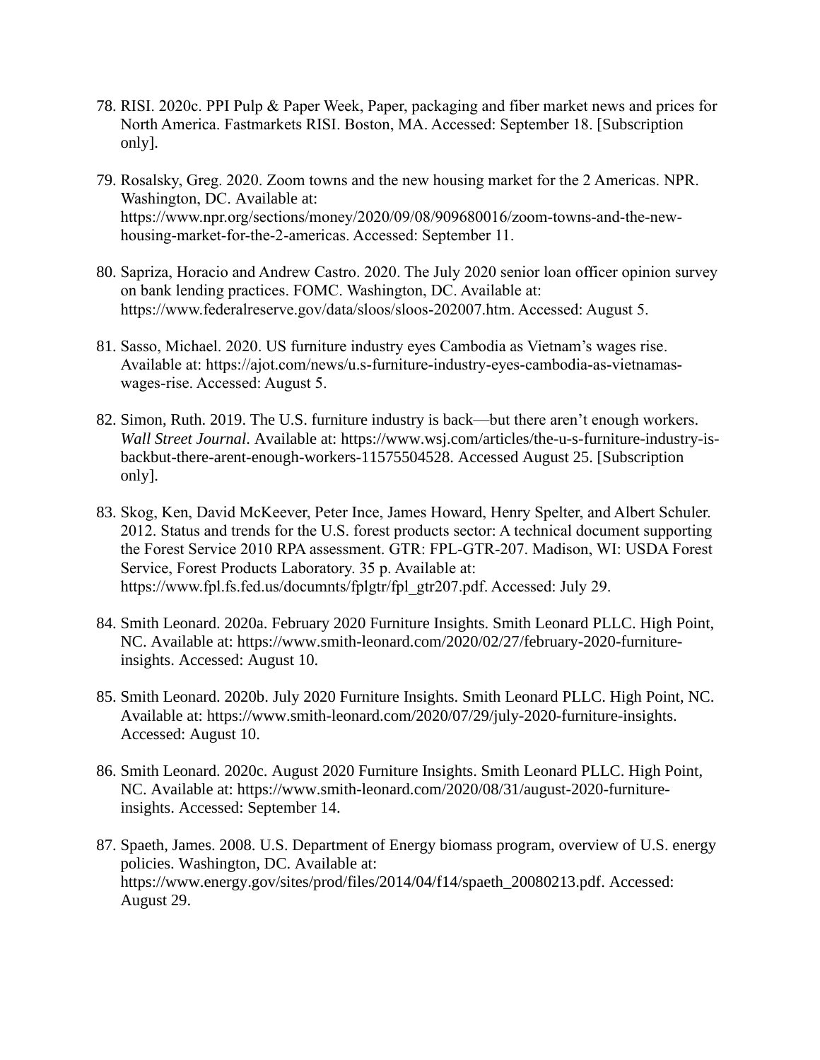78. RISI. 2020c. PPI Pulp & Paper Week, Paper, packaging and fiber market news and prices for North America. Fastmarkets RISI. Boston, MA. Accessed: September 18. [Subscription only].

79. Rosalsky, Greg. 2020. Zoom towns and the new housing market for the 2 Americas. NPR. Washington, DC. Available at: https://www.npr.org/sections/money/2020/09/08/909680016/zoom-towns-and-the-new-housing-market-for-the-2-americas. Accessed: September 11.

80. Sapriza, Horacio and Andrew Castro. 2020. The July 2020 senior loan officer opinion survey on bank lending practices. FOMC. Washington, DC. Available at: https://www.federalreserve.gov/data/sloos/sloos-202007.htm. Accessed: August 5.

81. Sasso, Michael. 2020. US furniture industry eyes Cambodia as Vietnam's wages rise. Available at: https://ajot.com/news/u.s-furniture-industry-eyes-cambodia-as-vietnamas-wages-rise. Accessed: August 5.

82. Simon, Ruth. 2019. The U.S. furniture industry is back—but there aren't enough workers. *Wall Street Journal*. Available at: https://www.wsj.com/articles/the-u-s-furniture-industry-is-backbut-there-arent-enough-workers-11575504528. Accessed August 25. [Subscription only].

83. Skog, Ken, David McKeever, Peter Ince, James Howard, Henry Spelter, and Albert Schuler. 2012. Status and trends for the U.S. forest products sector: A technical document supporting the Forest Service 2010 RPA assessment. GTR: FPL-GTR-207. Madison, WI: USDA Forest Service, Forest Products Laboratory. 35 p. Available at: https://www.fpl.fs.fed.us/documnts/fplgtr/fpl_gtr207.pdf. Accessed: July 29.

84. Smith Leonard. 2020a. February 2020 Furniture Insights. Smith Leonard PLLC. High Point, NC. Available at: https://www.smith-leonard.com/2020/02/27/february-2020-furniture-insights. Accessed: August 10.

85. Smith Leonard. 2020b. July 2020 Furniture Insights. Smith Leonard PLLC. High Point, NC. Available at: https://www.smith-leonard.com/2020/07/29/july-2020-furniture-insights. Accessed: August 10.

86. Smith Leonard. 2020c. August 2020 Furniture Insights. Smith Leonard PLLC. High Point, NC. Available at: https://www.smith-leonard.com/2020/08/31/august-2020-furniture-insights. Accessed: September 14.

87. Spaeth, James. 2008. U.S. Department of Energy biomass program, overview of U.S. energy policies. Washington, DC. Available at: https://www.energy.gov/sites/prod/files/2014/04/f14/spaeth_20080213.pdf. Accessed: August 29.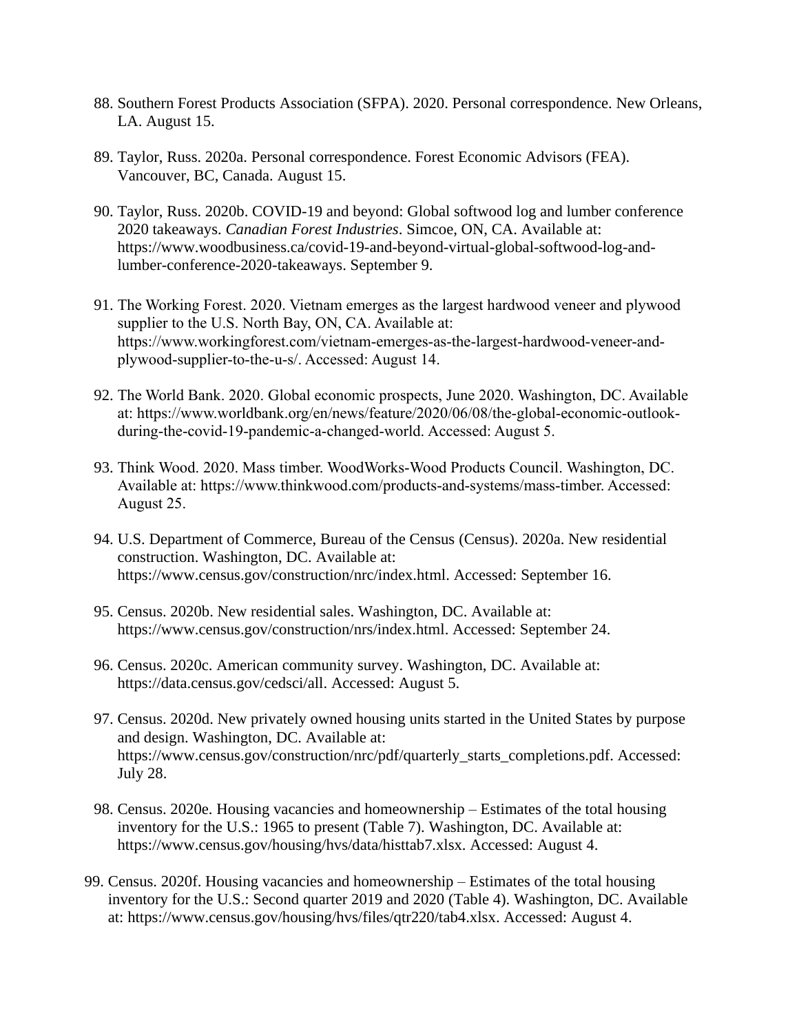88. Southern Forest Products Association (SFPA). 2020. Personal correspondence. New Orleans, LA. August 15.

89. Taylor, Russ. 2020a. Personal correspondence. Forest Economic Advisors (FEA). Vancouver, BC, Canada. August 15.

90. Taylor, Russ. 2020b. COVID-19 and beyond: Global softwood log and lumber conference 2020 takeaways. *Canadian Forest Industries*. Simcoe, ON, CA. Available at: https://www.woodbusiness.ca/covid-19-and-beyond-virtual-global-softwood-log-and-lumber-conference-2020-takeaways. September 9.

91. The Working Forest. 2020. Vietnam emerges as the largest hardwood veneer and plywood supplier to the U.S. North Bay, ON, CA. Available at: https://www.workingforest.com/vietnam-emerges-as-the-largest-hardwood-veneer-and-plywood-supplier-to-the-u-s/. Accessed: August 14.

92. The World Bank. 2020. Global economic prospects, June 2020. Washington, DC. Available at: https://www.worldbank.org/en/news/feature/2020/06/08/the-global-economic-outlook-during-the-covid-19-pandemic-a-changed-world. Accessed: August 5.

93. Think Wood. 2020. Mass timber. WoodWorks-Wood Products Council. Washington, DC. Available at: https://www.thinkwood.com/products-and-systems/mass-timber. Accessed: August 25.

94. U.S. Department of Commerce, Bureau of the Census (Census). 2020a. New residential construction. Washington, DC. Available at: https://www.census.gov/construction/nrc/index.html. Accessed: September 16.

95. Census. 2020b. New residential sales. Washington, DC. Available at: https://www.census.gov/construction/nrs/index.html. Accessed: September 24.

96. Census. 2020c. American community survey. Washington, DC. Available at: https://data.census.gov/cedsci/all. Accessed: August 5.

97. Census. 2020d. New privately owned housing units started in the United States by purpose and design. Washington, DC. Available at: https://www.census.gov/construction/nrc/pdf/quarterly_starts_completions.pdf. Accessed: July 28.

98. Census. 2020e. Housing vacancies and homeownership – Estimates of the total housing inventory for the U.S.: 1965 to present (Table 7). Washington, DC. Available at: https://www.census.gov/housing/hvs/data/histtab7.xlsx. Accessed: August 4.

99. Census. 2020f. Housing vacancies and homeownership – Estimates of the total housing inventory for the U.S.: Second quarter 2019 and 2020 (Table 4). Washington, DC. Available at: https://www.census.gov/housing/hvs/files/qtr220/tab4.xlsx. Accessed: August 4.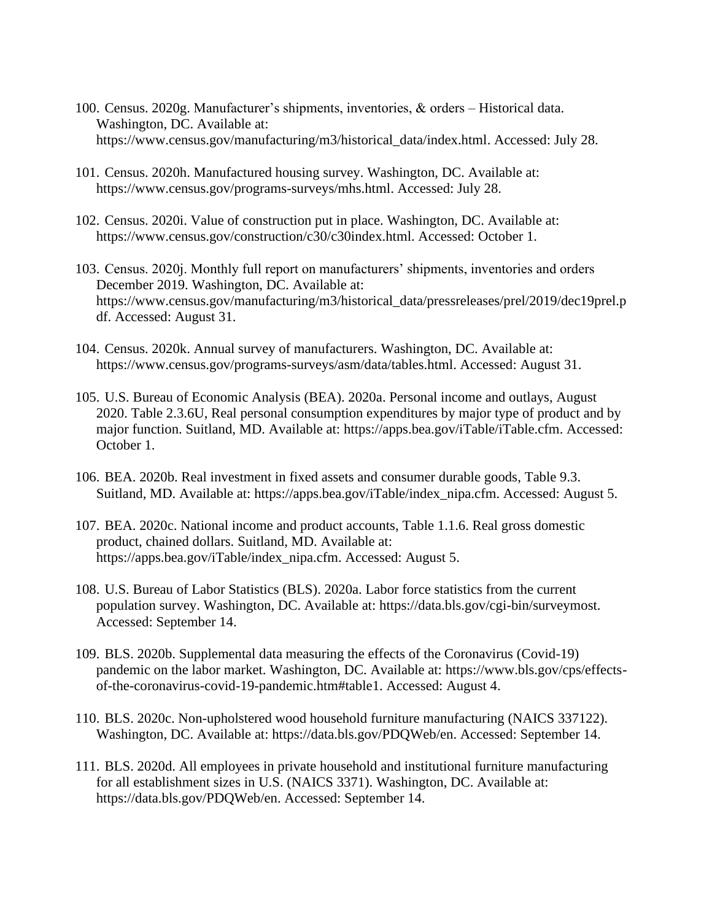100. Census. 2020g. Manufacturer's shipments, inventories, & orders – Historical data. Washington, DC. Available at: https://www.census.gov/manufacturing/m3/historical_data/index.html. Accessed: July 28.

101. Census. 2020h. Manufactured housing survey. Washington, DC. Available at: https://www.census.gov/programs-surveys/mhs.html. Accessed: July 28.

102. Census. 2020i. Value of construction put in place. Washington, DC. Available at: https://www.census.gov/construction/c30/c30index.html. Accessed: October 1.

103. Census. 2020j. Monthly full report on manufacturers' shipments, inventories and orders December 2019. Washington, DC. Available at: https://www.census.gov/manufacturing/m3/historical_data/pressreleases/prel/2019/dec19prel.pdf. Accessed: August 31.

104. Census. 2020k. Annual survey of manufacturers. Washington, DC. Available at: https://www.census.gov/programs-surveys/asm/data/tables.html. Accessed: August 31.

105. U.S. Bureau of Economic Analysis (BEA). 2020a. Personal income and outlays, August 2020. Table 2.3.6U, Real personal consumption expenditures by major type of product and by major function. Suitland, MD. Available at: https://apps.bea.gov/iTable/iTable.cfm. Accessed: October 1.

106. BEA. 2020b. Real investment in fixed assets and consumer durable goods, Table 9.3. Suitland, MD. Available at: https://apps.bea.gov/iTable/index_nipa.cfm. Accessed: August 5.

107. BEA. 2020c. National income and product accounts, Table 1.1.6. Real gross domestic product, chained dollars. Suitland, MD. Available at: https://apps.bea.gov/iTable/index_nipa.cfm. Accessed: August 5.

108. U.S. Bureau of Labor Statistics (BLS). 2020a. Labor force statistics from the current population survey. Washington, DC. Available at: https://data.bls.gov/cgi-bin/surveymost. Accessed: September 14.

109. BLS. 2020b. Supplemental data measuring the effects of the Coronavirus (Covid-19) pandemic on the labor market. Washington, DC. Available at: https://www.bls.gov/cps/effects-of-the-coronavirus-covid-19-pandemic.htm#table1. Accessed: August 4.

110. BLS. 2020c. Non-upholstered wood household furniture manufacturing (NAICS 337122). Washington, DC. Available at: https://data.bls.gov/PDQWeb/en. Accessed: September 14.

111. BLS. 2020d. All employees in private household and institutional furniture manufacturing for all establishment sizes in U.S. (NAICS 3371). Washington, DC. Available at: https://data.bls.gov/PDQWeb/en. Accessed: September 14.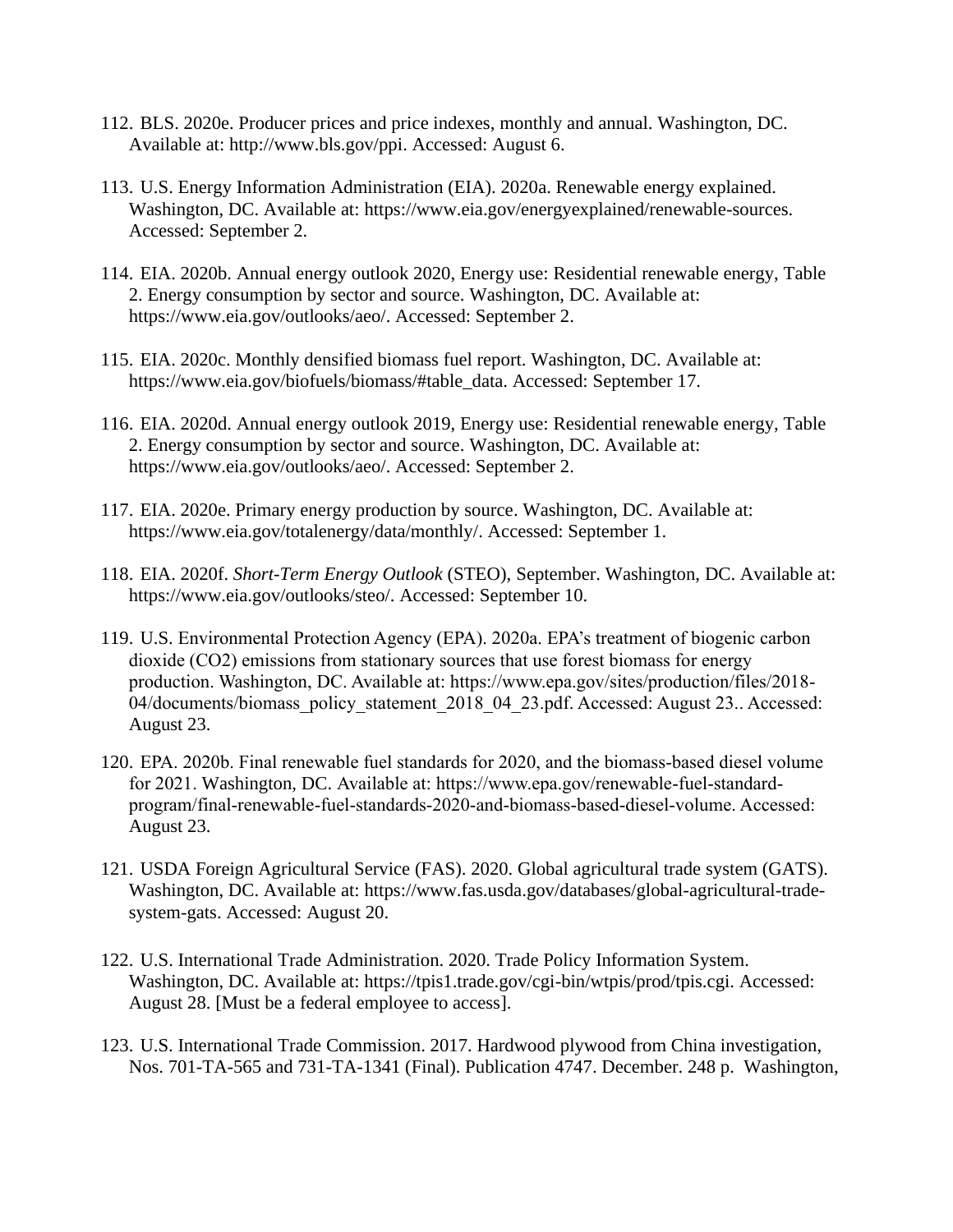112. BLS. 2020e. Producer prices and price indexes, monthly and annual. Washington, DC. Available at: http://www.bls.gov/ppi. Accessed: August 6.

113. U.S. Energy Information Administration (EIA). 2020a. Renewable energy explained. Washington, DC. Available at: https://www.eia.gov/energyexplained/renewable-sources. Accessed: September 2.

114. EIA. 2020b. Annual energy outlook 2020, Energy use: Residential renewable energy, Table 2. Energy consumption by sector and source. Washington, DC. Available at: https://www.eia.gov/outlooks/aeo/. Accessed: September 2.

115. EIA. 2020c. Monthly densified biomass fuel report. Washington, DC. Available at: https://www.eia.gov/biofuels/biomass/#table_data. Accessed: September 17.

116. EIA. 2020d. Annual energy outlook 2019, Energy use: Residential renewable energy, Table 2. Energy consumption by sector and source. Washington, DC. Available at: https://www.eia.gov/outlooks/aeo/. Accessed: September 2.

117. EIA. 2020e. Primary energy production by source. Washington, DC. Available at: https://www.eia.gov/totalenergy/data/monthly/. Accessed: September 1.

118. EIA. 2020f. *Short-Term Energy Outlook* (STEO), September. Washington, DC. Available at: https://www.eia.gov/outlooks/steo/. Accessed: September 10.

119. U.S. Environmental Protection Agency (EPA). 2020a. EPA's treatment of biogenic carbon dioxide (CO2) emissions from stationary sources that use forest biomass for energy production. Washington, DC. Available at: https://www.epa.gov/sites/production/files/2018-04/documents/biomass_policy_statement_2018_04_23.pdf. Accessed: August 23.. Accessed: August 23.

120. EPA. 2020b. Final renewable fuel standards for 2020, and the biomass-based diesel volume for 2021. Washington, DC. Available at: https://www.epa.gov/renewable-fuel-standard-program/final-renewable-fuel-standards-2020-and-biomass-based-diesel-volume. Accessed: August 23.

121. USDA Foreign Agricultural Service (FAS). 2020. Global agricultural trade system (GATS). Washington, DC. Available at: https://www.fas.usda.gov/databases/global-agricultural-trade-system-gats. Accessed: August 20.

122. U.S. International Trade Administration. 2020. Trade Policy Information System. Washington, DC. Available at: https://tpis1.trade.gov/cgi-bin/wtpis/prod/tpis.cgi. Accessed: August 28. [Must be a federal employee to access].

123. U.S. International Trade Commission. 2017. Hardwood plywood from China investigation, Nos. 701-TA-565 and 731-TA-1341 (Final). Publication 4747. December. 248 p. Washington,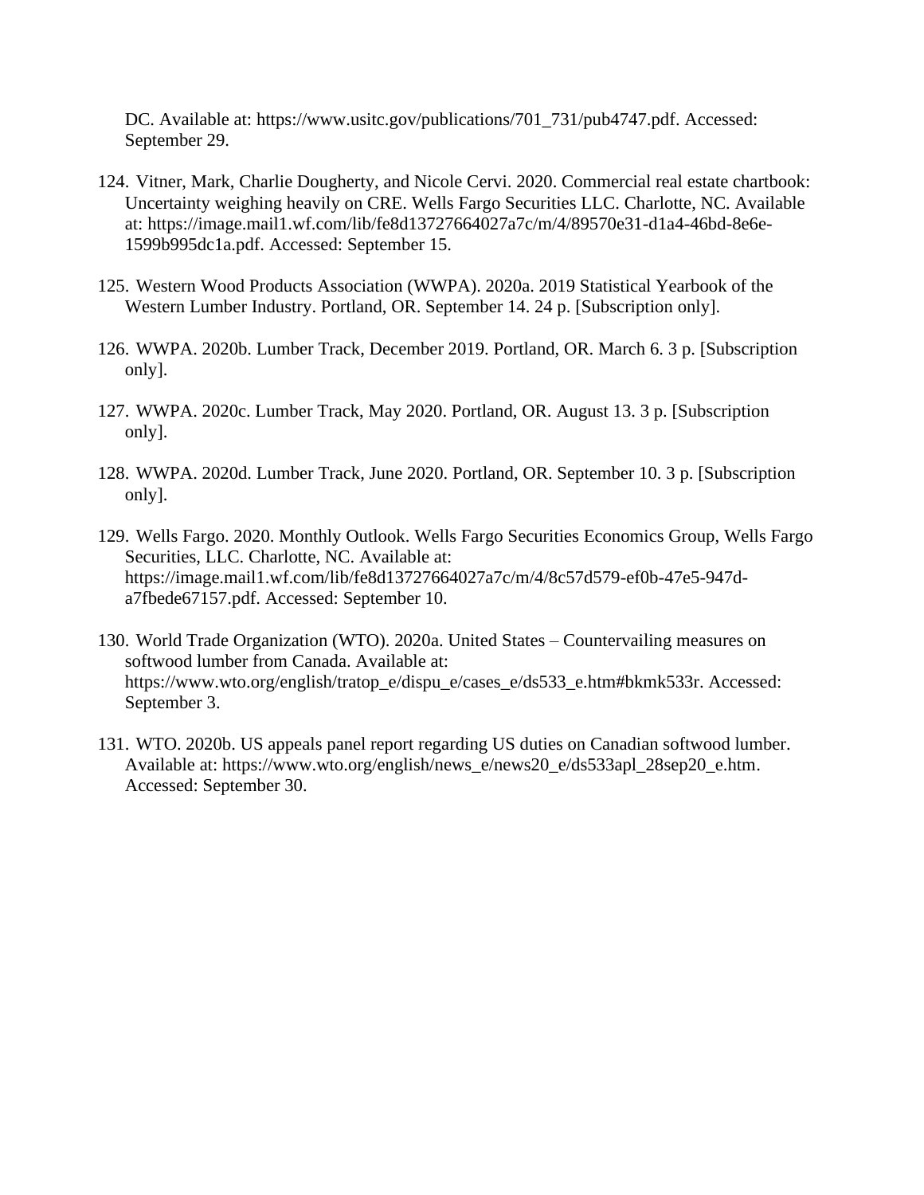DC. Available at: https://www.usitc.gov/publications/701_731/pub4747.pdf. Accessed: September 29.

124. Vitner, Mark, Charlie Dougherty, and Nicole Cervi. 2020. Commercial real estate chartbook: Uncertainty weighing heavily on CRE. Wells Fargo Securities LLC. Charlotte, NC. Available at: https://image.mail1.wf.com/lib/fe8d13727664027a7c/m/4/89570e31-d1a4-46bd-8e6e-1599b995dc1a.pdf. Accessed: September 15.

125. Western Wood Products Association (WWPA). 2020a. 2019 Statistical Yearbook of the Western Lumber Industry. Portland, OR. September 14. 24 p. [Subscription only].

126. WWPA. 2020b. Lumber Track, December 2019. Portland, OR. March 6. 3 p. [Subscription only].

127. WWPA. 2020c. Lumber Track, May 2020. Portland, OR. August 13. 3 p. [Subscription only].

128. WWPA. 2020d. Lumber Track, June 2020. Portland, OR. September 10. 3 p. [Subscription only].

129. Wells Fargo. 2020. Monthly Outlook. Wells Fargo Securities Economics Group, Wells Fargo Securities, LLC. Charlotte, NC. Available at: https://image.mail1.wf.com/lib/fe8d13727664027a7c/m/4/8c57d579-ef0b-47e5-947d-a7fbede67157.pdf. Accessed: September 10.

130. World Trade Organization (WTO). 2020a. United States – Countervailing measures on softwood lumber from Canada. Available at: https://www.wto.org/english/tratop_e/dispu_e/cases_e/ds533_e.htm#bkmk533r. Accessed: September 3.

131. WTO. 2020b. US appeals panel report regarding US duties on Canadian softwood lumber. Available at: https://www.wto.org/english/news_e/news20_e/ds533apl_28sep20_e.htm. Accessed: September 30.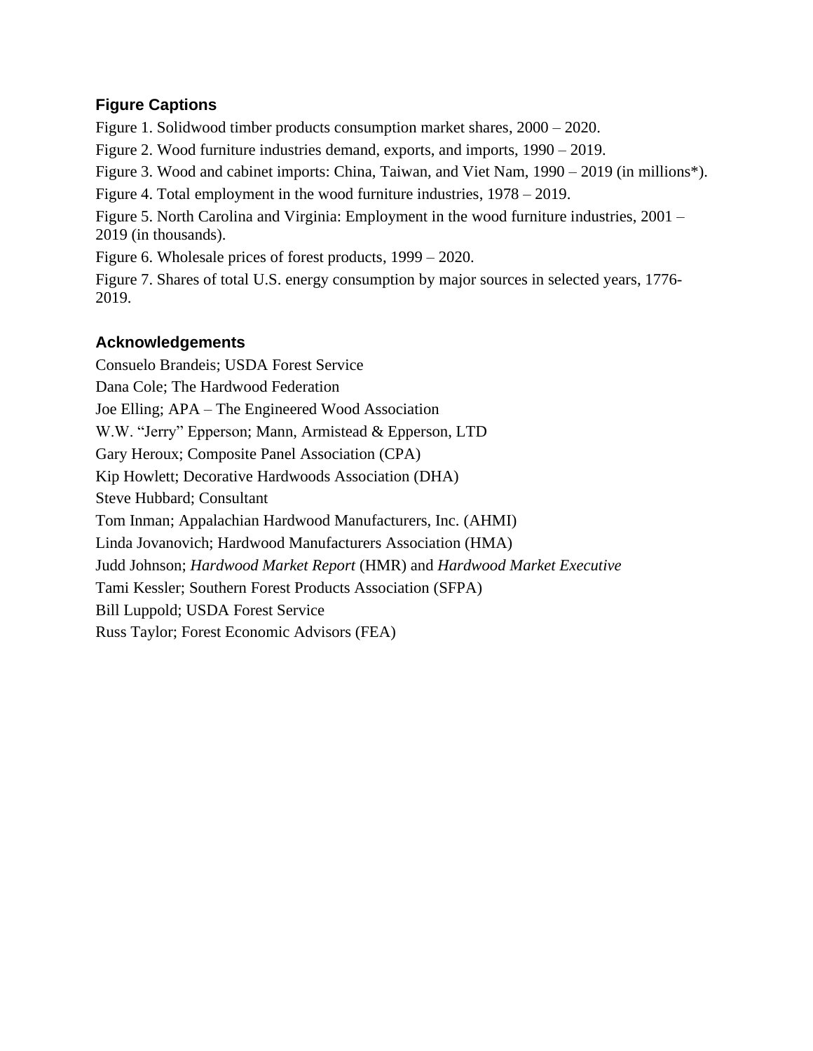## Figure Captions

Figure 1. Solidwood timber products consumption market shares, 2000 – 2020.

Figure 2. Wood furniture industries demand, exports, and imports, 1990 – 2019.

Figure 3. Wood and cabinet imports: China, Taiwan, and Viet Nam, 1990 – 2019 (in millions*).

Figure 4. Total employment in the wood furniture industries, 1978 – 2019.

Figure 5. North Carolina and Virginia: Employment in the wood furniture industries, 2001 – 2019 (in thousands).

Figure 6. Wholesale prices of forest products, 1999 – 2020.

Figure 7. Shares of total U.S. energy consumption by major sources in selected years, 1776-2019.

## Acknowledgements

Consuelo Brandeis; USDA Forest Service

Dana Cole; The Hardwood Federation

Joe Elling; APA – The Engineered Wood Association

W.W. "Jerry" Epperson; Mann, Armistead & Epperson, LTD

Gary Heroux; Composite Panel Association (CPA)

Kip Howlett; Decorative Hardwoods Association (DHA)

Steve Hubbard; Consultant

Tom Inman; Appalachian Hardwood Manufacturers, Inc. (AHMI)

Linda Jovanovich; Hardwood Manufacturers Association (HMA)

Judd Johnson; *Hardwood Market Report* (HMR) and *Hardwood Market Executive*

Tami Kessler; Southern Forest Products Association (SFPA)

Bill Luppold; USDA Forest Service

Russ Taylor; Forest Economic Advisors (FEA)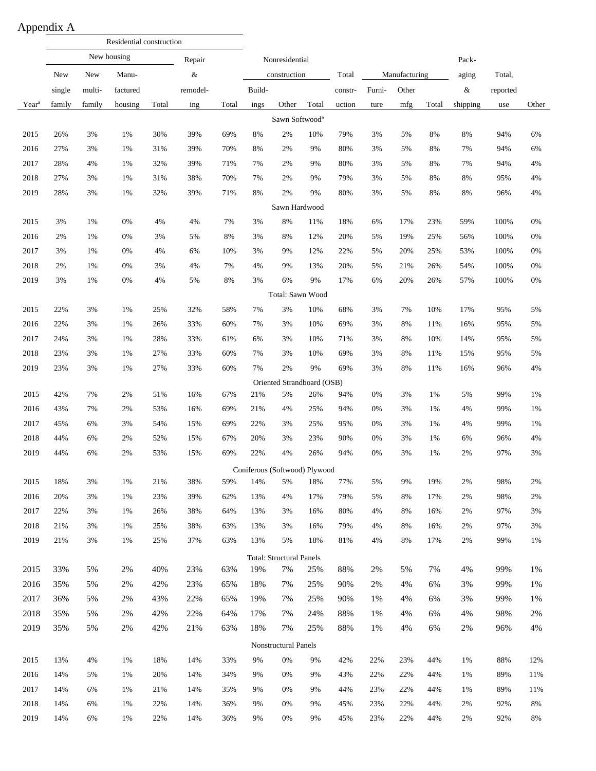# Appendix A

| | Residential construction | | | | | | | | | | | | | | | |
|---|---|---|---|---|---|---|---|---|---|---|---|---|---|---|---|---|
| | New housing | | | | Repair & remodel-ing | | Nonresidential construction | | | Total constr-uction | Manufacturing | | | Pack-aging & shipping | Total, reported use | |
| Year[a] | New single family | New multi-family | Manu-factured housing | Total | | Total | Build-ings | Other | Total | | Furni-ture | Other mfg | Total | | | Other |
| **Sawn Softwood[b]** | | | | | | | | | | | | | | | | |
| 2015 | 26% | 3% | 1% | 30% | 39% | 69% | 8% | 2% | 10% | 79% | 3% | 5% | 8% | 8% | 94% | 6% |
| 2016 | 27% | 3% | 1% | 31% | 39% | 70% | 8% | 2% | 9% | 80% | 3% | 5% | 8% | 7% | 94% | 6% |
| 2017 | 28% | 4% | 1% | 32% | 39% | 71% | 7% | 2% | 9% | 80% | 3% | 5% | 8% | 7% | 94% | 4% |
| 2018 | 27% | 3% | 1% | 31% | 38% | 70% | 7% | 2% | 9% | 79% | 3% | 5% | 8% | 8% | 95% | 4% |
| 2019 | 28% | 3% | 1% | 32% | 39% | 71% | 8% | 2% | 9% | 80% | 3% | 5% | 8% | 8% | 96% | 4% |
| **Sawn Hardwood** | | | | | | | | | | | | | | | | |
| 2015 | 3% | 1% | 0% | 4% | 4% | 7% | 3% | 8% | 11% | 18% | 6% | 17% | 23% | 59% | 100% | 0% |
| 2016 | 2% | 1% | 0% | 3% | 5% | 8% | 3% | 8% | 12% | 20% | 5% | 19% | 25% | 56% | 100% | 0% |
| 2017 | 3% | 1% | 0% | 4% | 6% | 10% | 3% | 9% | 12% | 22% | 5% | 20% | 25% | 53% | 100% | 0% |
| 2018 | 2% | 1% | 0% | 3% | 4% | 7% | 4% | 9% | 13% | 20% | 5% | 21% | 26% | 54% | 100% | 0% |
| 2019 | 3% | 1% | 0% | 4% | 5% | 8% | 3% | 6% | 9% | 17% | 6% | 20% | 26% | 57% | 100% | 0% |
| **Total: Sawn Wood** | | | | | | | | | | | | | | | | |
| 2015 | 22% | 3% | 1% | 25% | 32% | 58% | 7% | 3% | 10% | 68% | 3% | 7% | 10% | 17% | 95% | 5% |
| 2016 | 22% | 3% | 1% | 26% | 33% | 60% | 7% | 3% | 10% | 69% | 3% | 8% | 11% | 16% | 95% | 5% |
| 2017 | 24% | 3% | 1% | 28% | 33% | 61% | 6% | 3% | 10% | 71% | 3% | 8% | 10% | 14% | 95% | 5% |
| 2018 | 23% | 3% | 1% | 27% | 33% | 60% | 7% | 3% | 10% | 69% | 3% | 8% | 11% | 15% | 95% | 5% |
| 2019 | 23% | 3% | 1% | 27% | 33% | 60% | 7% | 2% | 9% | 69% | 3% | 8% | 11% | 16% | 96% | 4% |
| **Oriented Strandboard (OSB)** | | | | | | | | | | | | | | | | |
| 2015 | 42% | 7% | 2% | 51% | 16% | 67% | 21% | 5% | 26% | 94% | 0% | 3% | 1% | 5% | 99% | 1% |
| 2016 | 43% | 7% | 2% | 53% | 16% | 69% | 21% | 4% | 25% | 94% | 0% | 3% | 1% | 4% | 99% | 1% |
| 2017 | 45% | 6% | 3% | 54% | 15% | 69% | 22% | 3% | 25% | 95% | 0% | 3% | 1% | 4% | 99% | 1% |
| 2018 | 44% | 6% | 2% | 52% | 15% | 67% | 20% | 3% | 23% | 90% | 0% | 3% | 1% | 6% | 96% | 4% |
| 2019 | 44% | 6% | 2% | 53% | 15% | 69% | 22% | 4% | 26% | 94% | 0% | 3% | 1% | 2% | 97% | 3% |
| **Coniferous (Softwood) Plywood** | | | | | | | | | | | | | | | | |
| 2015 | 18% | 3% | 1% | 21% | 38% | 59% | 14% | 5% | 18% | 77% | 5% | 9% | 19% | 2% | 98% | 2% |
| 2016 | 20% | 3% | 1% | 23% | 39% | 62% | 13% | 4% | 17% | 79% | 5% | 8% | 17% | 2% | 98% | 2% |
| 2017 | 22% | 3% | 1% | 26% | 38% | 64% | 13% | 3% | 16% | 80% | 4% | 8% | 16% | 2% | 97% | 3% |
| 2018 | 21% | 3% | 1% | 25% | 38% | 63% | 13% | 3% | 16% | 79% | 4% | 8% | 16% | 2% | 97% | 3% |
| 2019 | 21% | 3% | 1% | 25% | 37% | 63% | 13% | 5% | 18% | 81% | 4% | 8% | 17% | 2% | 99% | 1% |
| **Total: Structural Panels** | | | | | | | | | | | | | | | | |
| 2015 | 33% | 5% | 2% | 40% | 23% | 63% | 19% | 7% | 25% | 88% | 2% | 5% | 7% | 4% | 99% | 1% |
| 2016 | 35% | 5% | 2% | 42% | 23% | 65% | 18% | 7% | 25% | 90% | 2% | 4% | 6% | 3% | 99% | 1% |
| 2017 | 36% | 5% | 2% | 43% | 22% | 65% | 19% | 7% | 25% | 90% | 1% | 4% | 6% | 3% | 99% | 1% |
| 2018 | 35% | 5% | 2% | 42% | 22% | 64% | 17% | 7% | 24% | 88% | 1% | 4% | 6% | 4% | 98% | 2% |
| 2019 | 35% | 5% | 2% | 42% | 21% | 63% | 18% | 7% | 25% | 88% | 1% | 4% | 6% | 2% | 96% | 4% |
| **Nonstructural Panels** | | | | | | | | | | | | | | | | |
| 2015 | 13% | 4% | 1% | 18% | 14% | 33% | 9% | 0% | 9% | 42% | 22% | 23% | 44% | 1% | 88% | 12% |
| 2016 | 14% | 5% | 1% | 20% | 14% | 34% | 9% | 0% | 9% | 43% | 22% | 22% | 44% | 1% | 89% | 11% |
| 2017 | 14% | 6% | 1% | 21% | 14% | 35% | 9% | 0% | 9% | 44% | 23% | 22% | 44% | 1% | 89% | 11% |
| 2018 | 14% | 6% | 1% | 22% | 14% | 36% | 9% | 0% | 9% | 45% | 23% | 22% | 44% | 2% | 92% | 8% |
| 2019 | 14% | 6% | 1% | 22% | 14% | 36% | 9% | 0% | 9% | 45% | 23% | 22% | 44% | 2% | 92% | 8% |